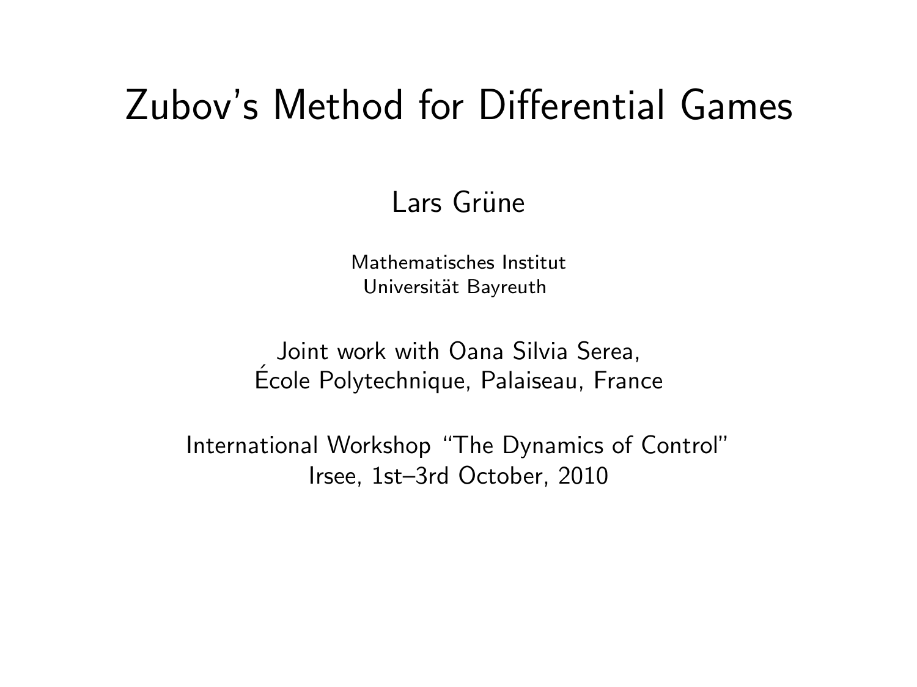# Zubov's Method for Differential Games

Lars Grüne

Mathematisches Institut
Universität Bayreuth

Joint work with Oana Silvia Serea,
École Polytechnique, Palaiseau, France

International Workshop "The Dynamics of Control"
Irsee, 1st–3rd October, 2010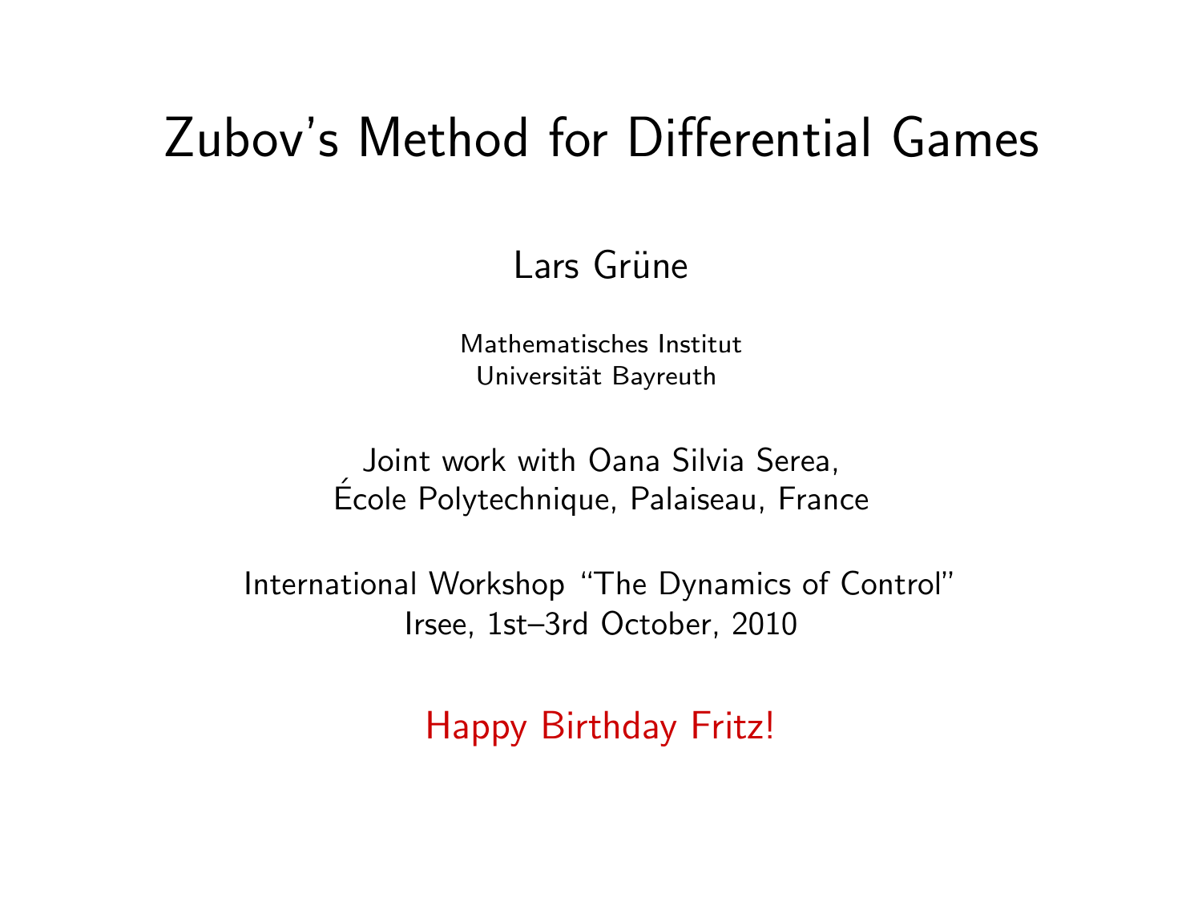# Zubov's Method for Differential Games

Lars Grüne

Mathematisches Institut
Universität Bayreuth

Joint work with Oana Silvia Serea,
École Polytechnique, Palaiseau, France

International Workshop "The Dynamics of Control"
Irsee, 1st–3rd October, 2010

Happy Birthday Fritz!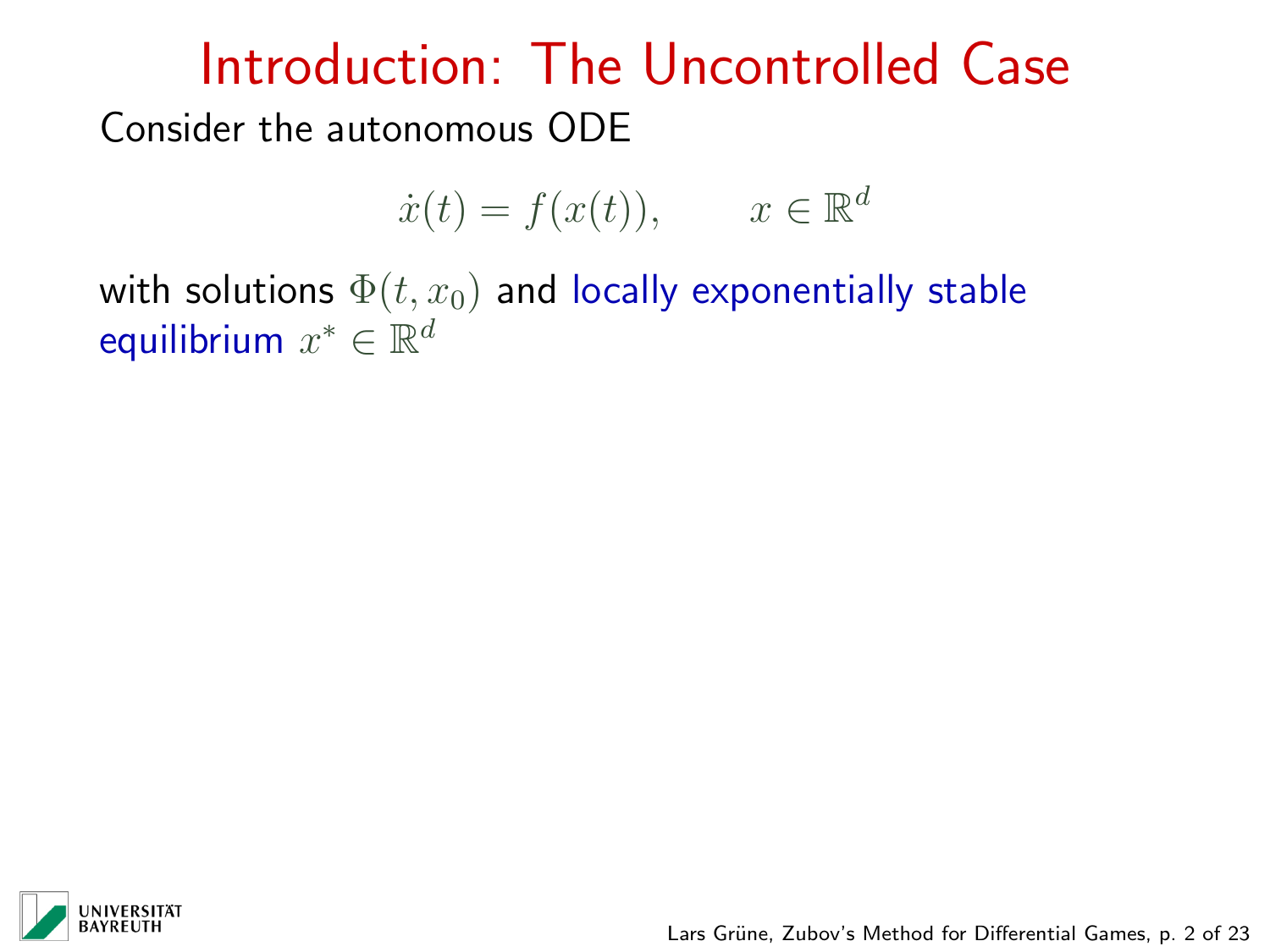# Introduction: The Uncontrolled Case

Consider the autonomous ODE

$$\dot{x}(t) = f(x(t)), \qquad x \in \mathbb{R}^d$$

with solutions $\Phi(t, x_0)$ and locally exponentially stable equilibrium $x^* \in \mathbb{R}^d$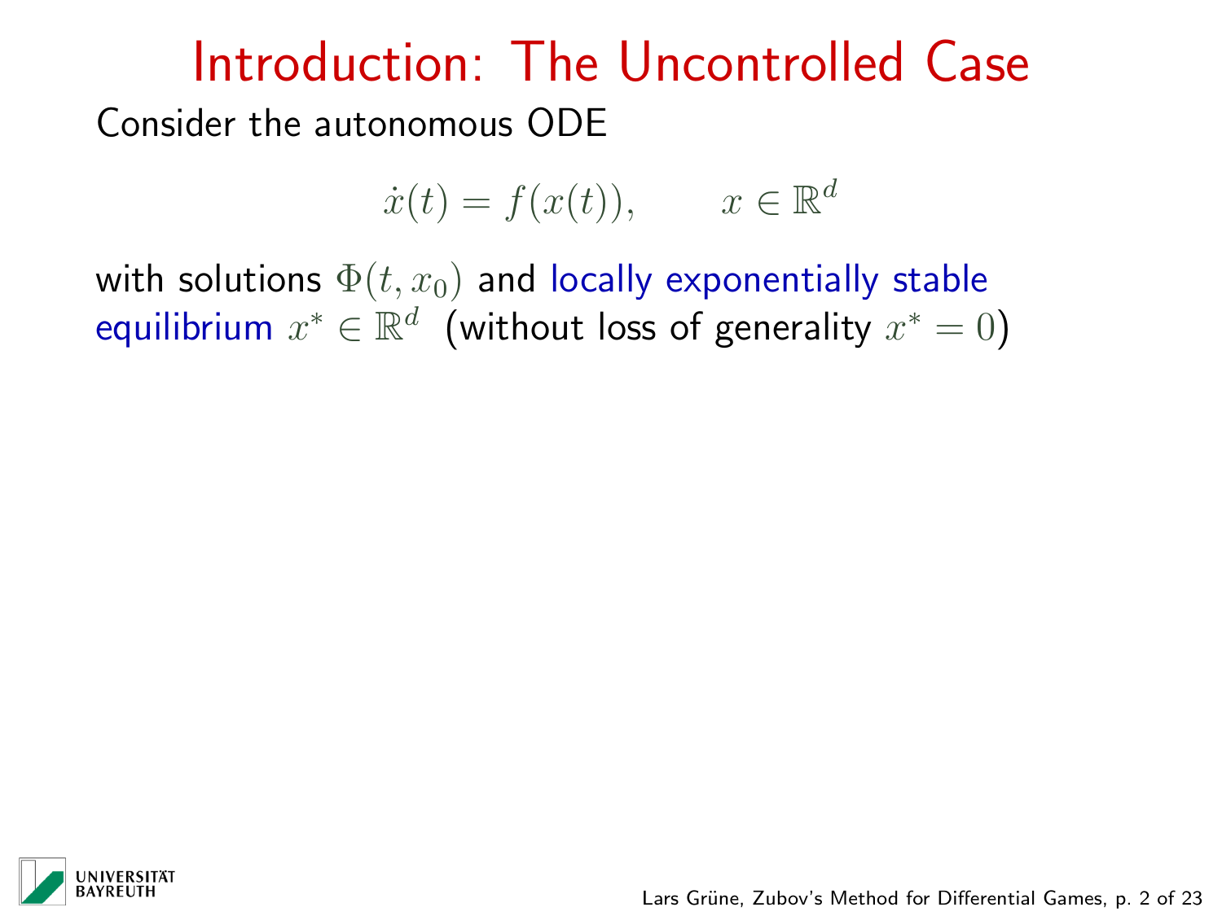# Introduction: The Uncontrolled Case

Consider the autonomous ODE

$$\dot{x}(t) = f(x(t)), \qquad x \in \mathbb{R}^d$$

with solutions $\Phi(t, x_0)$ and locally exponentially stable equilibrium $x^* \in \mathbb{R}^d$ (without loss of generality $x^* = 0$)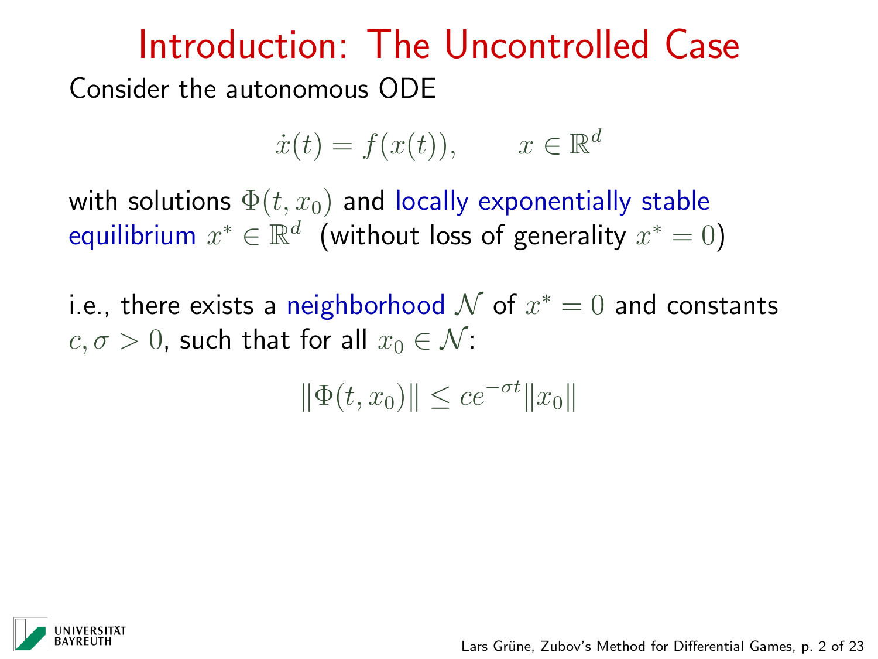# Introduction: The Uncontrolled Case

Consider the autonomous ODE

$$\dot{x}(t) = f(x(t)), \qquad x \in \mathbb{R}^d$$

with solutions $\Phi(t, x_0)$ and locally exponentially stable equilibrium $x^* \in \mathbb{R}^d$ (without loss of generality $x^* = 0$)

i.e., there exists a neighborhood $\mathcal{N}$ of $x^* = 0$ and constants $c, \sigma > 0$, such that for all $x_0 \in \mathcal{N}$:

$$\|\Phi(t, x_0)\| \leq ce^{-\sigma t}\|x_0\|$$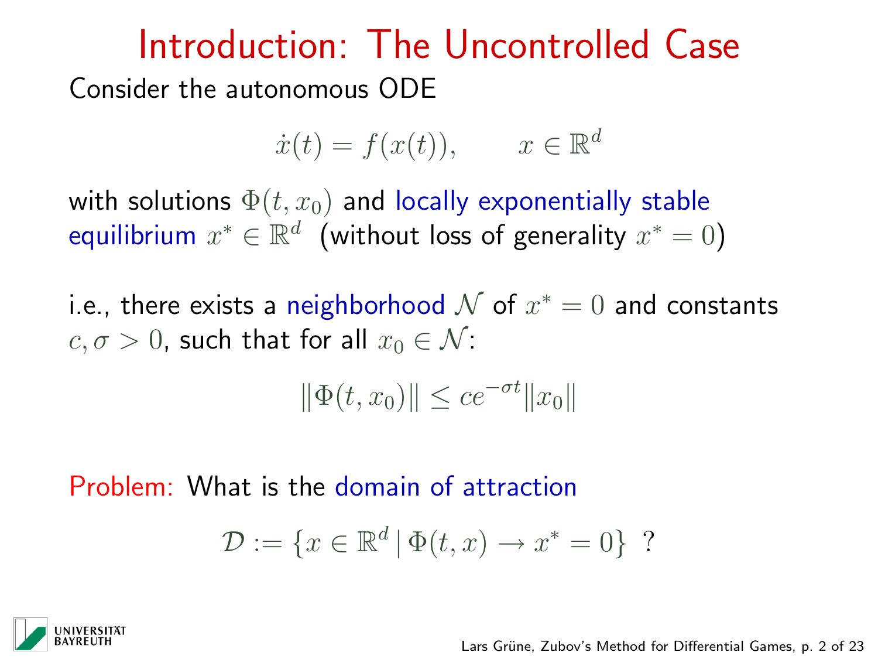# Introduction: The Uncontrolled Case

Consider the autonomous ODE

$$\dot{x}(t) = f(x(t)), \qquad x \in \mathbb{R}^d$$

with solutions $\Phi(t, x_0)$ and locally exponentially stable equilibrium $x^* \in \mathbb{R}^d$ (without loss of generality $x^* = 0$)

i.e., there exists a neighborhood $\mathcal{N}$ of $x^* = 0$ and constants $c, \sigma > 0$, such that for all $x_0 \in \mathcal{N}$:

$$\|\Phi(t, x_0)\| \le c e^{-\sigma t} \|x_0\|$$

Problem: What is the domain of attraction

$$\mathcal{D} := \{x \in \mathbb{R}^d \,|\, \Phi(t, x) \to x^* = 0\} \ ?$$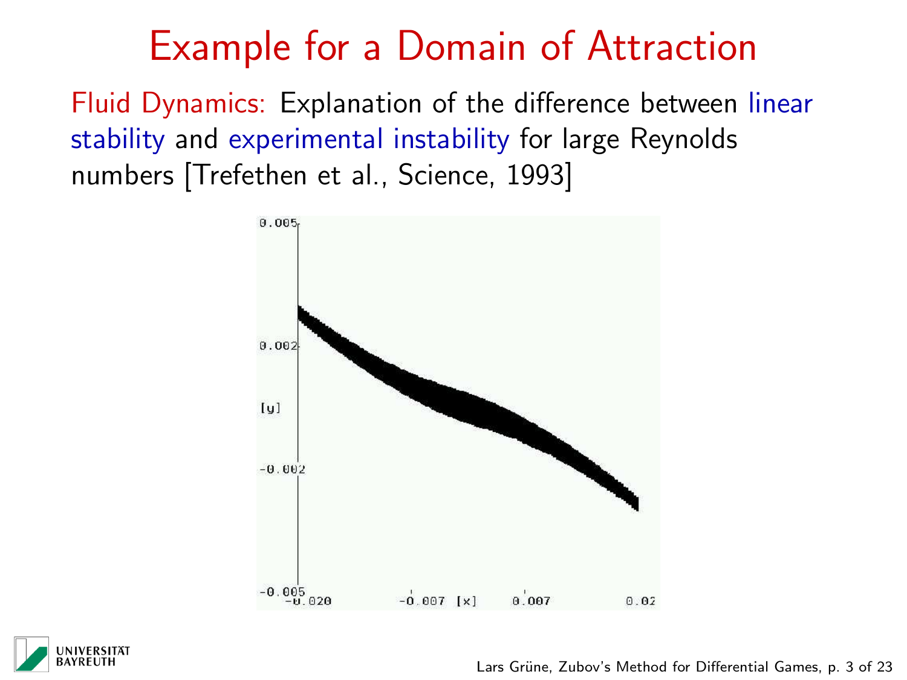# Example for a Domain of Attraction

Fluid Dynamics: Explanation of the difference between linear stability and experimental instability for large Reynolds numbers [Trefethen et al., Science, 1993]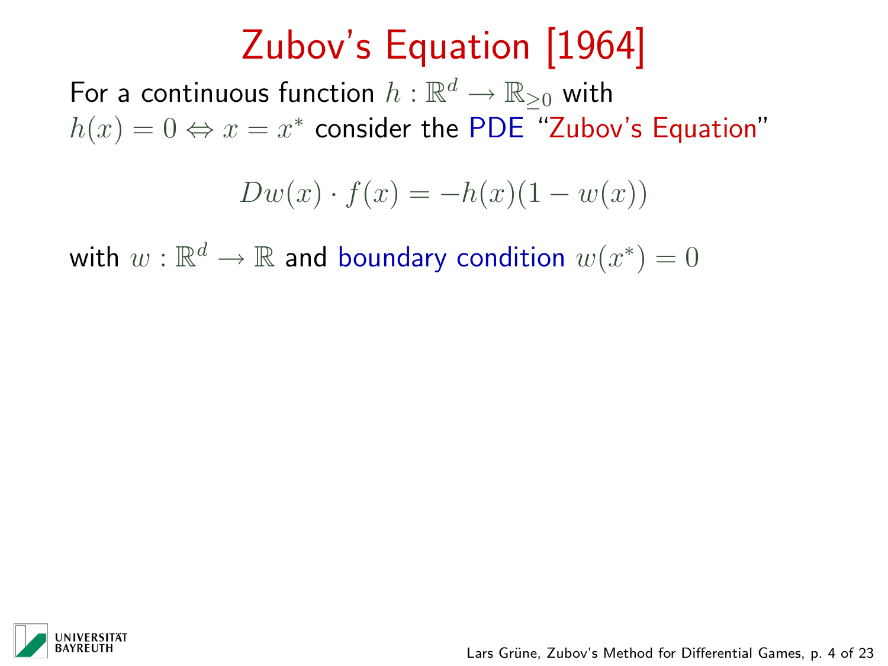# Zubov's Equation [1964]

For a continuous function $h : \mathbb{R}^d \to \mathbb{R}_{\geq 0}$ with $h(x) = 0 \Leftrightarrow x = x^*$ consider the PDE "Zubov's Equation"

$$Dw(x) \cdot f(x) = -h(x)(1 - w(x))$$

with $w : \mathbb{R}^d \to \mathbb{R}$ and boundary condition $w(x^*) = 0$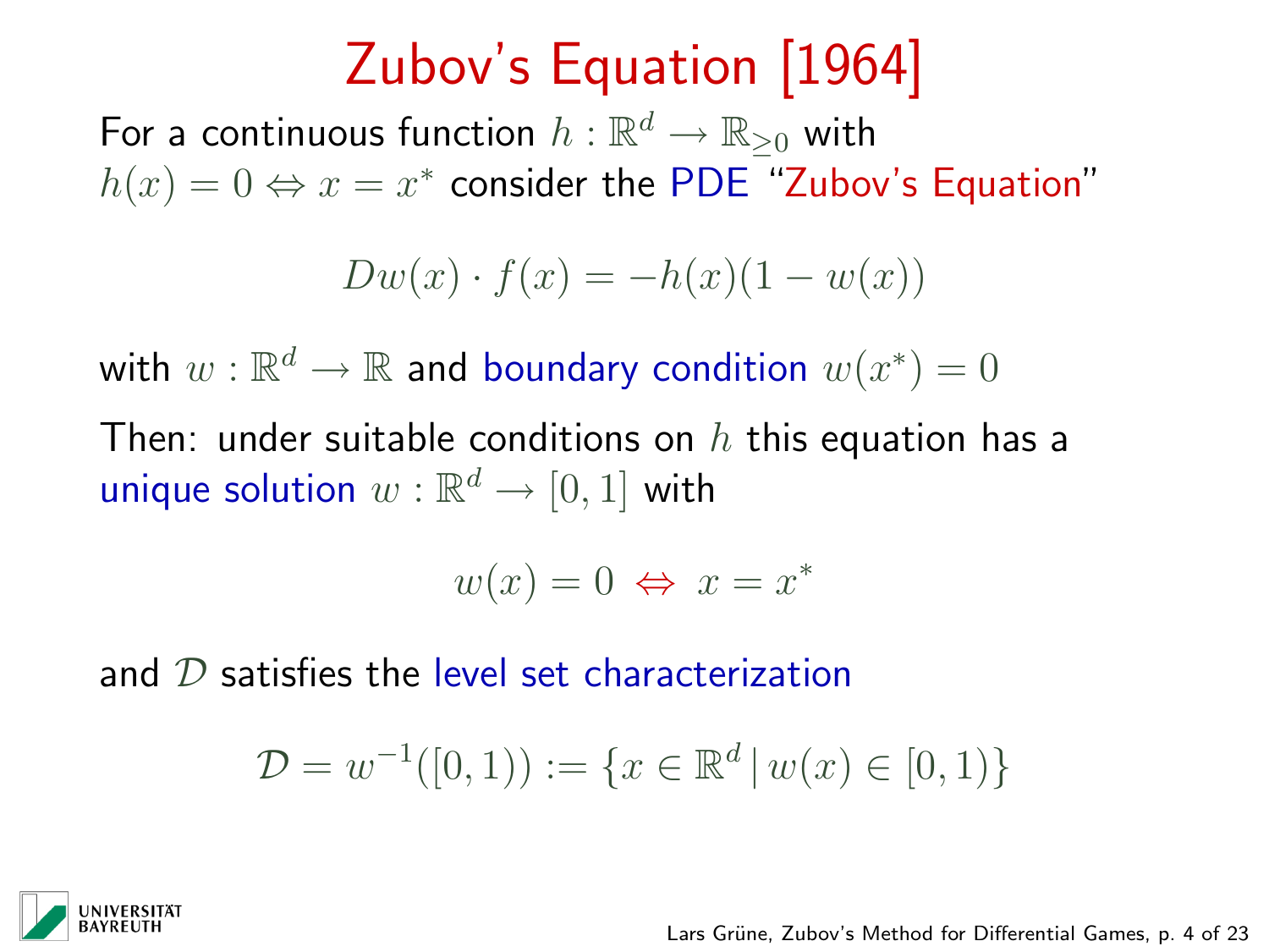# Zubov's Equation [1964]

For a continuous function $h : \mathbb{R}^d \to \mathbb{R}_{\geq 0}$ with $h(x) = 0 \Leftrightarrow x = x^*$ consider the PDE "Zubov's Equation"

$$Dw(x) \cdot f(x) = -h(x)(1 - w(x))$$

with $w : \mathbb{R}^d \to \mathbb{R}$ and boundary condition $w(x^*) = 0$

Then: under suitable conditions on $h$ this equation has a unique solution $w : \mathbb{R}^d \to [0, 1]$ with

$$w(x) = 0 \;\Leftrightarrow\; x = x^*$$

and $\mathcal{D}$ satisfies the level set characterization

$$\mathcal{D} = w^{-1}([0, 1)) := \{x \in \mathbb{R}^d \,|\, w(x) \in [0, 1)\}$$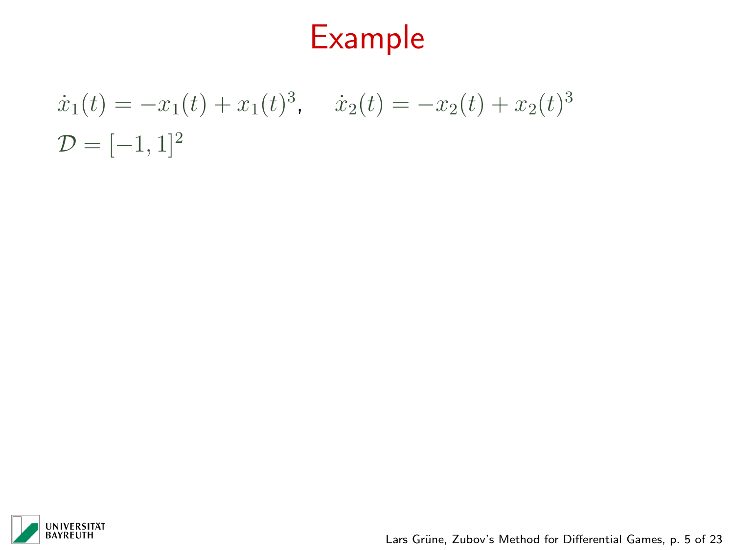# Example

$\dot{x}_1(t) = -x_1(t) + x_1(t)^3, \quad \dot{x}_2(t) = -x_2(t) + x_2(t)^3$

$\mathcal{D} = [-1, 1]^2$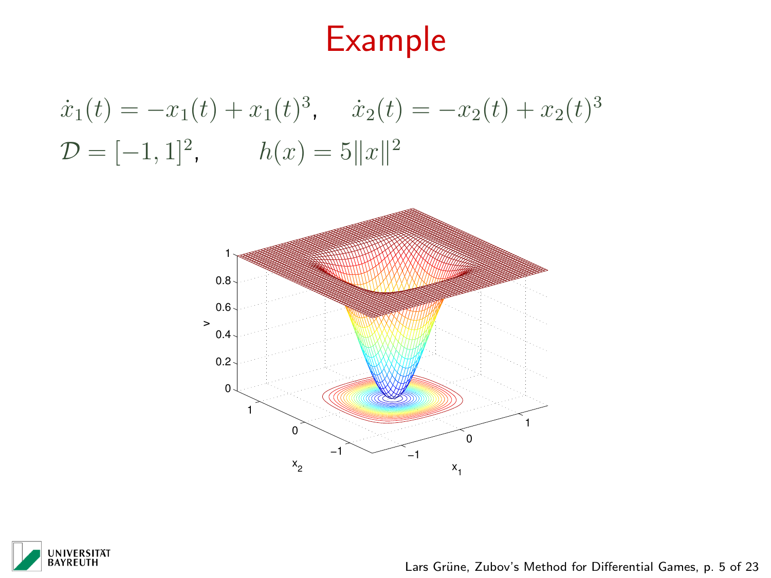# Example

$$\dot{x}_1(t) = -x_1(t) + x_1(t)^3, \quad \dot{x}_2(t) = -x_2(t) + x_2(t)^3$$

$$\mathcal{D} = [-1,1]^2, \qquad h(x) = 5\|x\|^2$$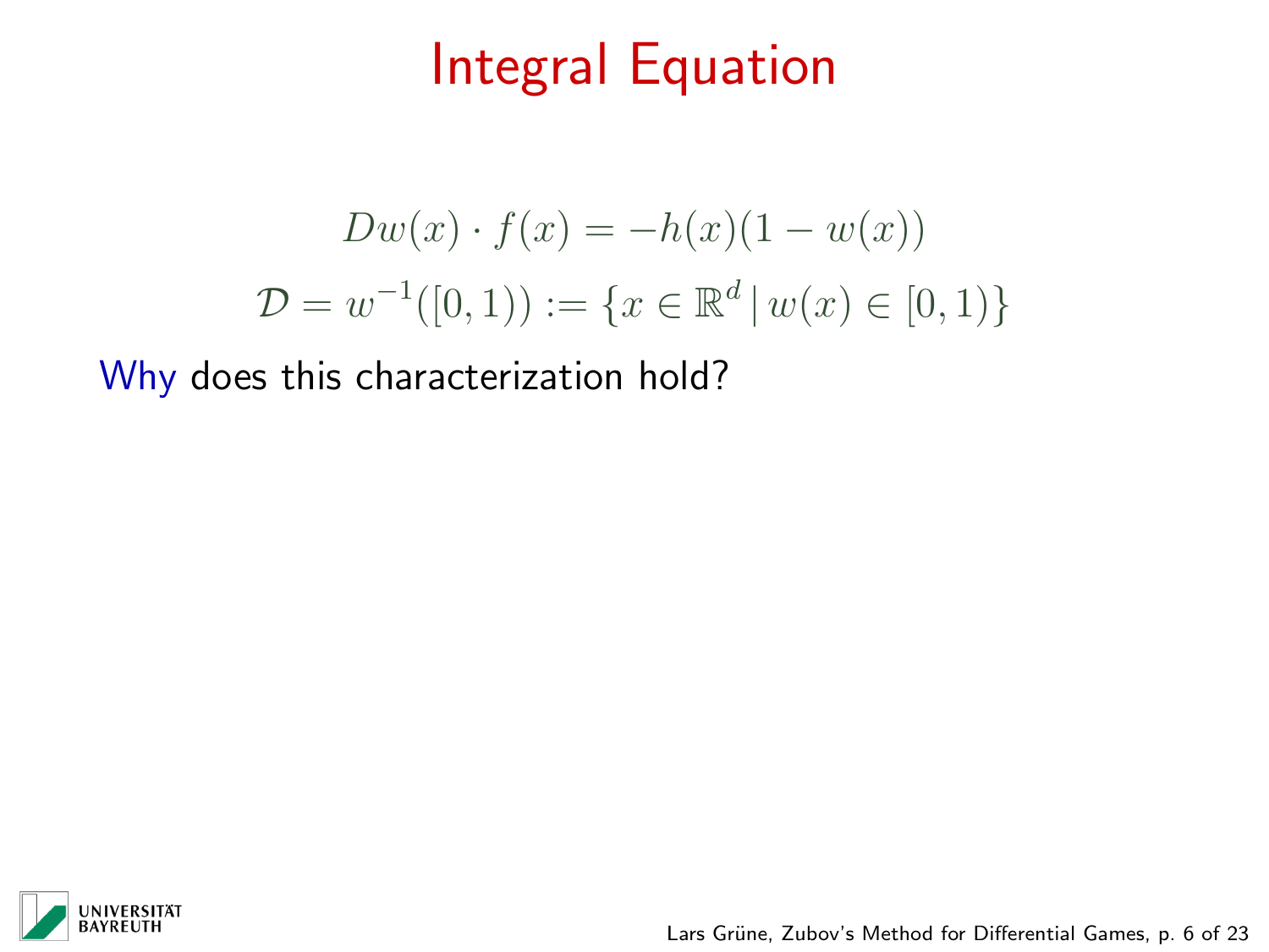# Integral Equation

$$Dw(x) \cdot f(x) = -h(x)(1 - w(x))$$

$$\mathcal{D} = w^{-1}([0,1)) := \{x \in \mathbb{R}^d \,|\, w(x) \in [0,1)\}$$

Why does this characterization hold?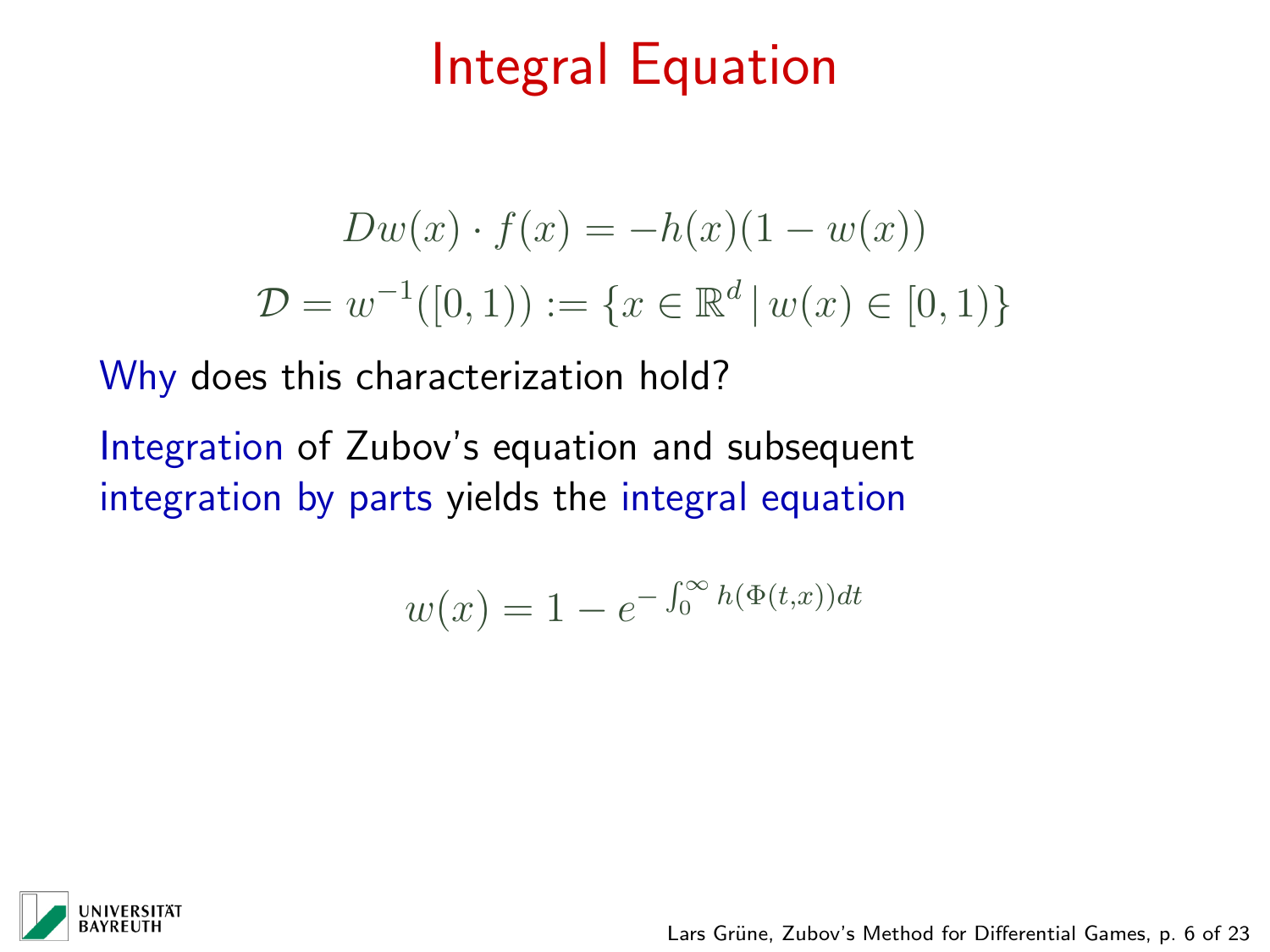# Integral Equation

$$Dw(x) \cdot f(x) = -h(x)(1 - w(x))$$

$$\mathcal{D} = w^{-1}([0,1)) := \{x \in \mathbb{R}^d \,|\, w(x) \in [0,1)\}$$

Why does this characterization hold?

Integration of Zubov's equation and subsequent integration by parts yields the integral equation

$$w(x) = 1 - e^{-\int_0^\infty h(\Phi(t,x))dt}$$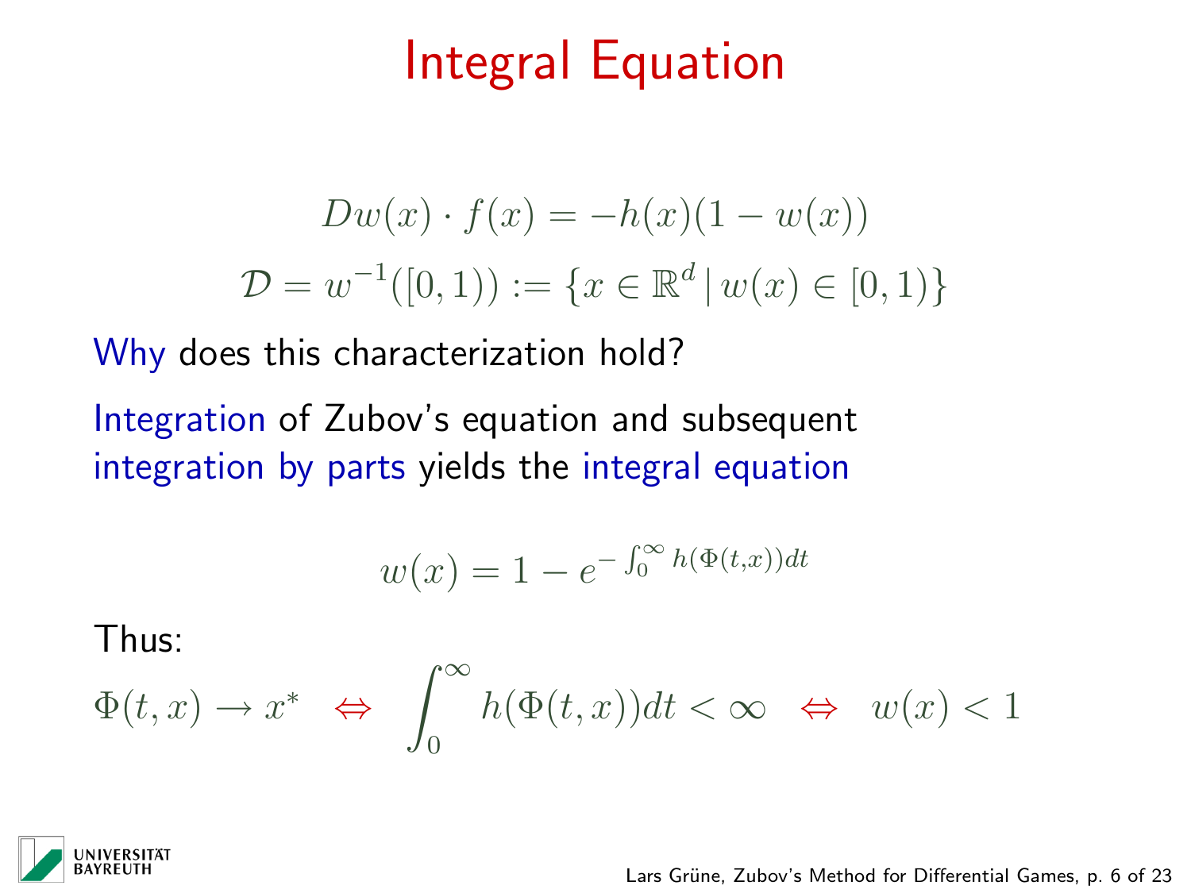# Integral Equation

$$Dw(x) \cdot f(x) = -h(x)(1 - w(x))$$

$$\mathcal{D} = w^{-1}([0,1)) := \{x \in \mathbb{R}^d \,|\, w(x) \in [0,1)\}$$

Why does this characterization hold?

Integration of Zubov's equation and subsequent integration by parts yields the integral equation

$$w(x) = 1 - e^{-\int_0^\infty h(\Phi(t,x))dt}$$

Thus:

$$\Phi(t,x) \to x^* \quad \Leftrightarrow \quad \int_0^\infty h(\Phi(t,x))dt < \infty \quad \Leftrightarrow \quad w(x) < 1$$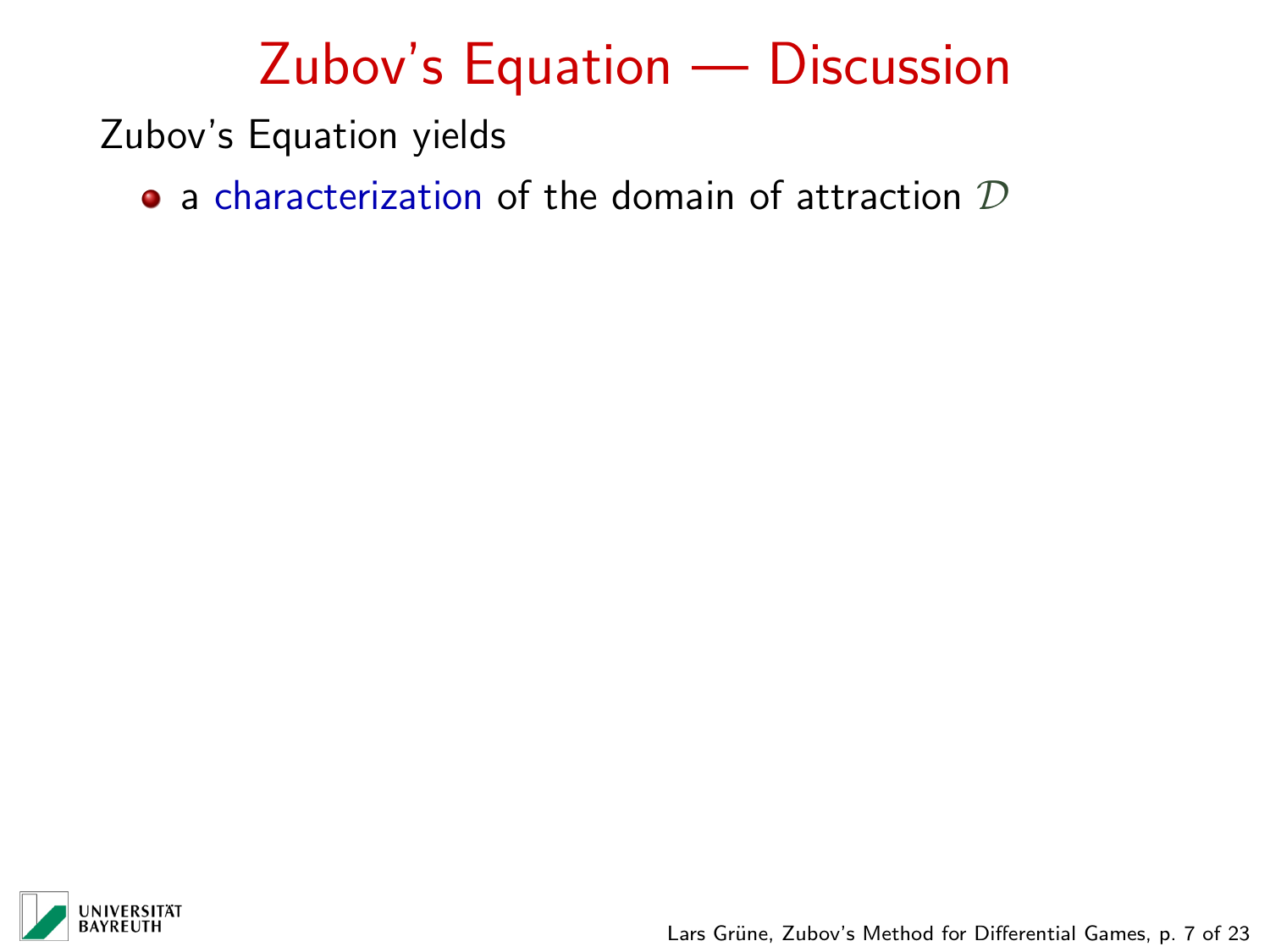# Zubov's Equation — Discussion

Zubov's Equation yields

- a characterization of the domain of attraction $\mathcal{D}$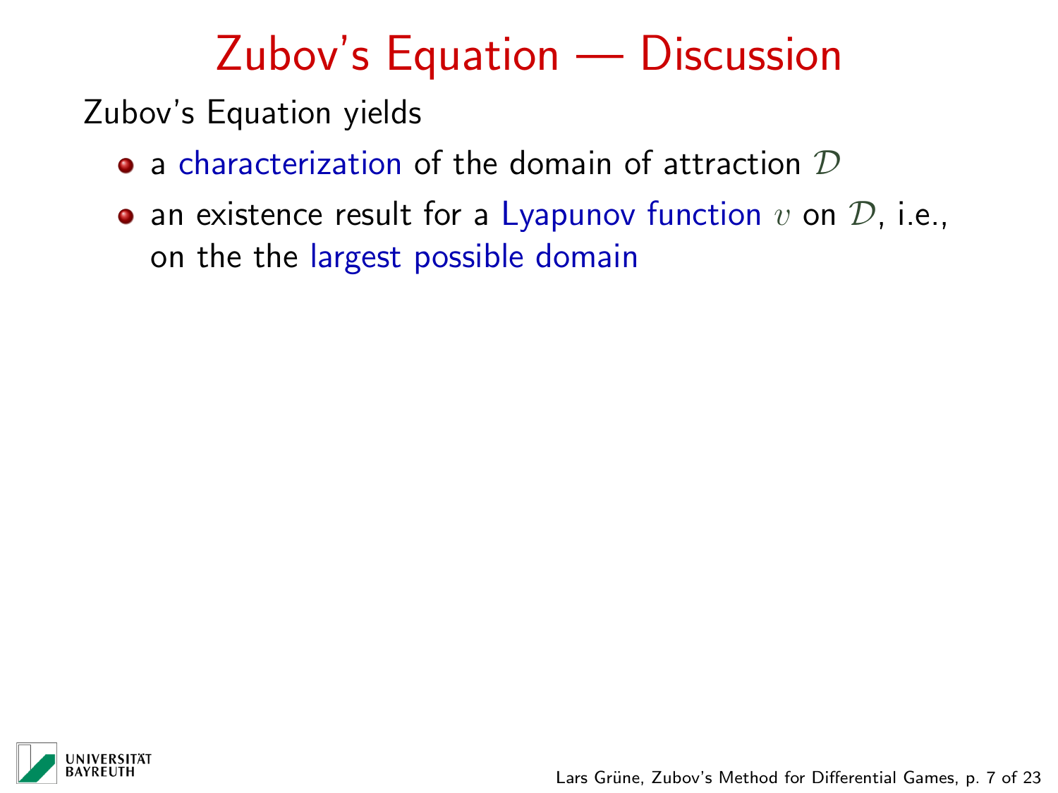# Zubov's Equation — Discussion

Zubov's Equation yields

- a characterization of the domain of attraction $\mathcal{D}$
- an existence result for a Lyapunov function $v$ on $\mathcal{D}$, i.e., on the the largest possible domain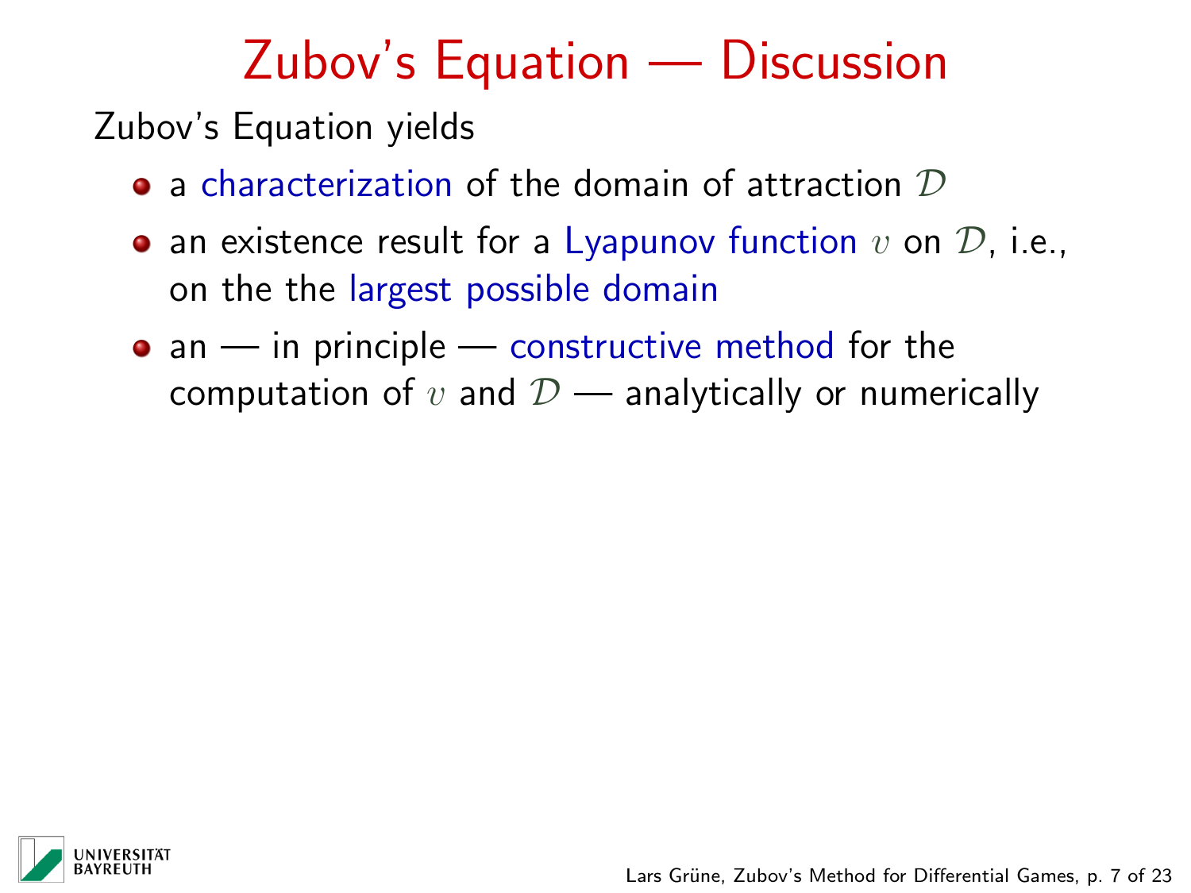# Zubov's Equation — Discussion

Zubov's Equation yields

- a characterization of the domain of attraction $\mathcal{D}$
- an existence result for a Lyapunov function $v$ on $\mathcal{D}$, i.e., on the the largest possible domain
- an — in principle — constructive method for the computation of $v$ and $\mathcal{D}$ — analytically or numerically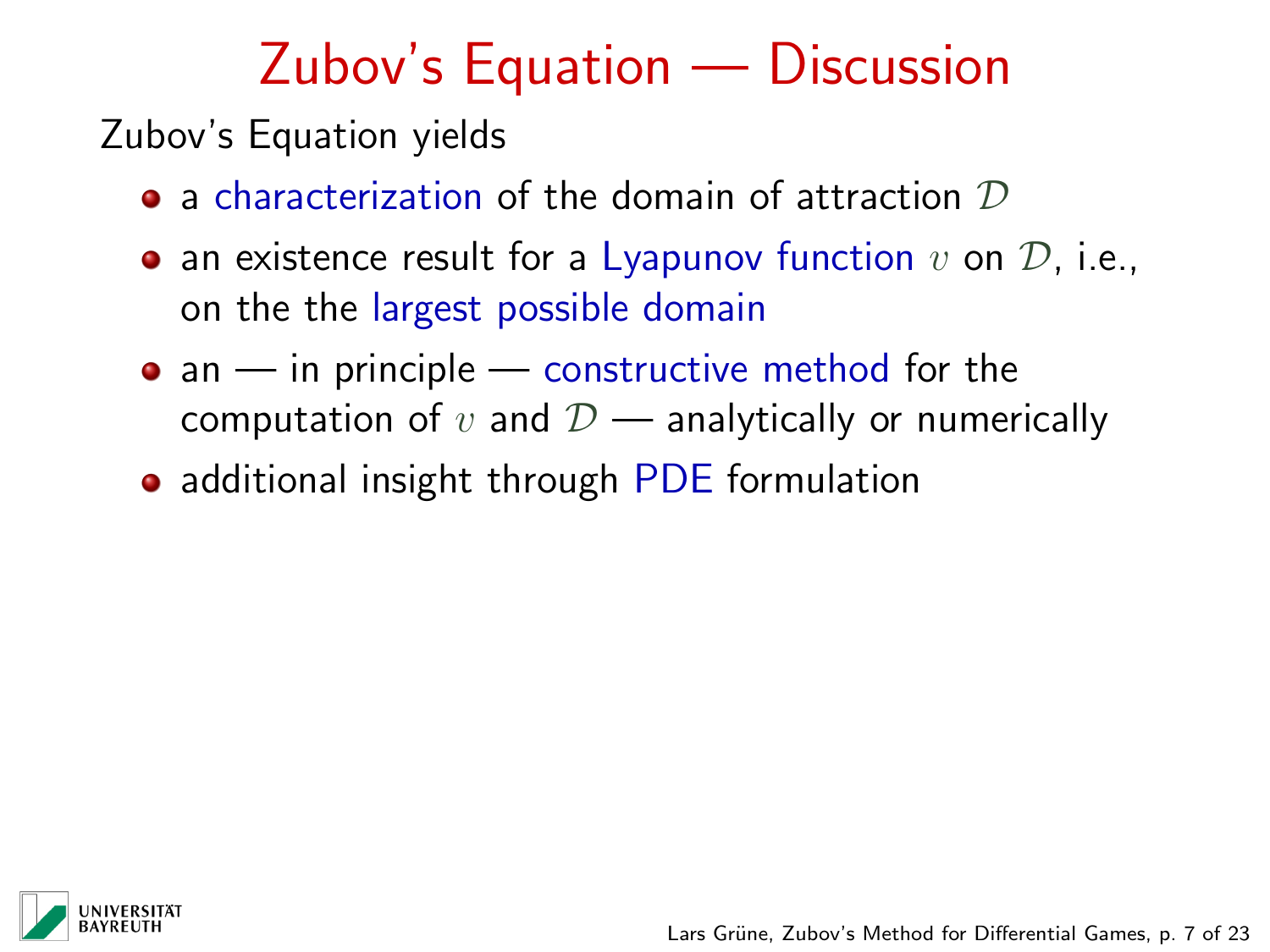# Zubov's Equation — Discussion

Zubov's Equation yields

- a characterization of the domain of attraction $\mathcal{D}$
- an existence result for a Lyapunov function $v$ on $\mathcal{D}$, i.e., on the the largest possible domain
- an — in principle — constructive method for the computation of $v$ and $\mathcal{D}$ — analytically or numerically
- additional insight through PDE formulation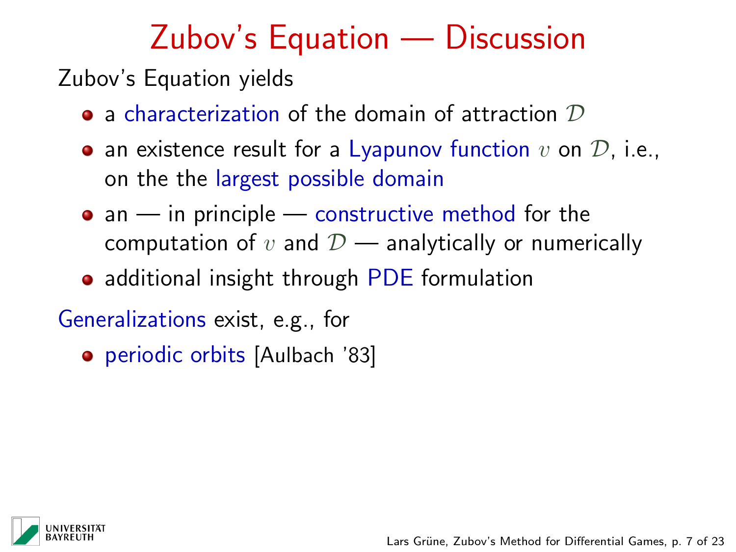# Zubov's Equation — Discussion

Zubov's Equation yields

- a characterization of the domain of attraction $\mathcal{D}$
- an existence result for a Lyapunov function $v$ on $\mathcal{D}$, i.e., on the the largest possible domain
- an — in principle — constructive method for the computation of $v$ and $\mathcal{D}$ — analytically or numerically
- additional insight through PDE formulation

Generalizations exist, e.g., for

- periodic orbits [Aulbach '83]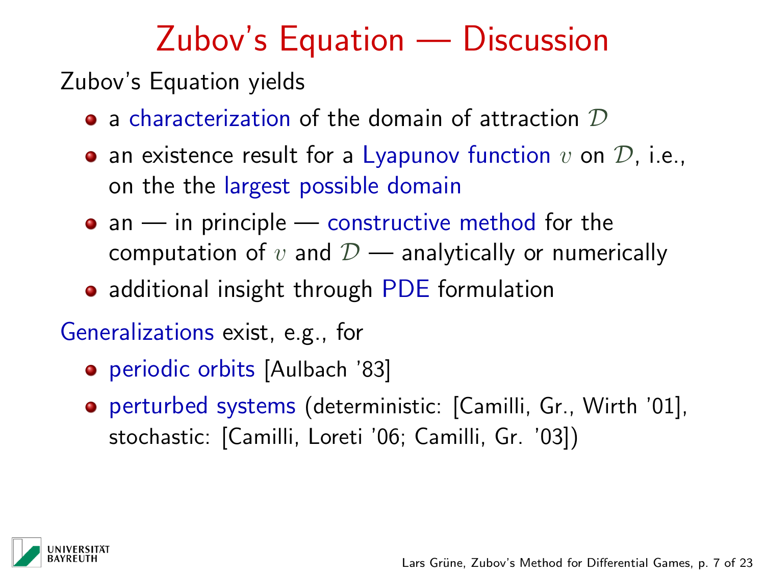# Zubov's Equation — Discussion

Zubov's Equation yields

- a characterization of the domain of attraction $\mathcal{D}$
- an existence result for a Lyapunov function $v$ on $\mathcal{D}$, i.e., on the the largest possible domain
- an — in principle — constructive method for the computation of $v$ and $\mathcal{D}$ — analytically or numerically
- additional insight through PDE formulation

Generalizations exist, e.g., for

- periodic orbits [Aulbach '83]
- perturbed systems (deterministic: [Camilli, Gr., Wirth '01], stochastic: [Camilli, Loreti '06; Camilli, Gr. '03])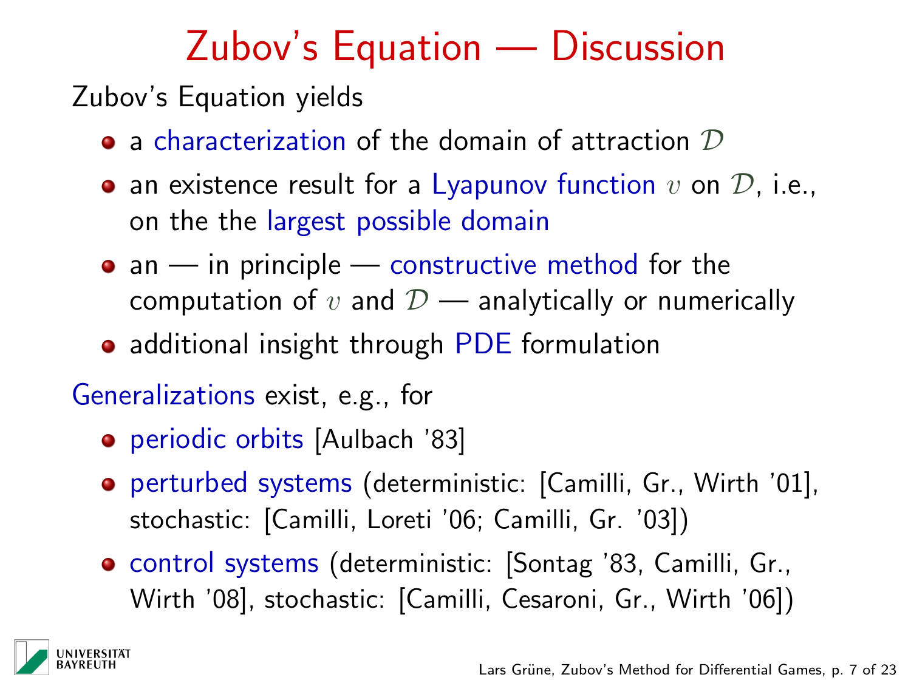# Zubov's Equation — Discussion

Zubov's Equation yields

- a characterization of the domain of attraction $\mathcal{D}$
- an existence result for a Lyapunov function $v$ on $\mathcal{D}$, i.e., on the the largest possible domain
- an — in principle — constructive method for the computation of $v$ and $\mathcal{D}$ — analytically or numerically
- additional insight through PDE formulation

Generalizations exist, e.g., for

- periodic orbits [Aulbach '83]
- perturbed systems (deterministic: [Camilli, Gr., Wirth '01], stochastic: [Camilli, Loreti '06; Camilli, Gr. '03])
- control systems (deterministic: [Sontag '83, Camilli, Gr., Wirth '08], stochastic: [Camilli, Cesaroni, Gr., Wirth '06])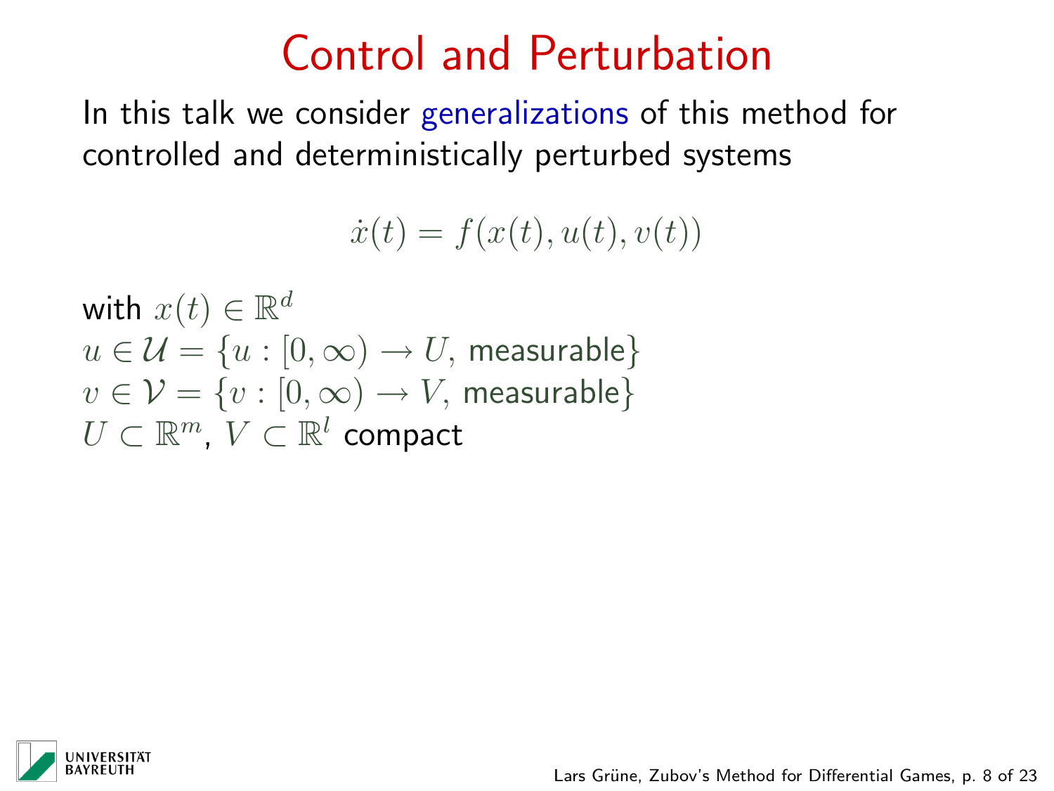# Control and Perturbation

In this talk we consider generalizations of this method for controlled and deterministically perturbed systems

$$\dot{x}(t) = f(x(t), u(t), v(t))$$

with $x(t) \in \mathbb{R}^d$
$u \in \mathcal{U} = \{u : [0, \infty) \to U, \text{ measurable}\}$
$v \in \mathcal{V} = \{v : [0, \infty) \to V, \text{ measurable}\}$
$U \subset \mathbb{R}^m$, $V \subset \mathbb{R}^l$ compact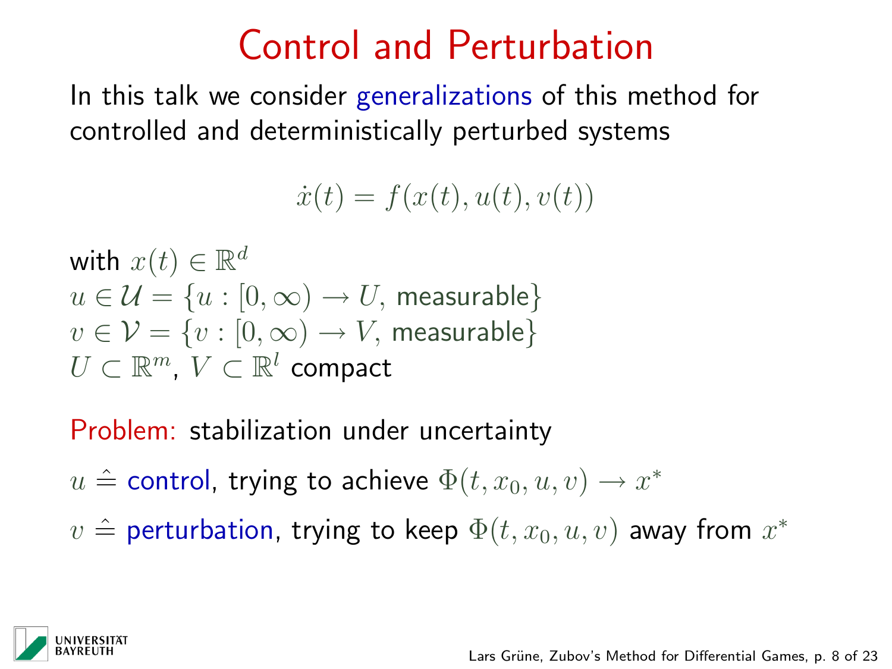# Control and Perturbation

In this talk we consider generalizations of this method for controlled and deterministically perturbed systems

$$\dot{x}(t) = f(x(t), u(t), v(t))$$

with $x(t) \in \mathbb{R}^d$
$u \in \mathcal{U} = \{u : [0, \infty) \to U, \text{ measurable}\}$
$v \in \mathcal{V} = \{v : [0, \infty) \to V, \text{ measurable}\}$
$U \subset \mathbb{R}^m$, $V \subset \mathbb{R}^l$ compact

Problem: stabilization under uncertainty

$u \mathrel{\hat{=}}$ control, trying to achieve $\Phi(t, x_0, u, v) \to x^*$

$v \mathrel{\hat{=}}$ perturbation, trying to keep $\Phi(t, x_0, u, v)$ away from $x^*$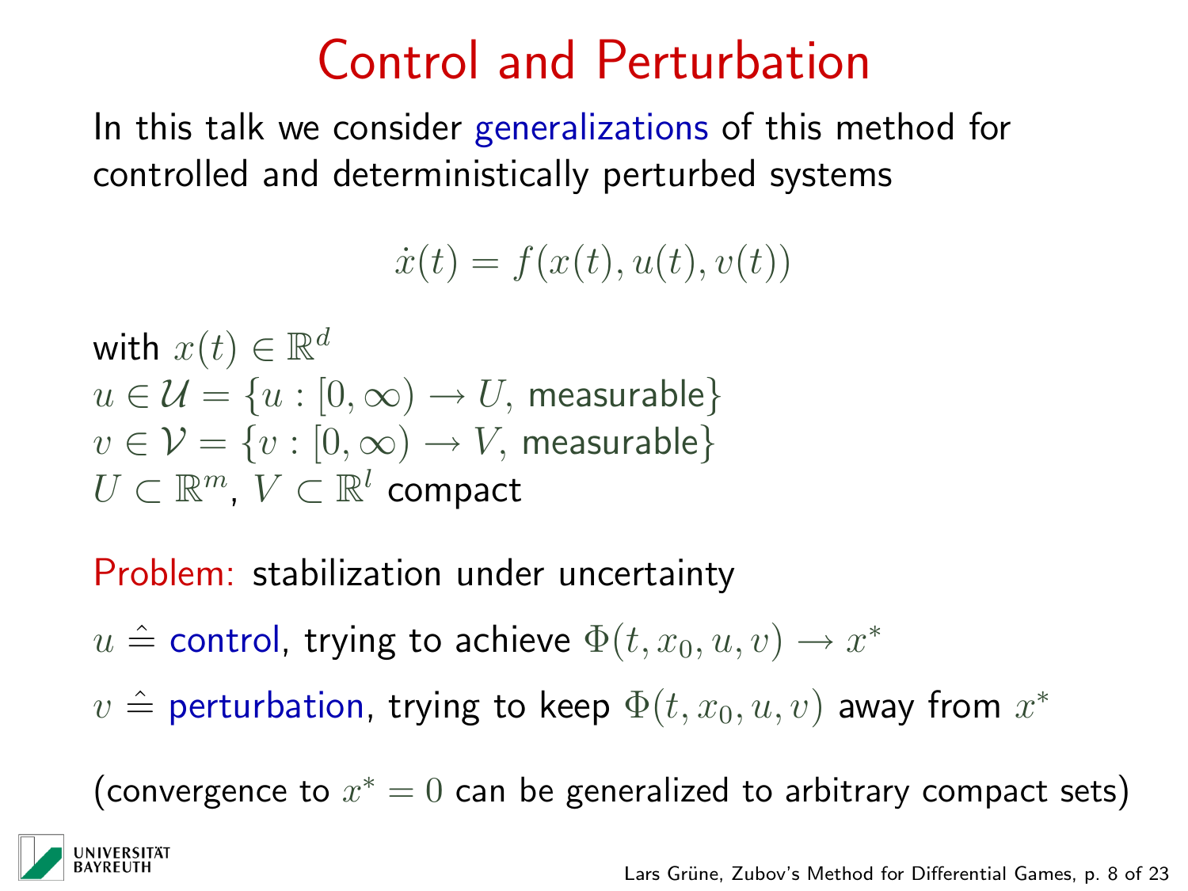# Control and Perturbation

In this talk we consider generalizations of this method for controlled and deterministically perturbed systems

$$\dot{x}(t) = f(x(t), u(t), v(t))$$

with $x(t) \in \mathbb{R}^d$
$u \in \mathcal{U} = \{u : [0, \infty) \to U, \text{ measurable}\}$
$v \in \mathcal{V} = \{v : [0, \infty) \to V, \text{ measurable}\}$
$U \subset \mathbb{R}^m$, $V \subset \mathbb{R}^l$ compact

Problem: stabilization under uncertainty

$u \hat{=}$ control, trying to achieve $\Phi(t, x_0, u, v) \to x^*$

$v \hat{=}$ perturbation, trying to keep $\Phi(t, x_0, u, v)$ away from $x^*$

(convergence to $x^* = 0$ can be generalized to arbitrary compact sets)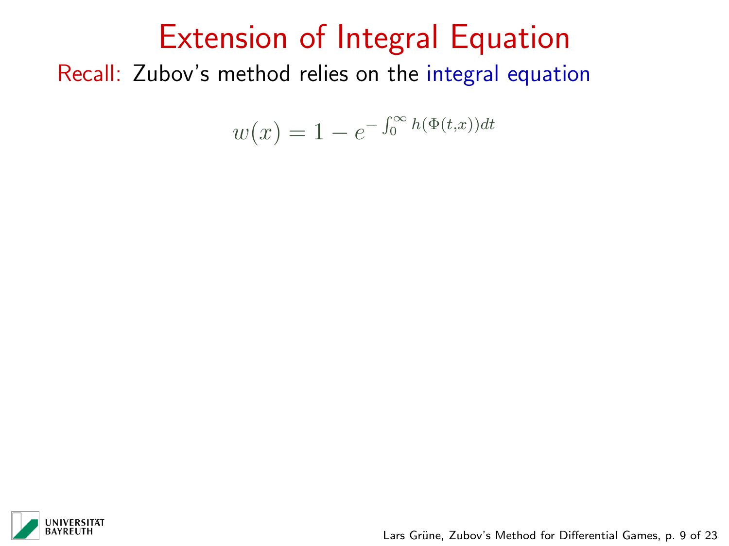# Extension of Integral Equation

Recall: Zubov's method relies on the integral equation

$$w(x) = 1 - e^{-\int_0^\infty h(\Phi(t,x))dt}$$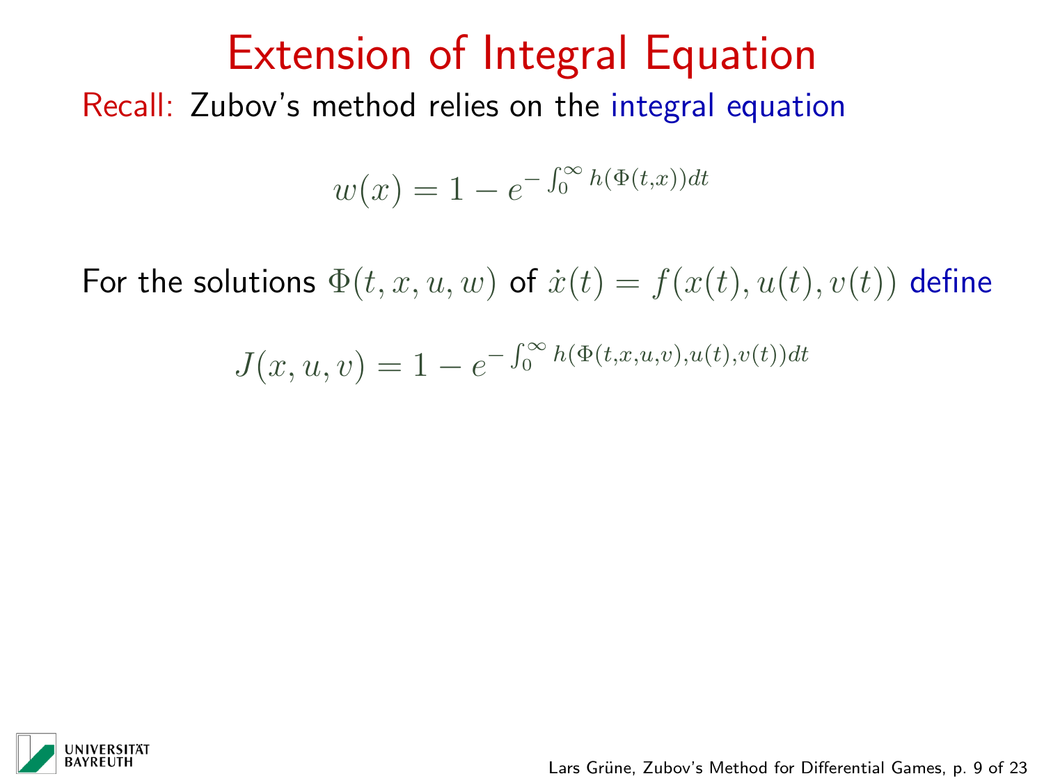# Extension of Integral Equation

Recall: Zubov's method relies on the integral equation

$$w(x) = 1 - e^{-\int_0^\infty h(\Phi(t,x))dt}$$

For the solutions $\Phi(t, x, u, w)$ of $\dot{x}(t) = f(x(t), u(t), v(t))$ define

$$J(x, u, v) = 1 - e^{-\int_0^\infty h(\Phi(t,x,u,v),u(t),v(t))dt}$$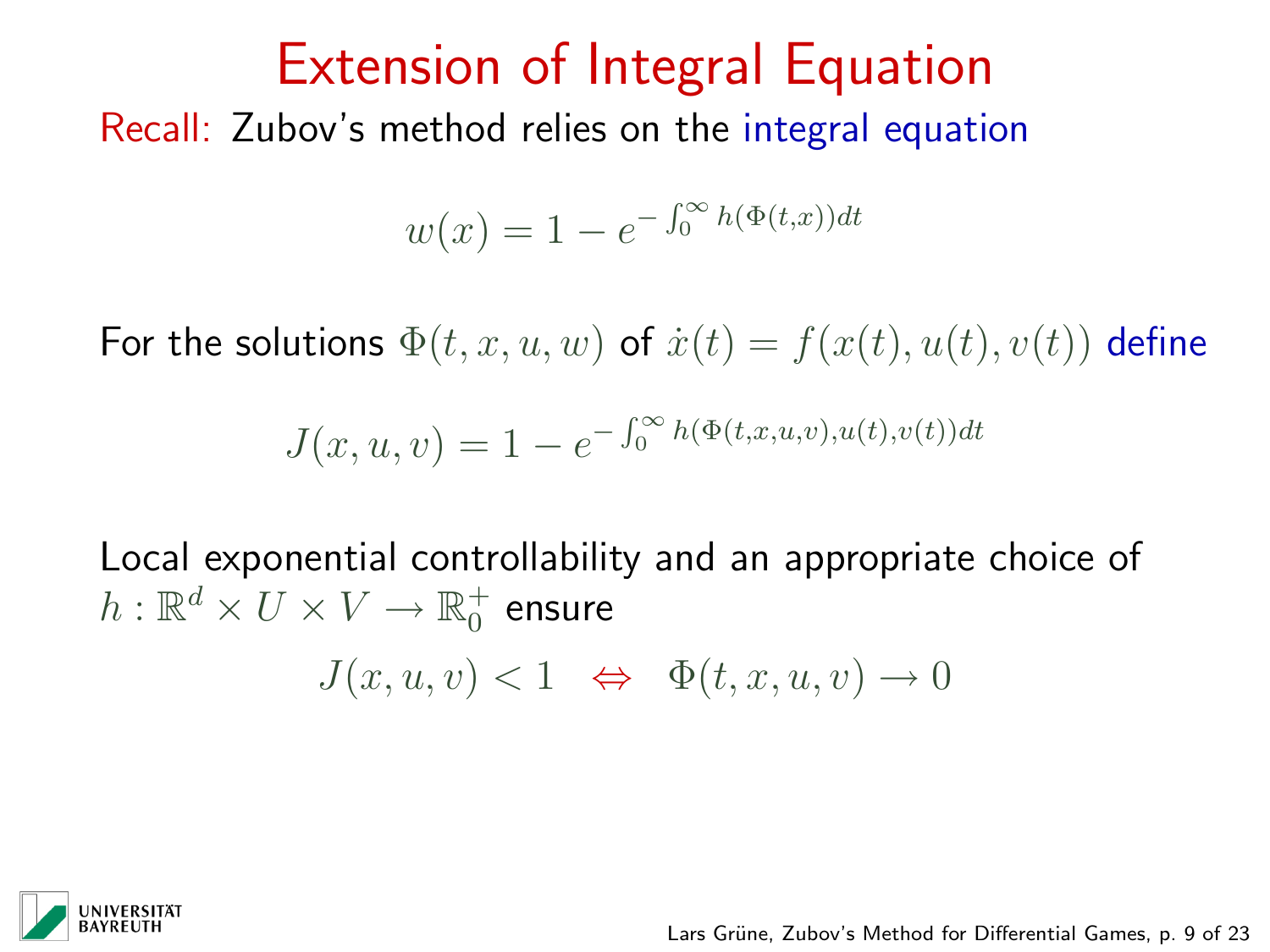# Extension of Integral Equation

Recall: Zubov's method relies on the integral equation

$$w(x) = 1 - e^{-\int_0^\infty h(\Phi(t,x))dt}$$

For the solutions $\Phi(t, x, u, w)$ of $\dot{x}(t) = f(x(t), u(t), v(t))$ define

$$J(x, u, v) = 1 - e^{-\int_0^\infty h(\Phi(t,x,u,v),u(t),v(t))dt}$$

Local exponential controllability and an appropriate choice of $h : \mathbb{R}^d \times U \times V \to \mathbb{R}_0^+$ ensure

$$J(x, u, v) < 1 \quad \Leftrightarrow \quad \Phi(t, x, u, v) \to 0$$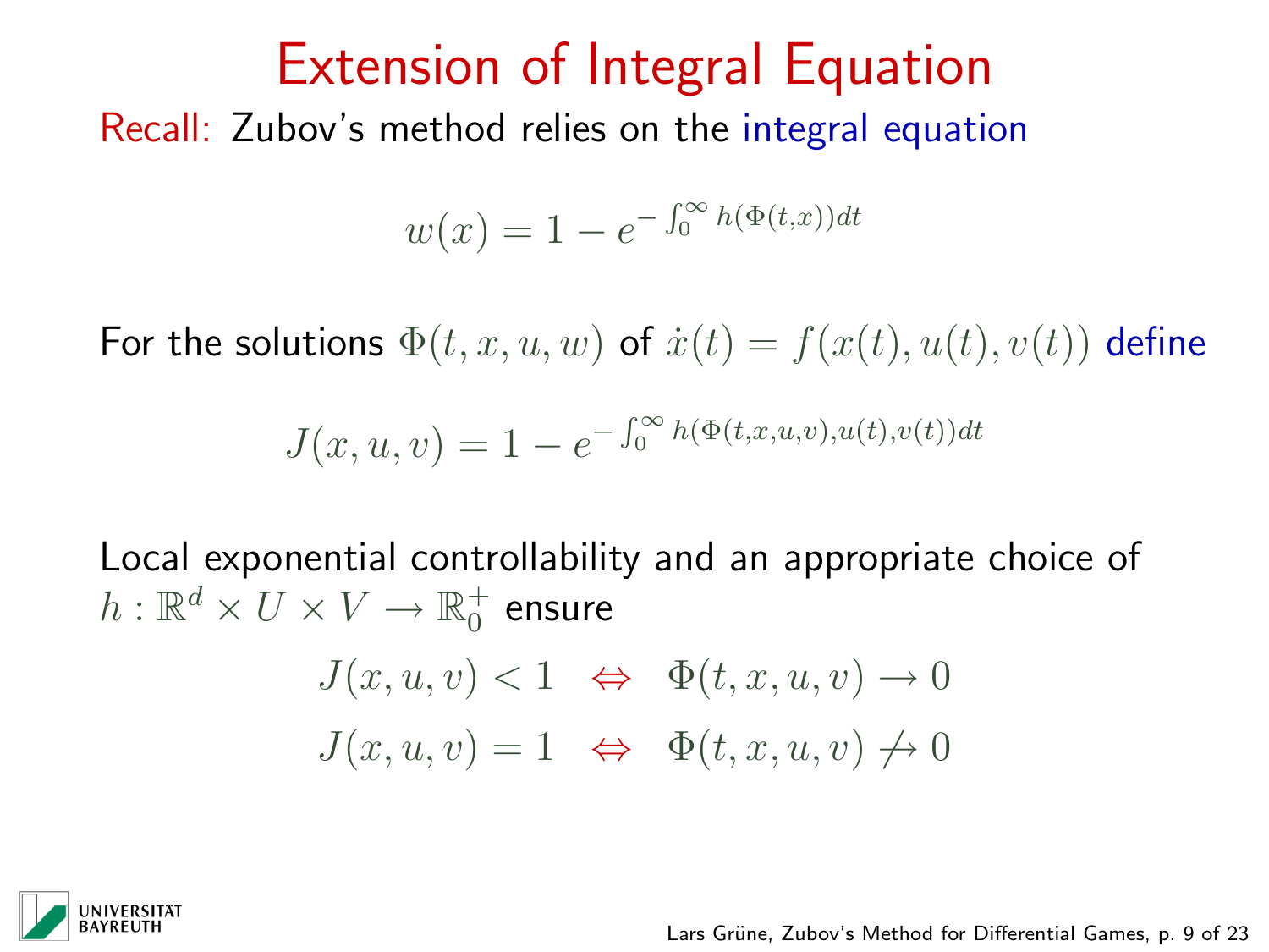# Extension of Integral Equation

Recall: Zubov's method relies on the integral equation

$$w(x) = 1 - e^{-\int_0^\infty h(\Phi(t,x))dt}$$

For the solutions $\Phi(t, x, u, w)$ of $\dot{x}(t) = f(x(t), u(t), v(t))$ define

$$J(x, u, v) = 1 - e^{-\int_0^\infty h(\Phi(t,x,u,v),u(t),v(t))dt}$$

Local exponential controllability and an appropriate choice of $h : \mathbb{R}^d \times U \times V \to \mathbb{R}_0^+$ ensure

$$J(x, u, v) < 1 \quad \Leftrightarrow \quad \Phi(t, x, u, v) \to 0$$

$$J(x, u, v) = 1 \quad \Leftrightarrow \quad \Phi(t, x, u, v) \not\to 0$$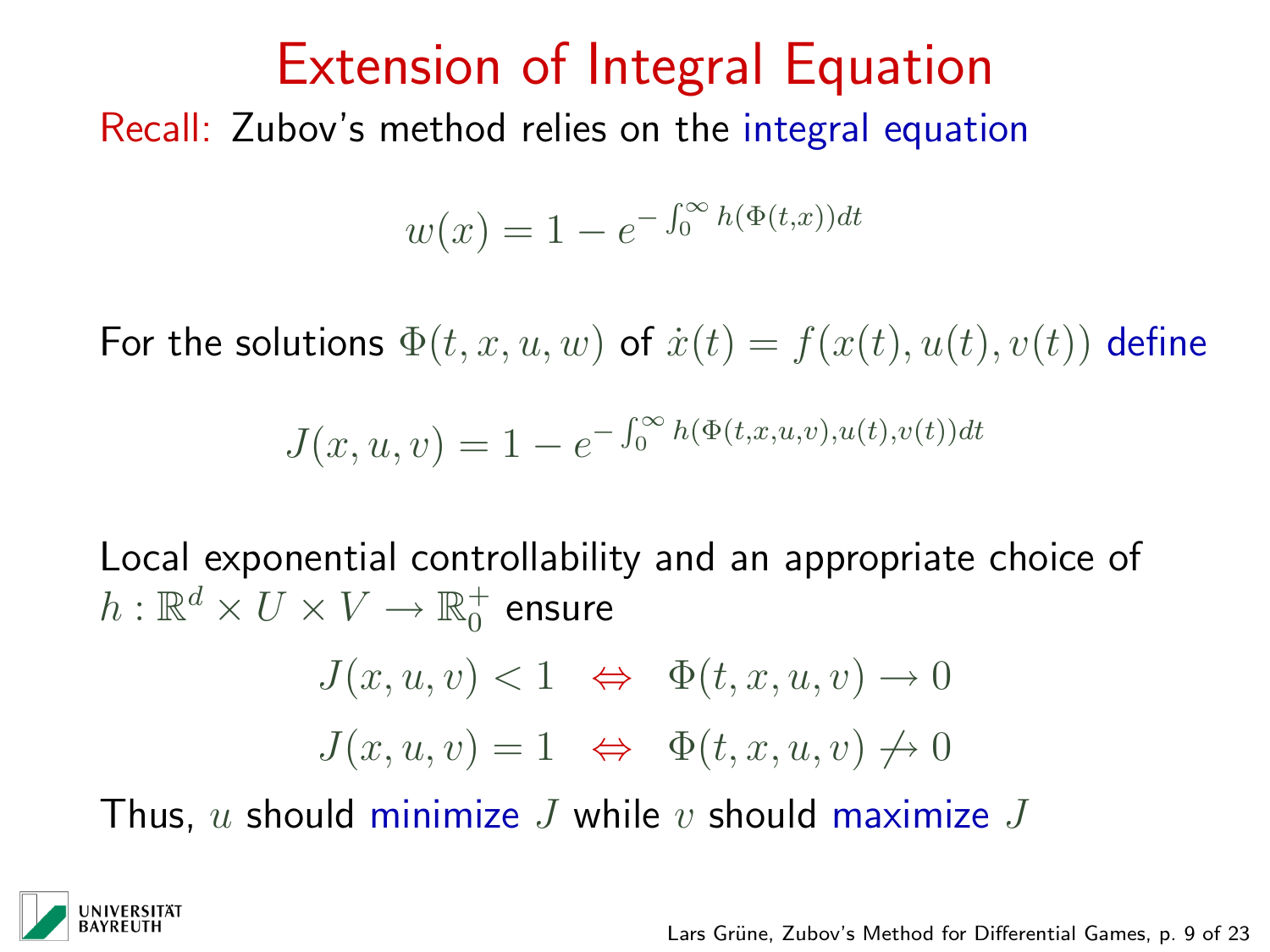# Extension of Integral Equation

Recall: Zubov's method relies on the integral equation

$$w(x) = 1 - e^{-\int_0^\infty h(\Phi(t,x))dt}$$

For the solutions $\Phi(t, x, u, w)$ of $\dot{x}(t) = f(x(t), u(t), v(t))$ define

$$J(x, u, v) = 1 - e^{-\int_0^\infty h(\Phi(t,x,u,v),u(t),v(t))dt}$$

Local exponential controllability and an appropriate choice of $h : \mathbb{R}^d \times U \times V \to \mathbb{R}_0^+$ ensure

$$J(x, u, v) < 1 \quad \Leftrightarrow \quad \Phi(t, x, u, v) \to 0$$

$$J(x, u, v) = 1 \quad \Leftrightarrow \quad \Phi(t, x, u, v) \not\to 0$$

Thus, $u$ should minimize $J$ while $v$ should maximize $J$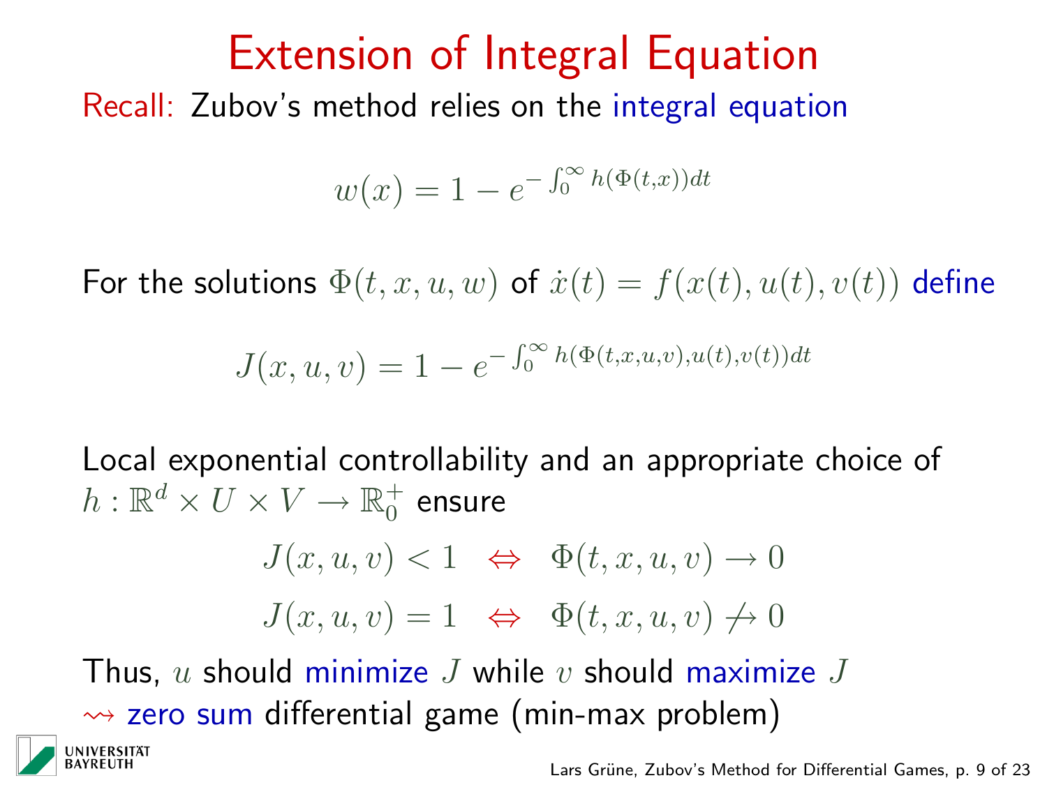# Extension of Integral Equation

Recall: Zubov's method relies on the integral equation

$$w(x) = 1 - e^{-\int_0^\infty h(\Phi(t,x))dt}$$

For the solutions $\Phi(t, x, u, w)$ of $\dot{x}(t) = f(x(t), u(t), v(t))$ define

$$J(x, u, v) = 1 - e^{-\int_0^\infty h(\Phi(t,x,u,v),u(t),v(t))dt}$$

Local exponential controllability and an appropriate choice of $h : \mathbb{R}^d \times U \times V \to \mathbb{R}_0^+$ ensure

$$J(x, u, v) < 1 \quad \Leftrightarrow \quad \Phi(t, x, u, v) \to 0$$

$$J(x, u, v) = 1 \quad \Leftrightarrow \quad \Phi(t, x, u, v) \not\to 0$$

Thus, $u$ should minimize $J$ while $v$ should maximize $J$
$\rightsquigarrow$ zero sum differential game (min-max problem)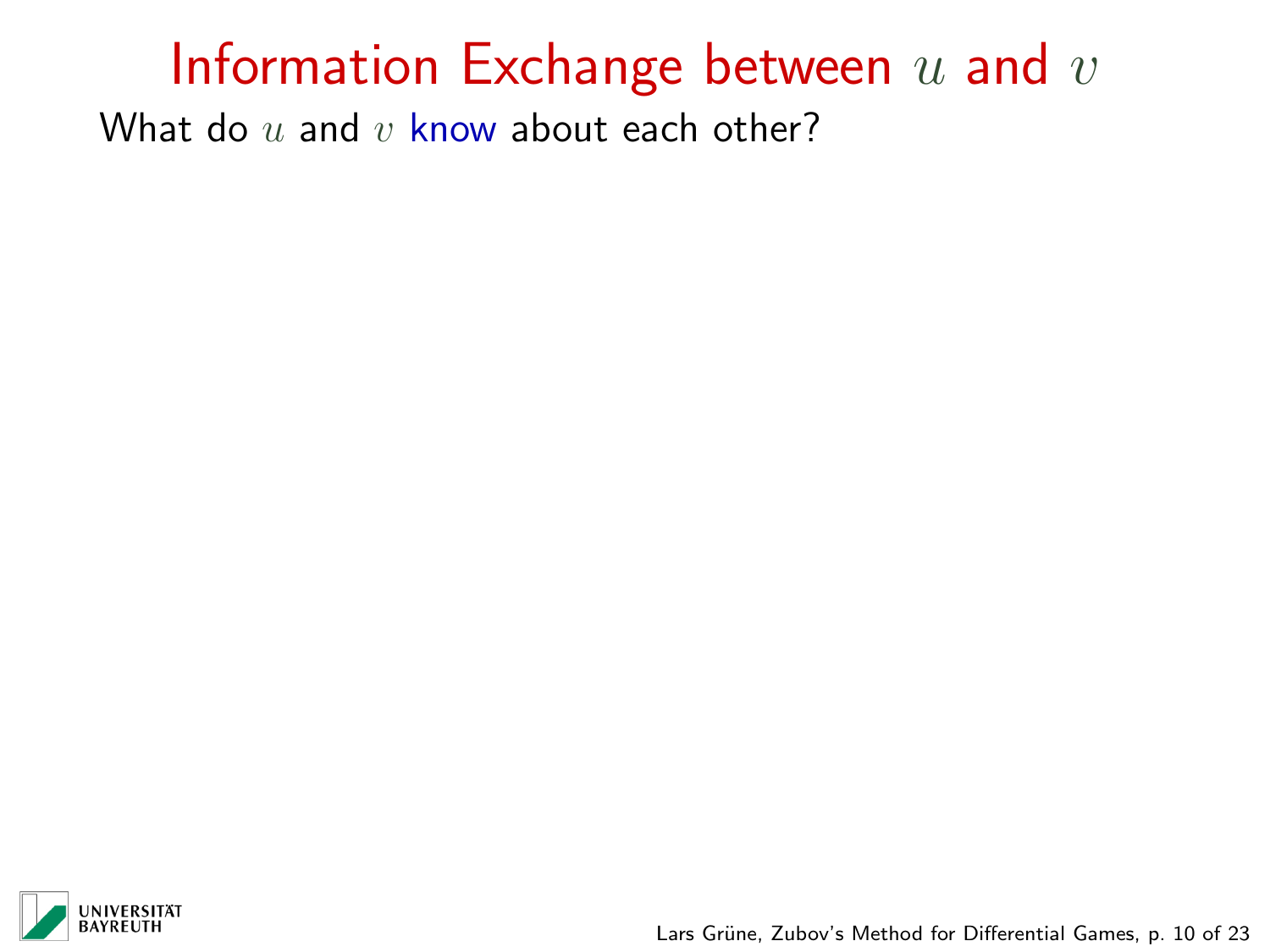# Information Exchange between $u$ and $v$

What do $u$ and $v$ know about each other?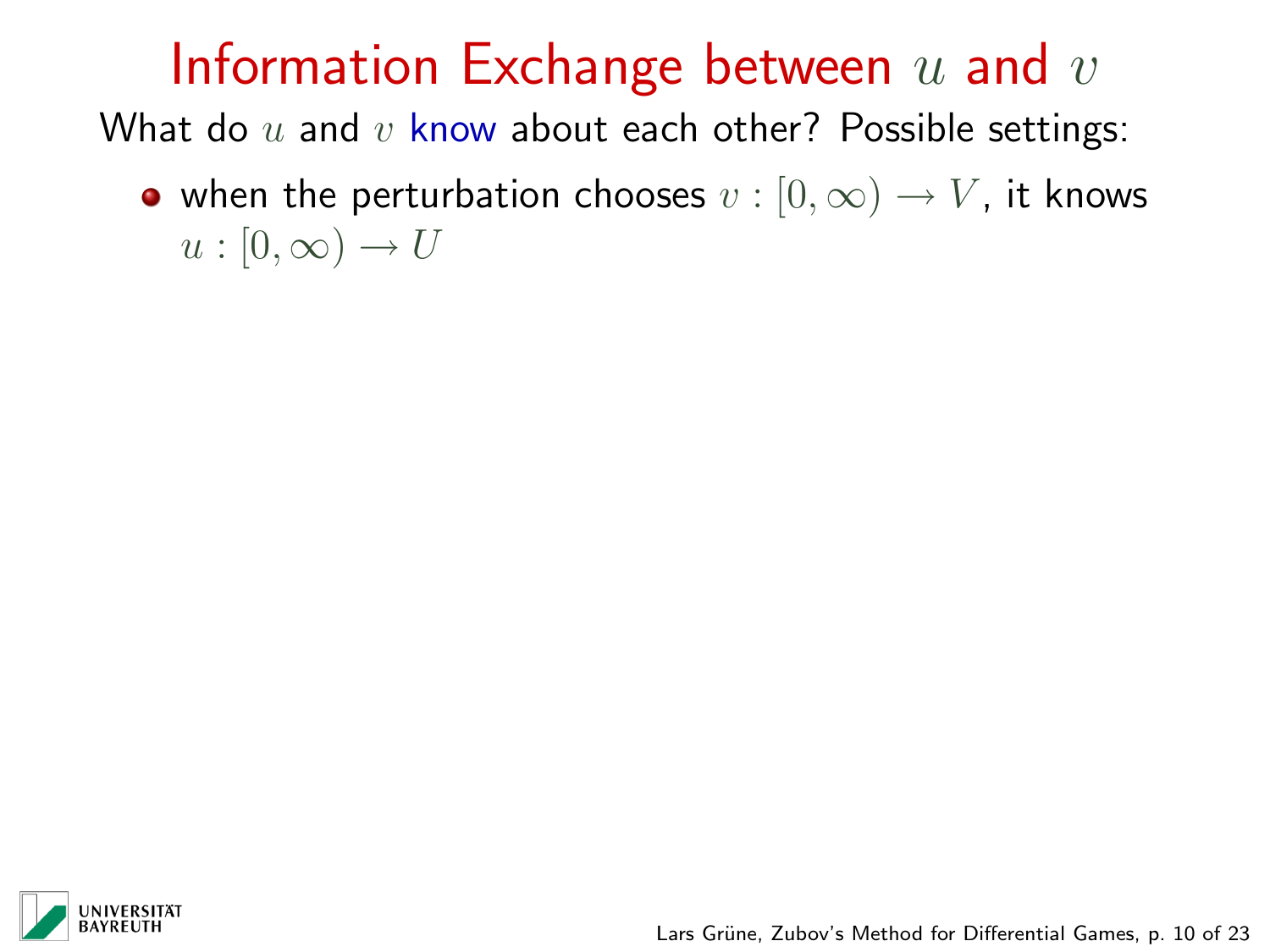# Information Exchange between $u$ and $v$

What do $u$ and $v$ know about each other? Possible settings:

- when the perturbation chooses $v : [0, \infty) \to V$, it knows $u : [0, \infty) \to U$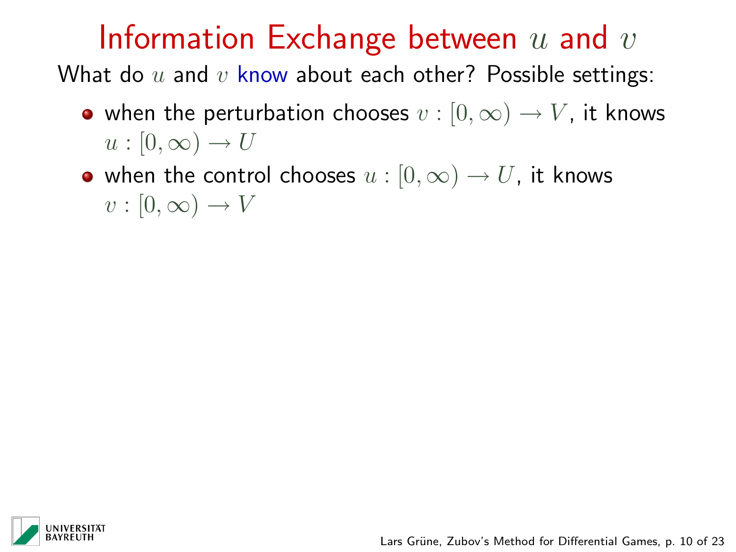# Information Exchange between $u$ and $v$

What do $u$ and $v$ know about each other? Possible settings:

- when the perturbation chooses $v : [0, \infty) \to V$, it knows $u : [0, \infty) \to U$
- when the control chooses $u : [0, \infty) \to U$, it knows $v : [0, \infty) \to V$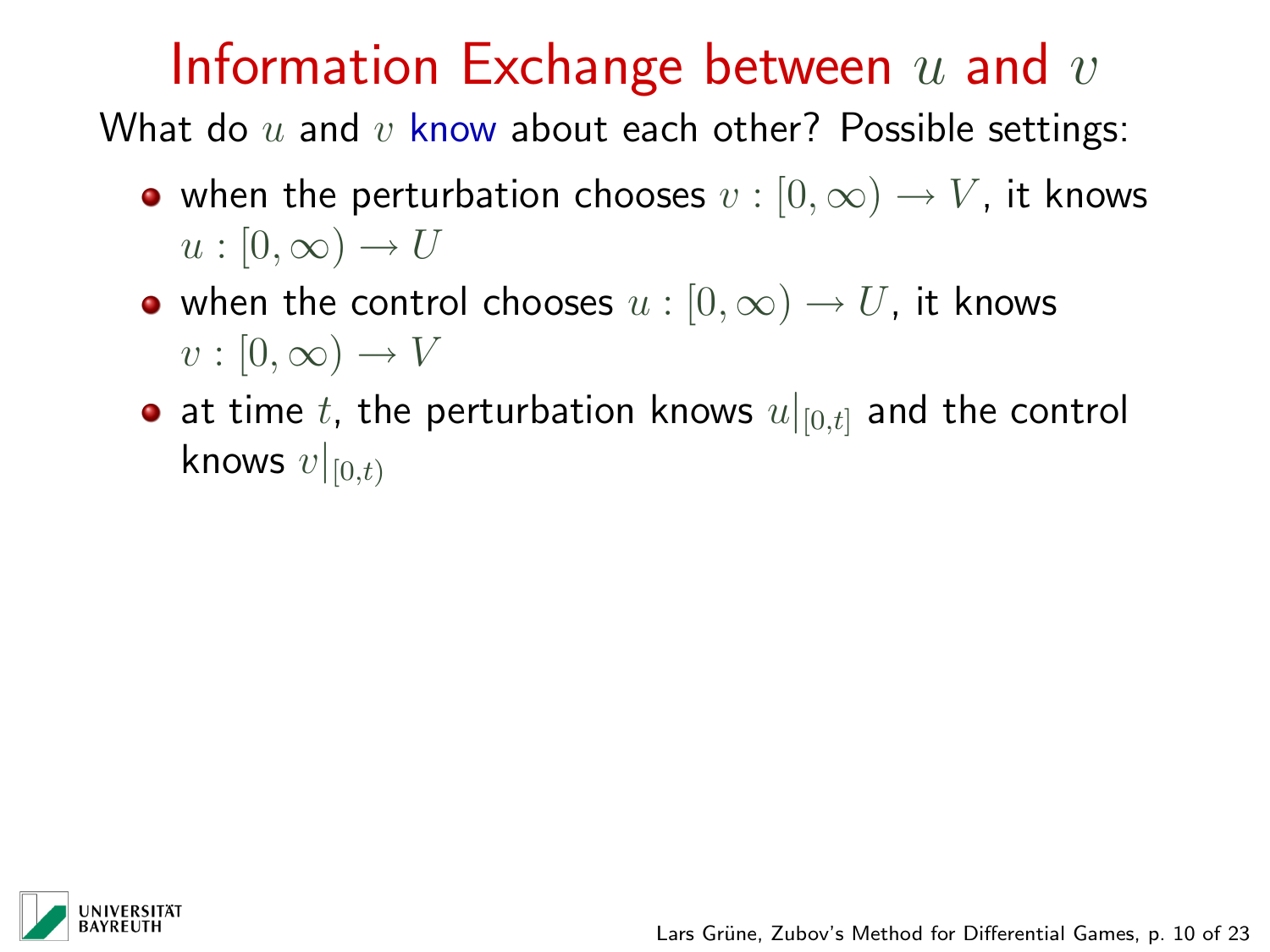# Information Exchange between $u$ and $v$

What do $u$ and $v$ know about each other? Possible settings:

- when the perturbation chooses $v : [0, \infty) \to V$, it knows $u : [0, \infty) \to U$
- when the control chooses $u : [0, \infty) \to U$, it knows $v : [0, \infty) \to V$
- at time $t$, the perturbation knows $u|_{[0,t]}$ and the control knows $v|_{[0,t)}$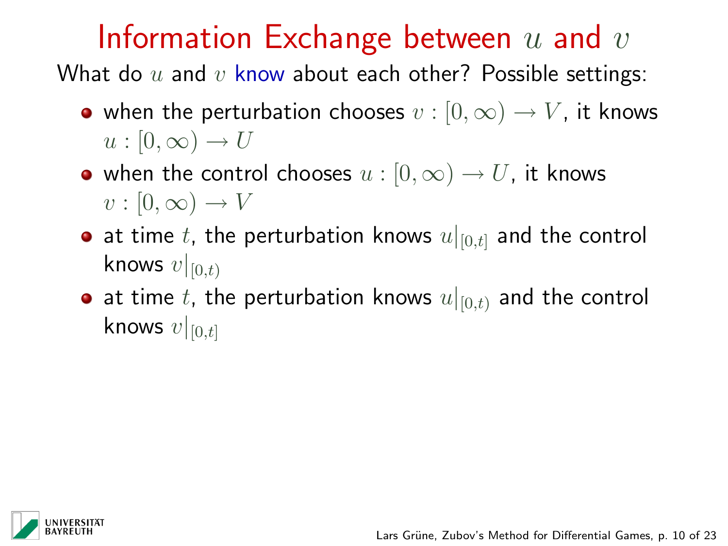# Information Exchange between $u$ and $v$

What do $u$ and $v$ know about each other? Possible settings:

- when the perturbation chooses $v : [0, \infty) \to V$, it knows $u : [0, \infty) \to U$
- when the control chooses $u : [0, \infty) \to U$, it knows $v : [0, \infty) \to V$
- at time $t$, the perturbation knows $u|_{[0,t]}$ and the control knows $v|_{[0,t)}$
- at time $t$, the perturbation knows $u|_{[0,t)}$ and the control knows $v|_{[0,t]}$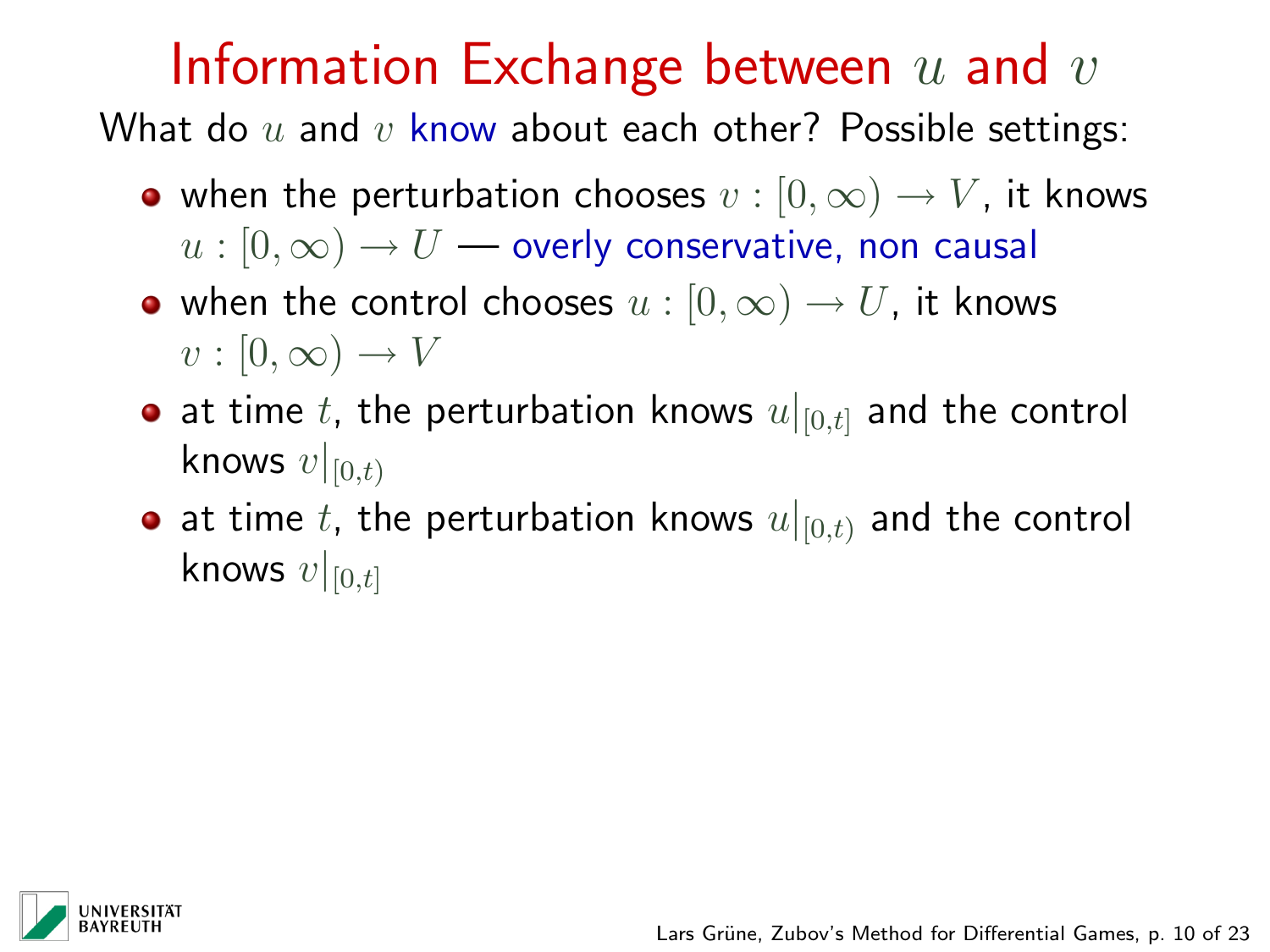# Information Exchange between $u$ and $v$

What do $u$ and $v$ know about each other? Possible settings:

- when the perturbation chooses $v : [0, \infty) \to V$, it knows $u : [0, \infty) \to U$ — overly conservative, non causal
- when the control chooses $u : [0, \infty) \to U$, it knows $v : [0, \infty) \to V$
- at time $t$, the perturbation knows $u|_{[0,t]}$ and the control knows $v|_{[0,t)}$
- at time $t$, the perturbation knows $u|_{[0,t)}$ and the control knows $v|_{[0,t]}$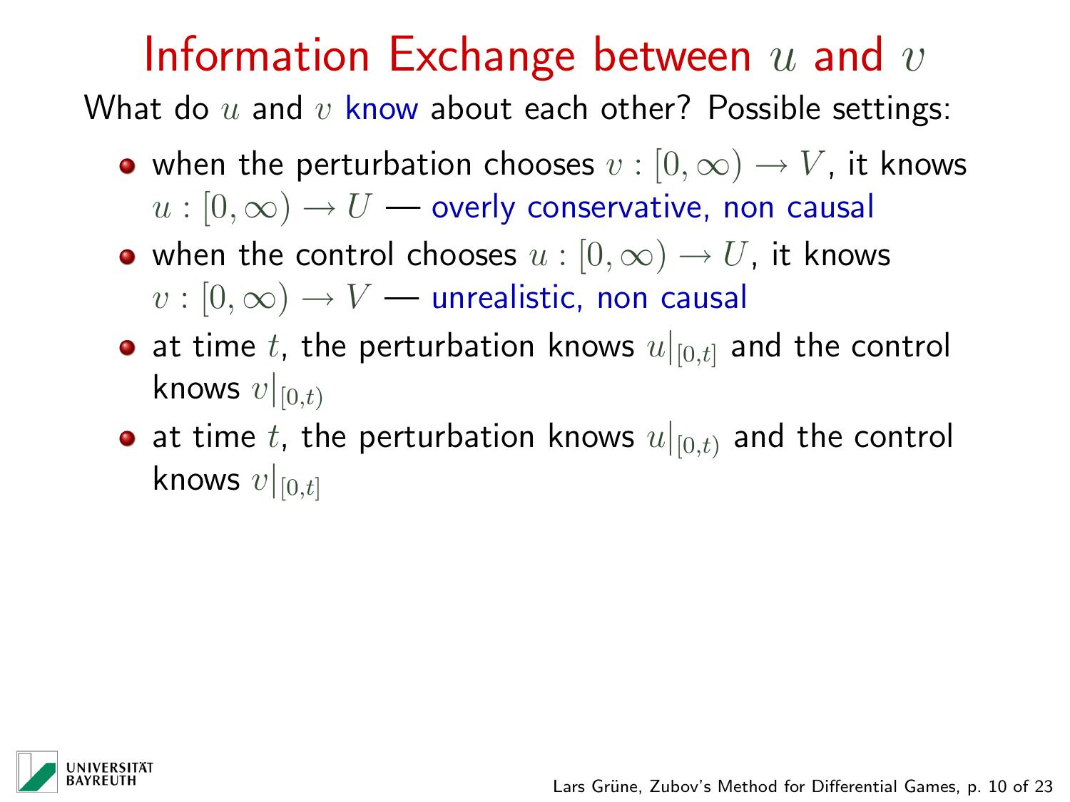# Information Exchange between $u$ and $v$

What do $u$ and $v$ know about each other? Possible settings:

- when the perturbation chooses $v : [0, \infty) \to V$, it knows $u : [0, \infty) \to U$ — overly conservative, non causal
- when the control chooses $u : [0, \infty) \to U$, it knows $v : [0, \infty) \to V$ — unrealistic, non causal
- at time $t$, the perturbation knows $u|_{[0,t]}$ and the control knows $v|_{[0,t)}$
- at time $t$, the perturbation knows $u|_{[0,t)}$ and the control knows $v|_{[0,t]}$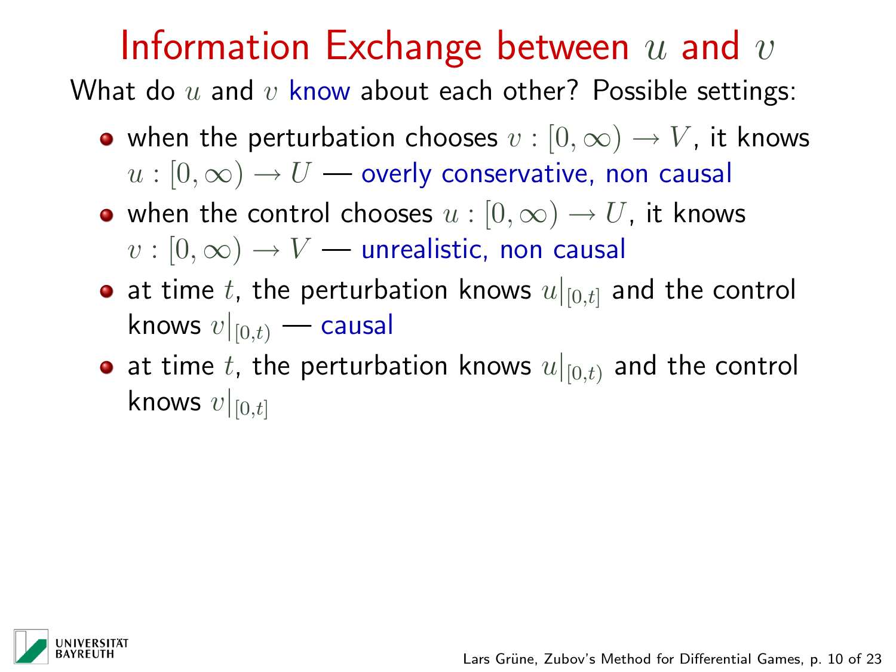# Information Exchange between $u$ and $v$

What do $u$ and $v$ know about each other? Possible settings:

- when the perturbation chooses $v : [0, \infty) \to V$, it knows $u : [0, \infty) \to U$ — overly conservative, non causal
- when the control chooses $u : [0, \infty) \to U$, it knows $v : [0, \infty) \to V$ — unrealistic, non causal
- at time $t$, the perturbation knows $u|_{[0,t]}$ and the control knows $v|_{[0,t)}$ — causal
- at time $t$, the perturbation knows $u|_{[0,t)}$ and the control knows $v|_{[0,t]}$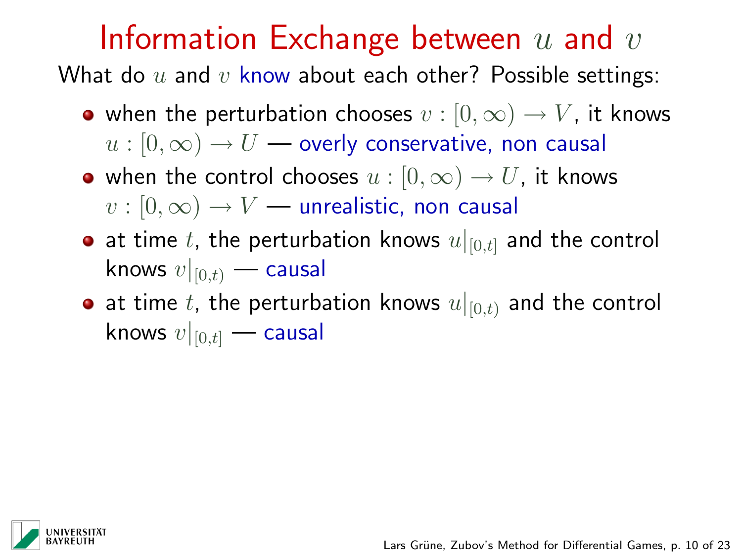# Information Exchange between $u$ and $v$

What do $u$ and $v$ know about each other? Possible settings:

- when the perturbation chooses $v : [0, \infty) \to V$, it knows $u : [0, \infty) \to U$ — overly conservative, non causal
- when the control chooses $u : [0, \infty) \to U$, it knows $v : [0, \infty) \to V$ — unrealistic, non causal
- at time $t$, the perturbation knows $u|_{[0,t]}$ and the control knows $v|_{[0,t)}$ — causal
- at time $t$, the perturbation knows $u|_{[0,t)}$ and the control knows $v|_{[0,t]}$ — causal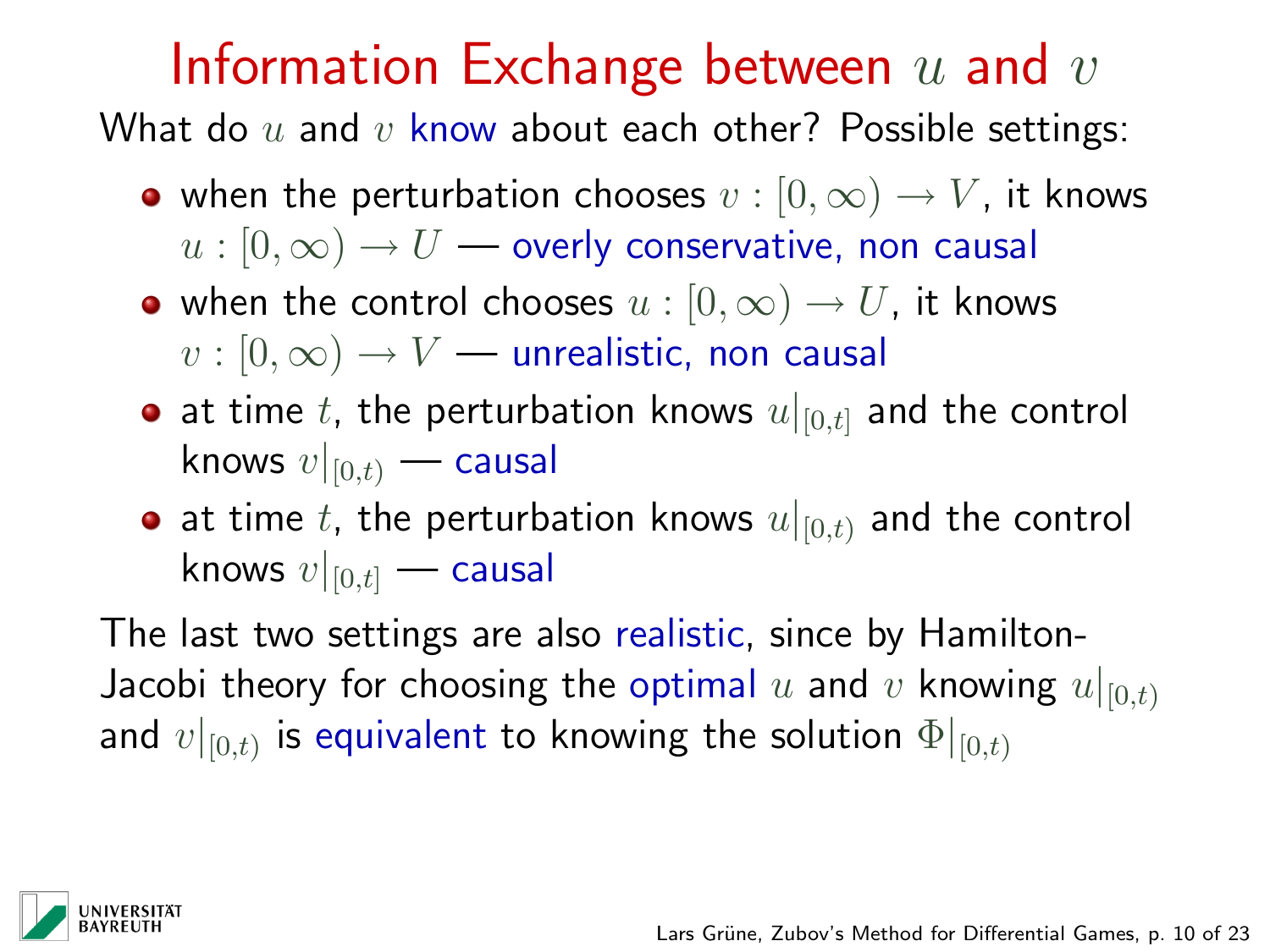# Information Exchange between $u$ and $v$

What do $u$ and $v$ know about each other? Possible settings:

- when the perturbation chooses $v : [0, \infty) \to V$, it knows $u : [0, \infty) \to U$ — overly conservative, non causal
- when the control chooses $u : [0, \infty) \to U$, it knows $v : [0, \infty) \to V$ — unrealistic, non causal
- at time $t$, the perturbation knows $u|_{[0,t]}$ and the control knows $v|_{[0,t)}$ — causal
- at time $t$, the perturbation knows $u|_{[0,t)}$ and the control knows $v|_{[0,t]}$ — causal

The last two settings are also realistic, since by Hamilton-Jacobi theory for choosing the optimal $u$ and $v$ knowing $u|_{[0,t)}$ and $v|_{[0,t)}$ is equivalent to knowing the solution $\Phi|_{[0,t)}$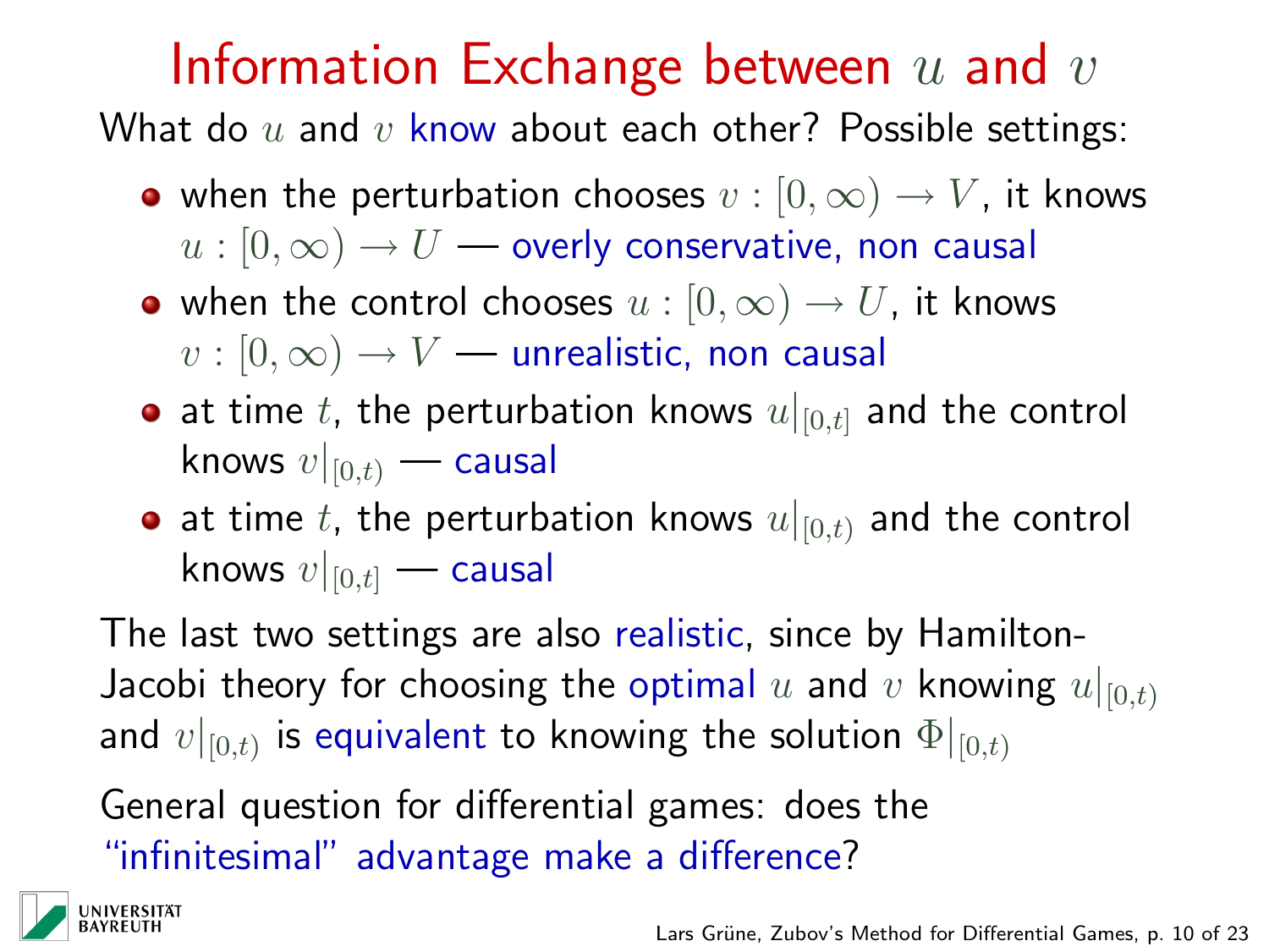# Information Exchange between $u$ and $v$

What do $u$ and $v$ know about each other? Possible settings:

- when the perturbation chooses $v : [0, \infty) \to V$, it knows $u : [0, \infty) \to U$ — overly conservative, non causal
- when the control chooses $u : [0, \infty) \to U$, it knows $v : [0, \infty) \to V$ — unrealistic, non causal
- at time $t$, the perturbation knows $u|_{[0,t]}$ and the control knows $v|_{[0,t)}$ — causal
- at time $t$, the perturbation knows $u|_{[0,t)}$ and the control knows $v|_{[0,t]}$ — causal

The last two settings are also realistic, since by Hamilton-Jacobi theory for choosing the optimal $u$ and $v$ knowing $u|_{[0,t)}$ and $v|_{[0,t)}$ is equivalent to knowing the solution $\Phi|_{[0,t)}$

General question for differential games: does the "infinitesimal" advantage make a difference?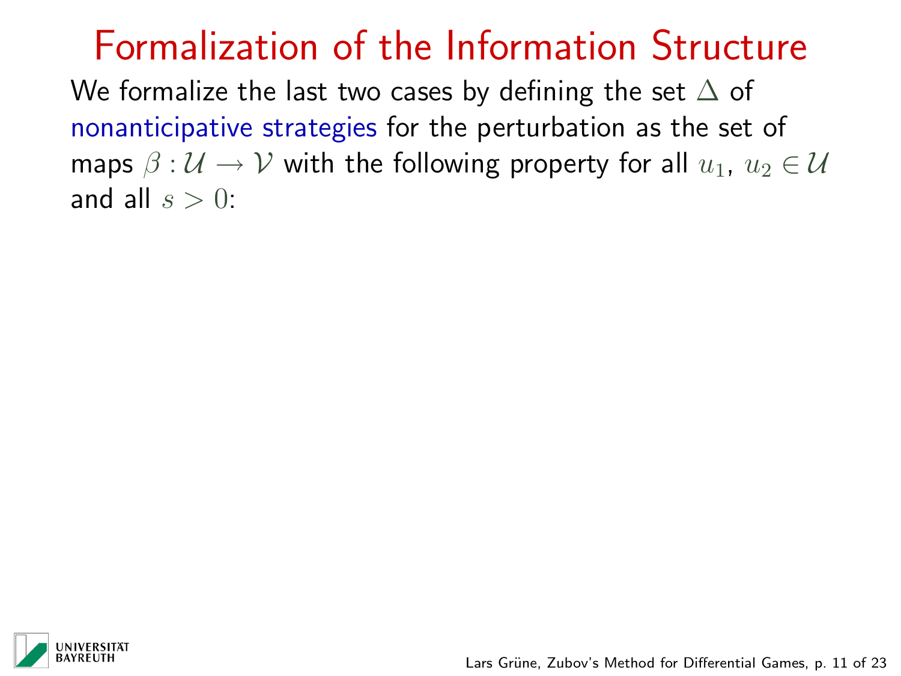# Formalization of the Information Structure

We formalize the last two cases by defining the set $\Delta$ of nonanticipative strategies for the perturbation as the set of maps $\beta : \mathcal{U} \to \mathcal{V}$ with the following property for all $u_1$, $u_2 \in \mathcal{U}$ and all $s > 0$: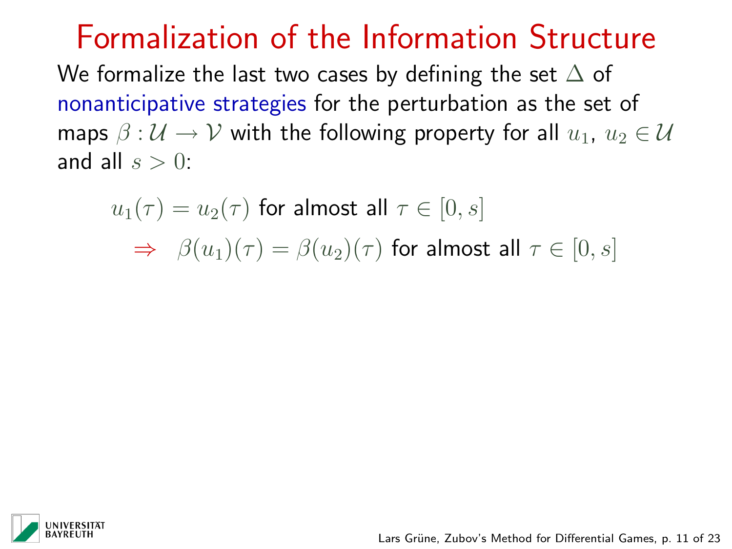# Formalization of the Information Structure

We formalize the last two cases by defining the set $\Delta$ of nonanticipative strategies for the perturbation as the set of maps $\beta : \mathcal{U} \to \mathcal{V}$ with the following property for all $u_1$, $u_2 \in \mathcal{U}$ and all $s > 0$:

$$u_1(\tau) = u_2(\tau) \text{ for almost all } \tau \in [0, s]$$

$$\Rightarrow \quad \beta(u_1)(\tau) = \beta(u_2)(\tau) \text{ for almost all } \tau \in [0, s]$$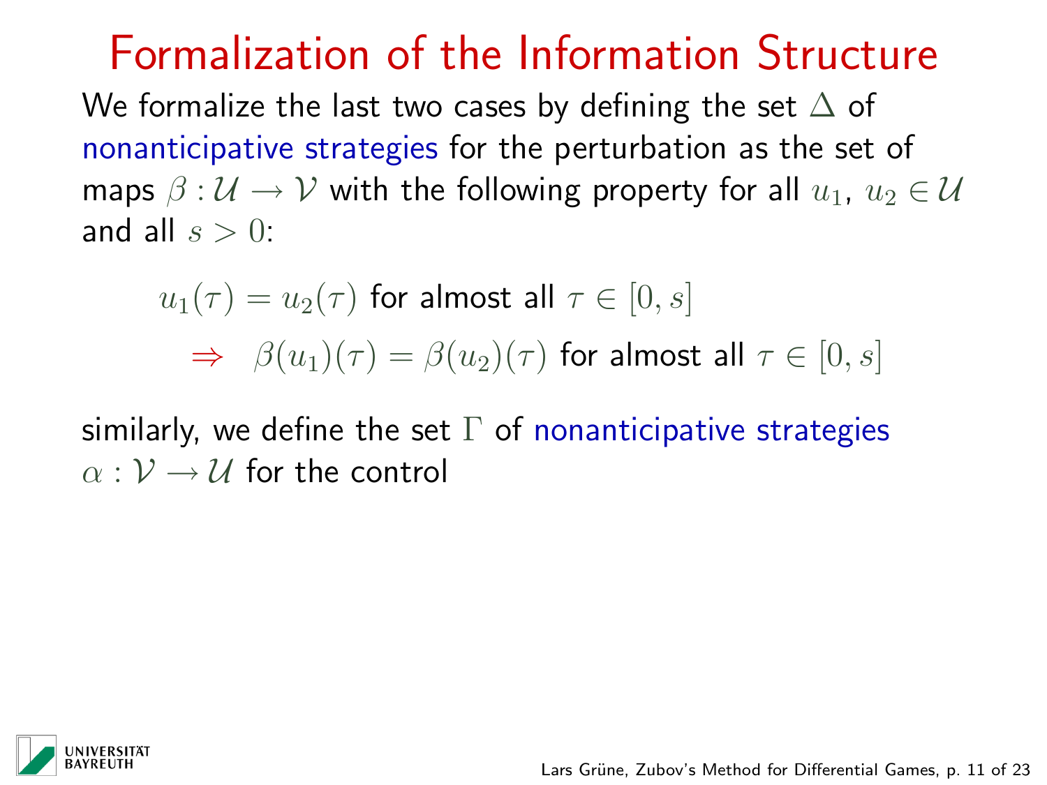# Formalization of the Information Structure

We formalize the last two cases by defining the set $\Delta$ of nonanticipative strategies for the perturbation as the set of maps $\beta : \mathcal{U} \to \mathcal{V}$ with the following property for all $u_1$, $u_2 \in \mathcal{U}$ and all $s > 0$:

$$u_1(\tau) = u_2(\tau) \text{ for almost all } \tau \in [0, s]$$
$$\Rightarrow \quad \beta(u_1)(\tau) = \beta(u_2)(\tau) \text{ for almost all } \tau \in [0, s]$$

similarly, we define the set $\Gamma$ of nonanticipative strategies $\alpha : \mathcal{V} \to \mathcal{U}$ for the control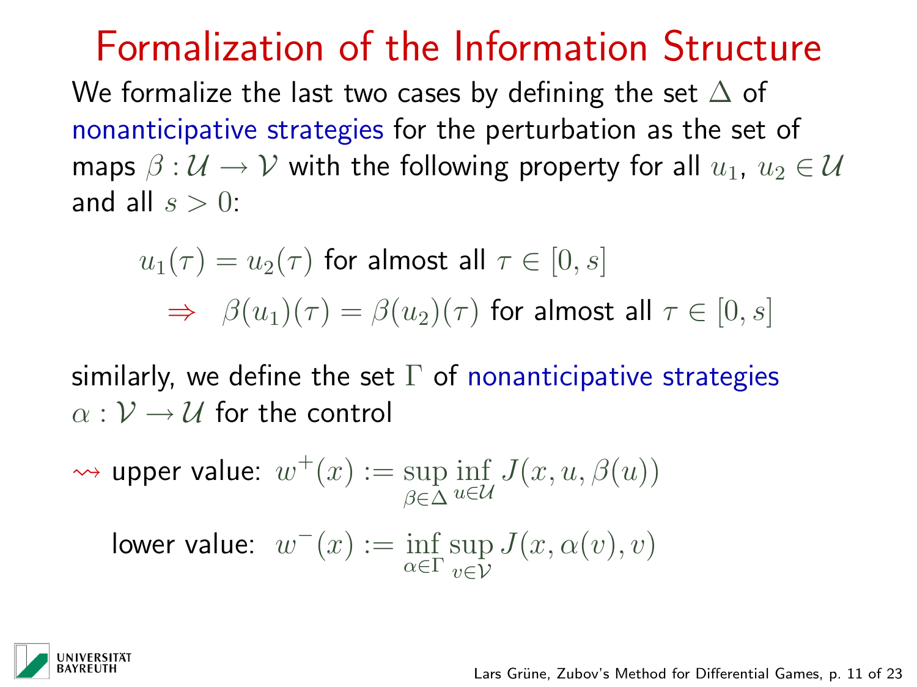# Formalization of the Information Structure

We formalize the last two cases by defining the set $\Delta$ of nonanticipative strategies for the perturbation as the set of maps $\beta : \mathcal{U} \to \mathcal{V}$ with the following property for all $u_1$, $u_2 \in \mathcal{U}$ and all $s > 0$:

$$u_1(\tau) = u_2(\tau) \text{ for almost all } \tau \in [0, s]$$
$$\Rightarrow \quad \beta(u_1)(\tau) = \beta(u_2)(\tau) \text{ for almost all } \tau \in [0, s]$$

similarly, we define the set $\Gamma$ of nonanticipative strategies $\alpha : \mathcal{V} \to \mathcal{U}$ for the control

$\rightsquigarrow$ upper value: $w^+(x) := \sup_{\beta \in \Delta} \inf_{u \in \mathcal{U}} J(x, u, \beta(u))$

lower value: $w^-(x) := \inf_{\alpha \in \Gamma} \sup_{v \in \mathcal{V}} J(x, \alpha(v), v)$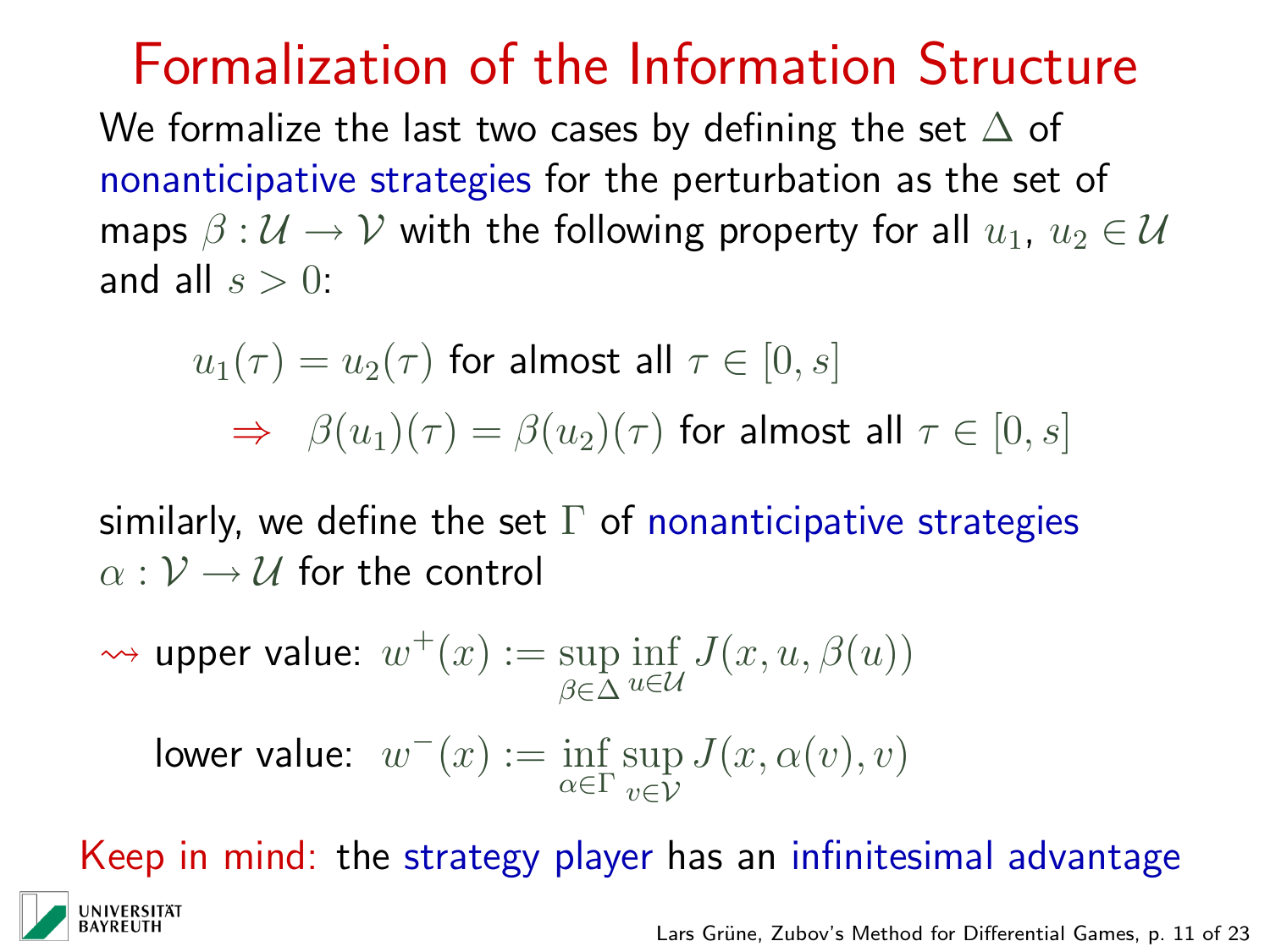# Formalization of the Information Structure

We formalize the last two cases by defining the set $\Delta$ of nonanticipative strategies for the perturbation as the set of maps $\beta : \mathcal{U} \to \mathcal{V}$ with the following property for all $u_1$, $u_2 \in \mathcal{U}$ and all $s > 0$:

$$u_1(\tau) = u_2(\tau) \text{ for almost all } \tau \in [0, s]$$

$$\Rightarrow \quad \beta(u_1)(\tau) = \beta(u_2)(\tau) \text{ for almost all } \tau \in [0, s]$$

similarly, we define the set $\Gamma$ of nonanticipative strategies $\alpha : \mathcal{V} \to \mathcal{U}$ for the control

$\rightsquigarrow$ upper value: $w^+(x) := \sup_{\beta \in \Delta} \inf_{u \in \mathcal{U}} J(x, u, \beta(u))$

lower value: $w^-(x) := \inf_{\alpha \in \Gamma} \sup_{v \in \mathcal{V}} J(x, \alpha(v), v)$

Keep in mind: the strategy player has an infinitesimal advantage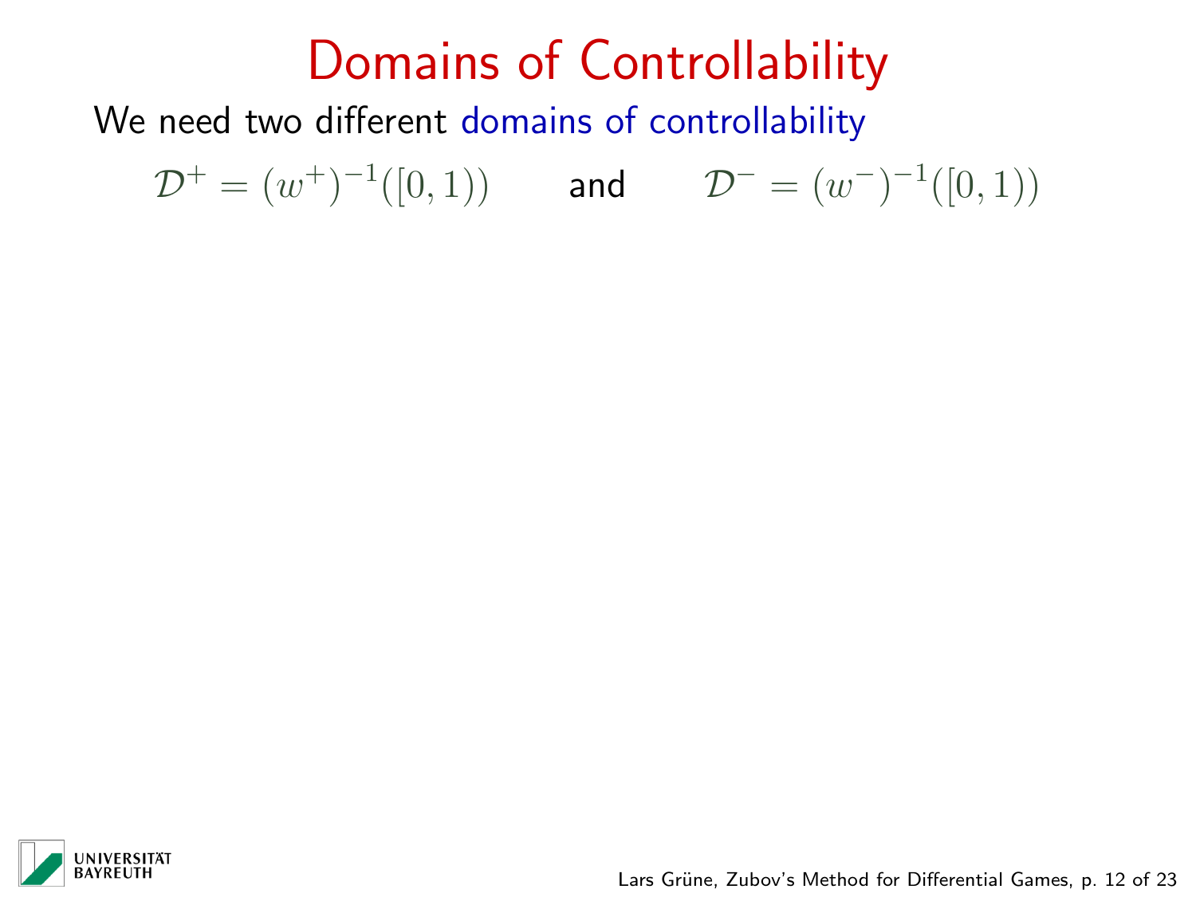# Domains of Controllability

We need two different domains of controllability

$$\mathcal{D}^+ = (w^+)^{-1}([0,1)) \qquad \text{and} \qquad \mathcal{D}^- = (w^-)^{-1}([0,1))$$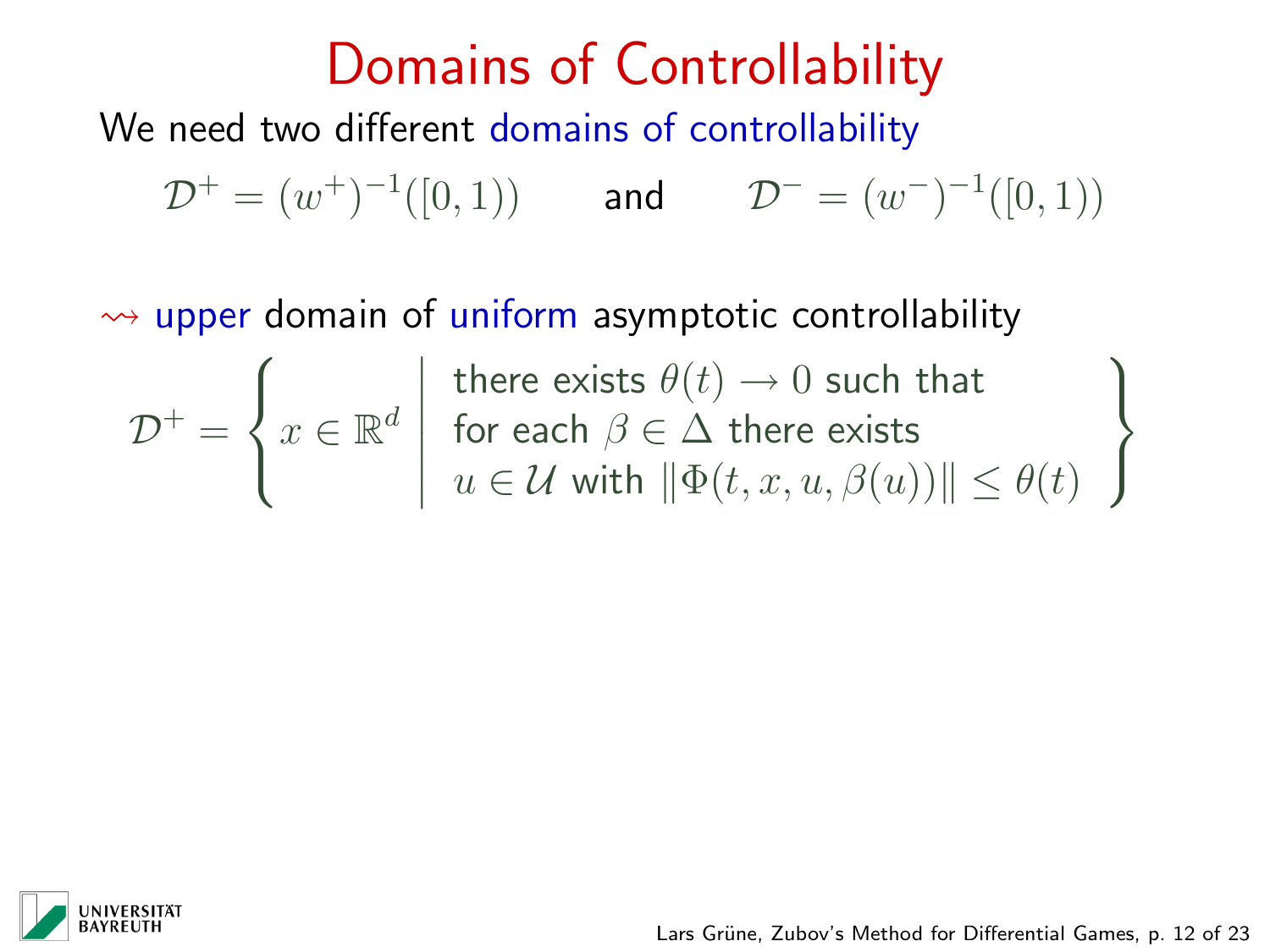# Domains of Controllability

We need two different domains of controllability

$$\mathcal{D}^+ = (w^+)^{-1}([0,1)) \qquad \text{and} \qquad \mathcal{D}^- = (w^-)^{-1}([0,1))$$

$\rightsquigarrow$ upper domain of uniform asymptotic controllability

$$\mathcal{D}^+ = \left\{ x \in \mathbb{R}^d \;\middle|\; \begin{array}{l} \text{there exists } \theta(t) \to 0 \text{ such that} \\ \text{for each } \beta \in \Delta \text{ there exists} \\ u \in \mathcal{U} \text{ with } \|\Phi(t,x,u,\beta(u))\| \leq \theta(t) \end{array} \right\}$$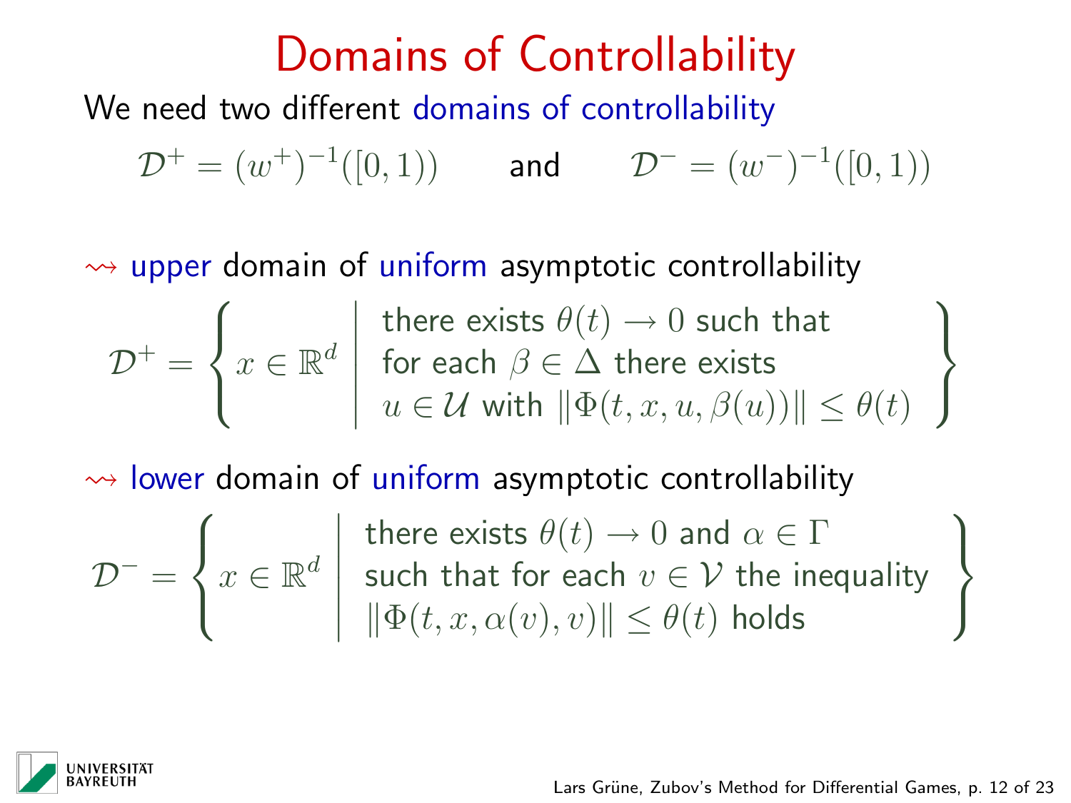# Domains of Controllability

We need two different domains of controllability

$$\mathcal{D}^+ = (w^+)^{-1}([0,1)) \qquad \text{and} \qquad \mathcal{D}^- = (w^-)^{-1}([0,1))$$

$\rightsquigarrow$ upper domain of uniform asymptotic controllability

$$\mathcal{D}^+ = \left\{ x \in \mathbb{R}^d \;\middle|\; \begin{array}{l} \text{there exists } \theta(t) \to 0 \text{ such that} \\ \text{for each } \beta \in \Delta \text{ there exists} \\ u \in \mathcal{U} \text{ with } \|\Phi(t,x,u,\beta(u))\| \le \theta(t) \end{array} \right\}$$

$\rightsquigarrow$ lower domain of uniform asymptotic controllability

$$\mathcal{D}^- = \left\{ x \in \mathbb{R}^d \;\middle|\; \begin{array}{l} \text{there exists } \theta(t) \to 0 \text{ and } \alpha \in \Gamma \\ \text{such that for each } v \in \mathcal{V} \text{ the inequality} \\ \|\Phi(t,x,\alpha(v),v)\| \le \theta(t) \text{ holds} \end{array} \right\}$$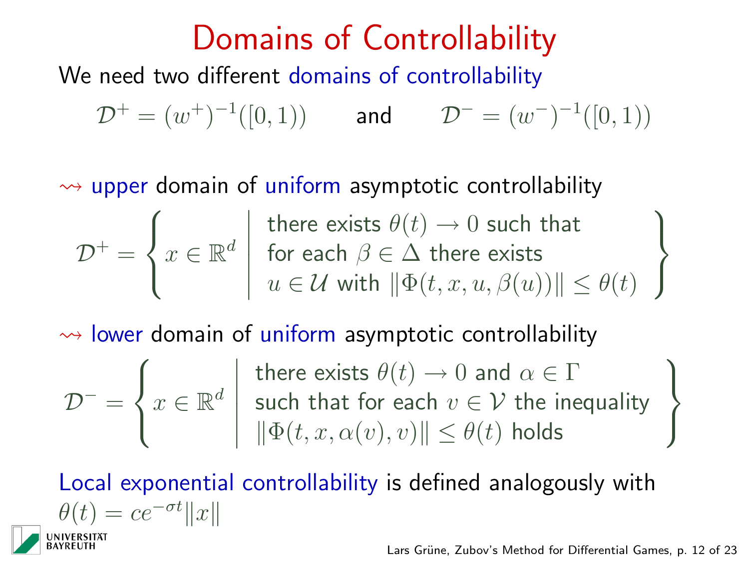# Domains of Controllability

We need two different domains of controllability

$$\mathcal{D}^+ = (w^+)^{-1}([0,1)) \qquad \text{and} \qquad \mathcal{D}^- = (w^-)^{-1}([0,1))$$

$\rightsquigarrow$ upper domain of uniform asymptotic controllability

$$\mathcal{D}^+ = \left\{ x \in \mathbb{R}^d \;\middle|\; \begin{array}{l} \text{there exists } \theta(t) \to 0 \text{ such that} \\ \text{for each } \beta \in \Delta \text{ there exists} \\ u \in \mathcal{U} \text{ with } \|\Phi(t,x,u,\beta(u))\| \le \theta(t) \end{array} \right\}$$

$\rightsquigarrow$ lower domain of uniform asymptotic controllability

$$\mathcal{D}^- = \left\{ x \in \mathbb{R}^d \;\middle|\; \begin{array}{l} \text{there exists } \theta(t) \to 0 \text{ and } \alpha \in \Gamma \\ \text{such that for each } v \in \mathcal{V} \text{ the inequality} \\ \|\Phi(t,x,\alpha(v),v)\| \le \theta(t) \text{ holds} \end{array} \right\}$$

Local exponential controllability is defined analogously with $\theta(t) = ce^{-\sigma t}\|x\|$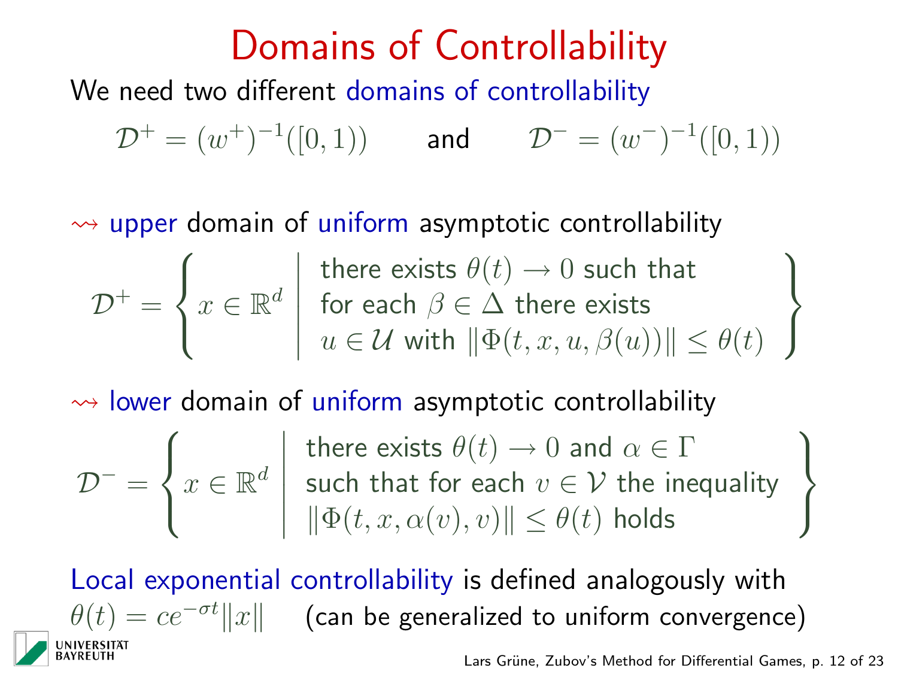# Domains of Controllability

We need two different domains of controllability

$$\mathcal{D}^+ = (w^+)^{-1}([0,1)) \qquad \text{and} \qquad \mathcal{D}^- = (w^-)^{-1}([0,1))$$

$\rightsquigarrow$ upper domain of uniform asymptotic controllability

$$\mathcal{D}^+ = \left\{ x \in \mathbb{R}^d \;\middle|\; \begin{array}{l} \text{there exists } \theta(t) \to 0 \text{ such that} \\ \text{for each } \beta \in \Delta \text{ there exists} \\ u \in \mathcal{U} \text{ with } \|\Phi(t,x,u,\beta(u))\| \leq \theta(t) \end{array} \right\}$$

$\rightsquigarrow$ lower domain of uniform asymptotic controllability

$$\mathcal{D}^- = \left\{ x \in \mathbb{R}^d \;\middle|\; \begin{array}{l} \text{there exists } \theta(t) \to 0 \text{ and } \alpha \in \Gamma \\ \text{such that for each } v \in \mathcal{V} \text{ the inequality} \\ \|\Phi(t,x,\alpha(v),v)\| \leq \theta(t) \text{ holds} \end{array} \right\}$$

Local exponential controllability is defined analogously with $\theta(t) = ce^{-\sigma t}\|x\|$ (can be generalized to uniform convergence)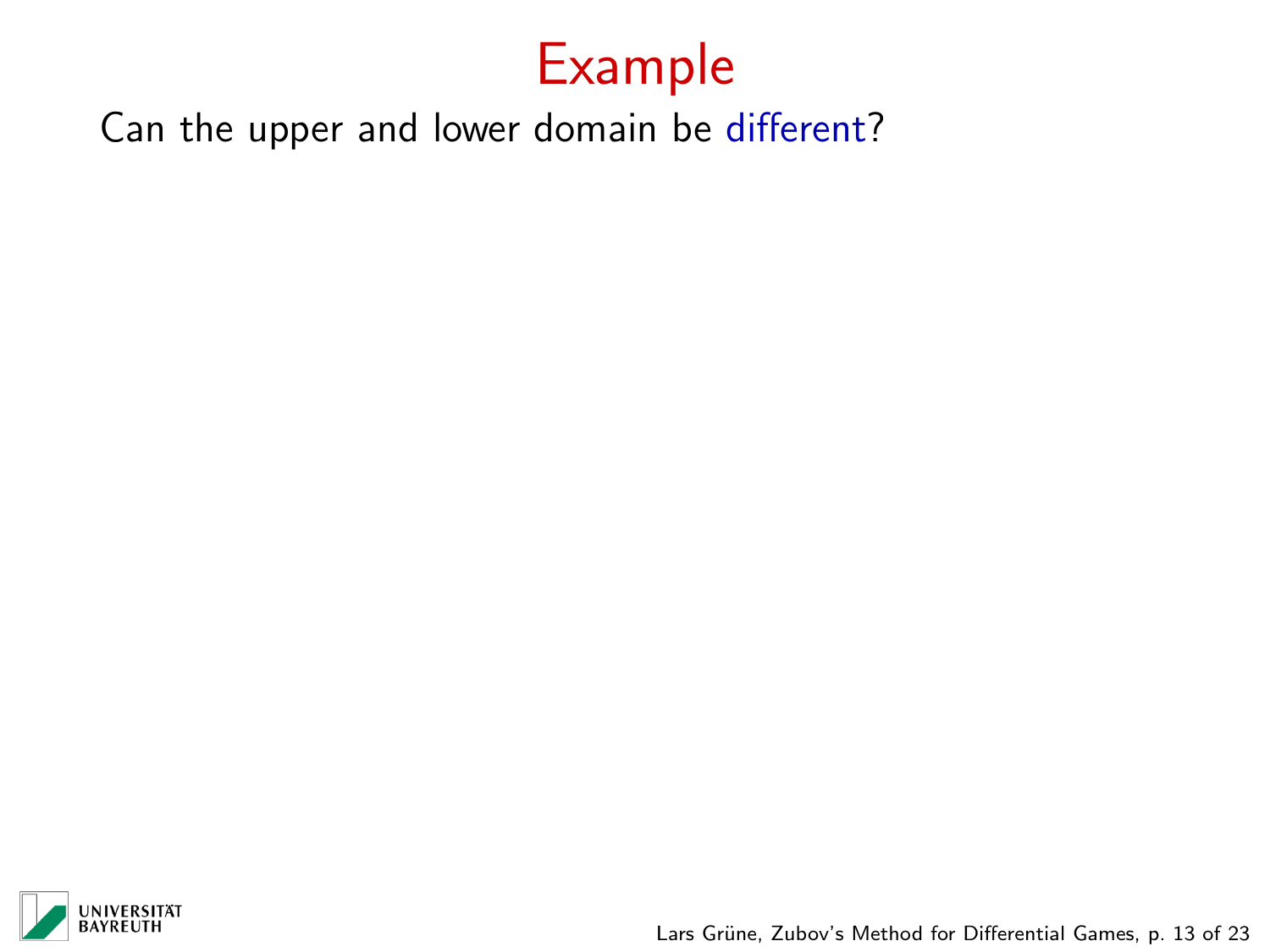# Example

Can the upper and lower domain be different?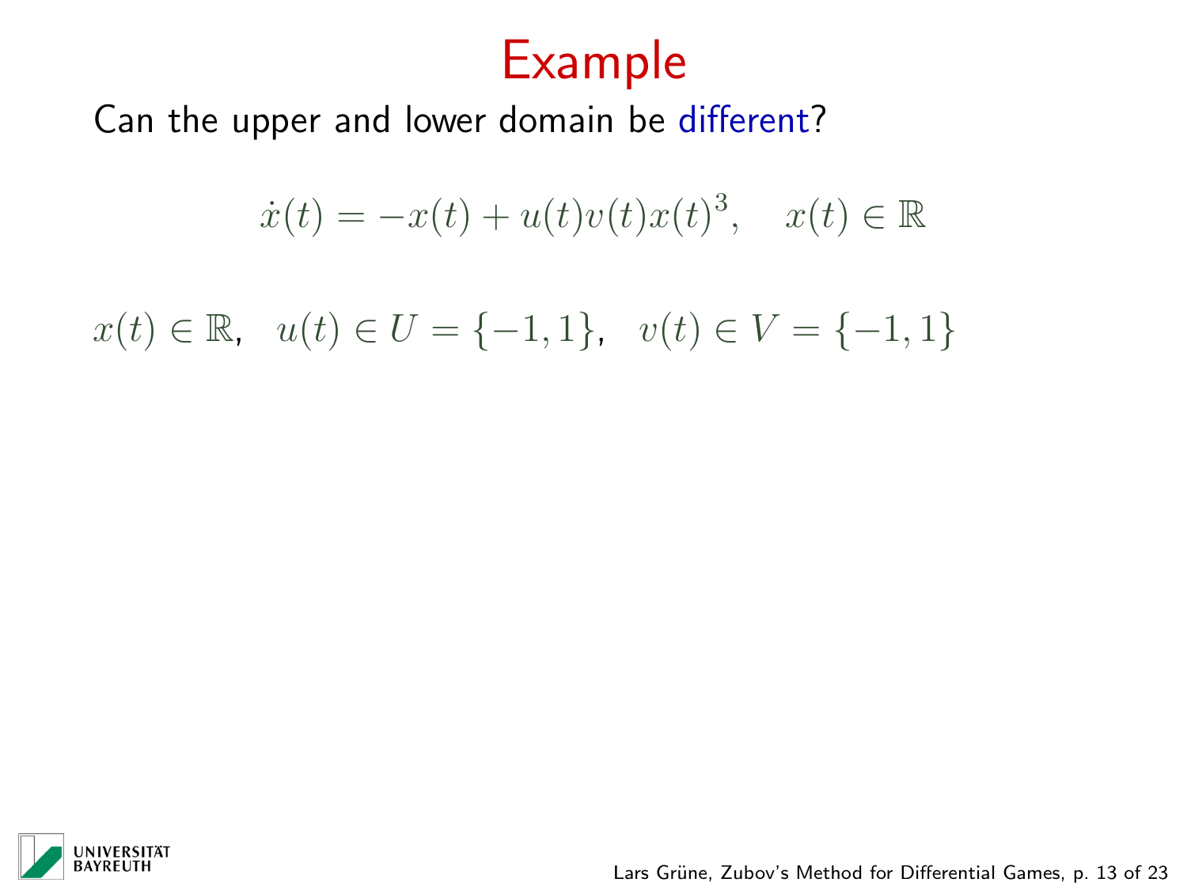# Example

Can the upper and lower domain be different?

$$\dot{x}(t) = -x(t) + u(t)v(t)x(t)^3, \quad x(t) \in \mathbb{R}$$

$x(t) \in \mathbb{R}$, $u(t) \in U = \{-1, 1\}$, $v(t) \in V = \{-1, 1\}$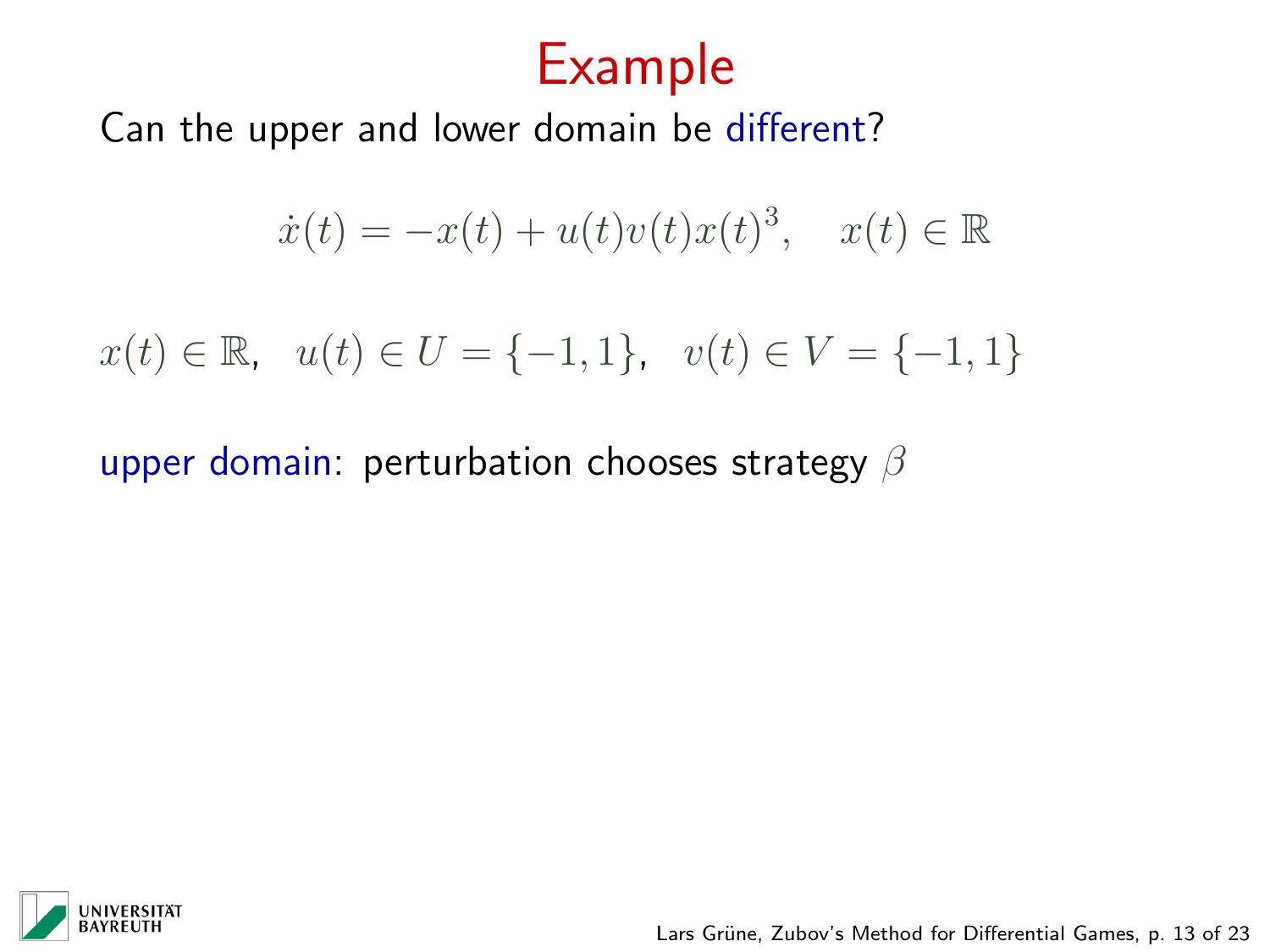# Example

Can the upper and lower domain be different?

$$\dot{x}(t) = -x(t) + u(t)v(t)x(t)^3, \quad x(t) \in \mathbb{R}$$

$x(t) \in \mathbb{R}$, $u(t) \in U = \{-1, 1\}$, $v(t) \in V = \{-1, 1\}$

upper domain: perturbation chooses strategy $\beta$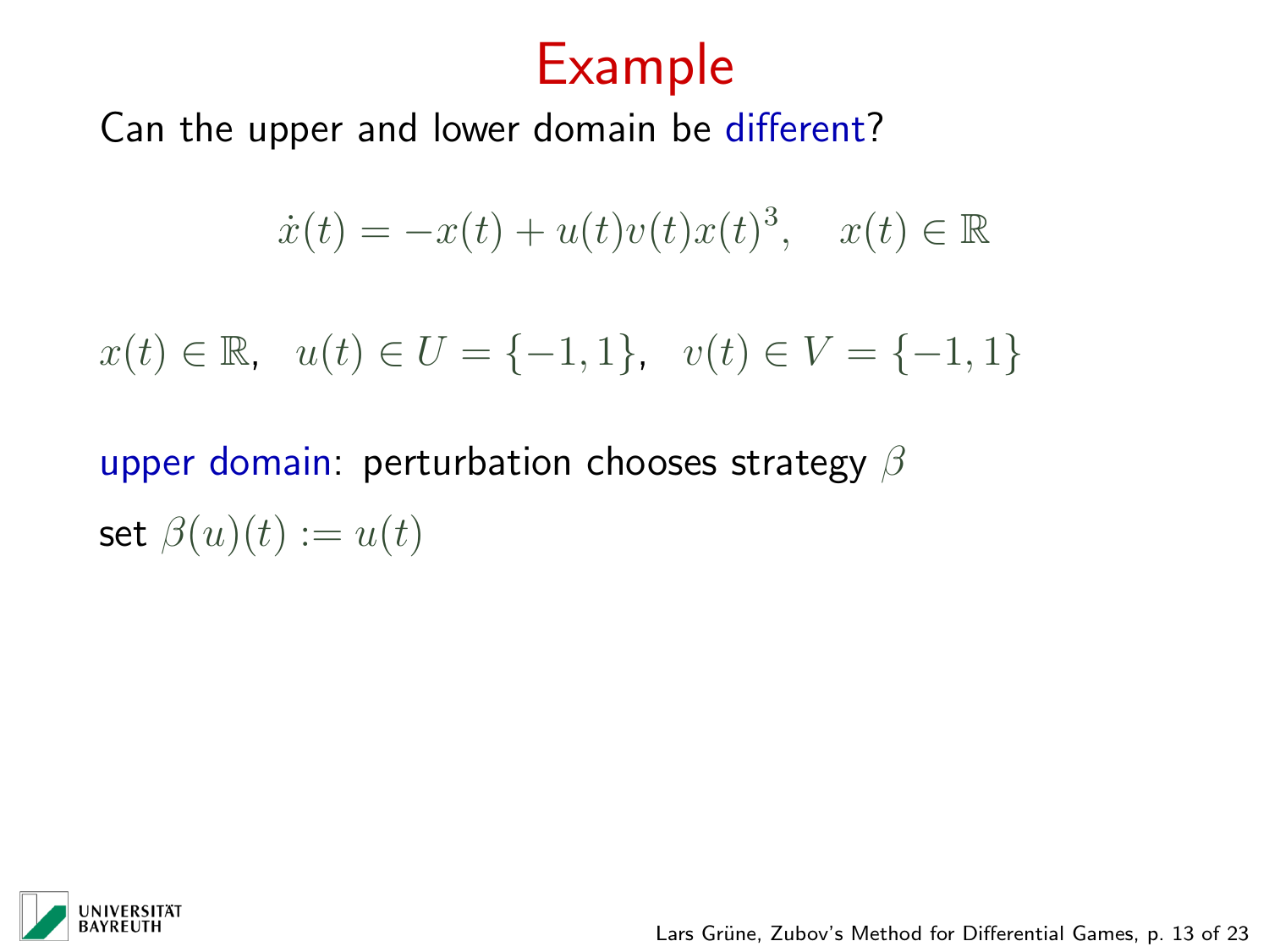# Example

Can the upper and lower domain be different?

$$\dot{x}(t) = -x(t) + u(t)v(t)x(t)^3, \quad x(t) \in \mathbb{R}$$

$x(t) \in \mathbb{R}$, $u(t) \in U = \{-1, 1\}$, $v(t) \in V = \{-1, 1\}$

upper domain: perturbation chooses strategy $\beta$

set $\beta(u)(t) := u(t)$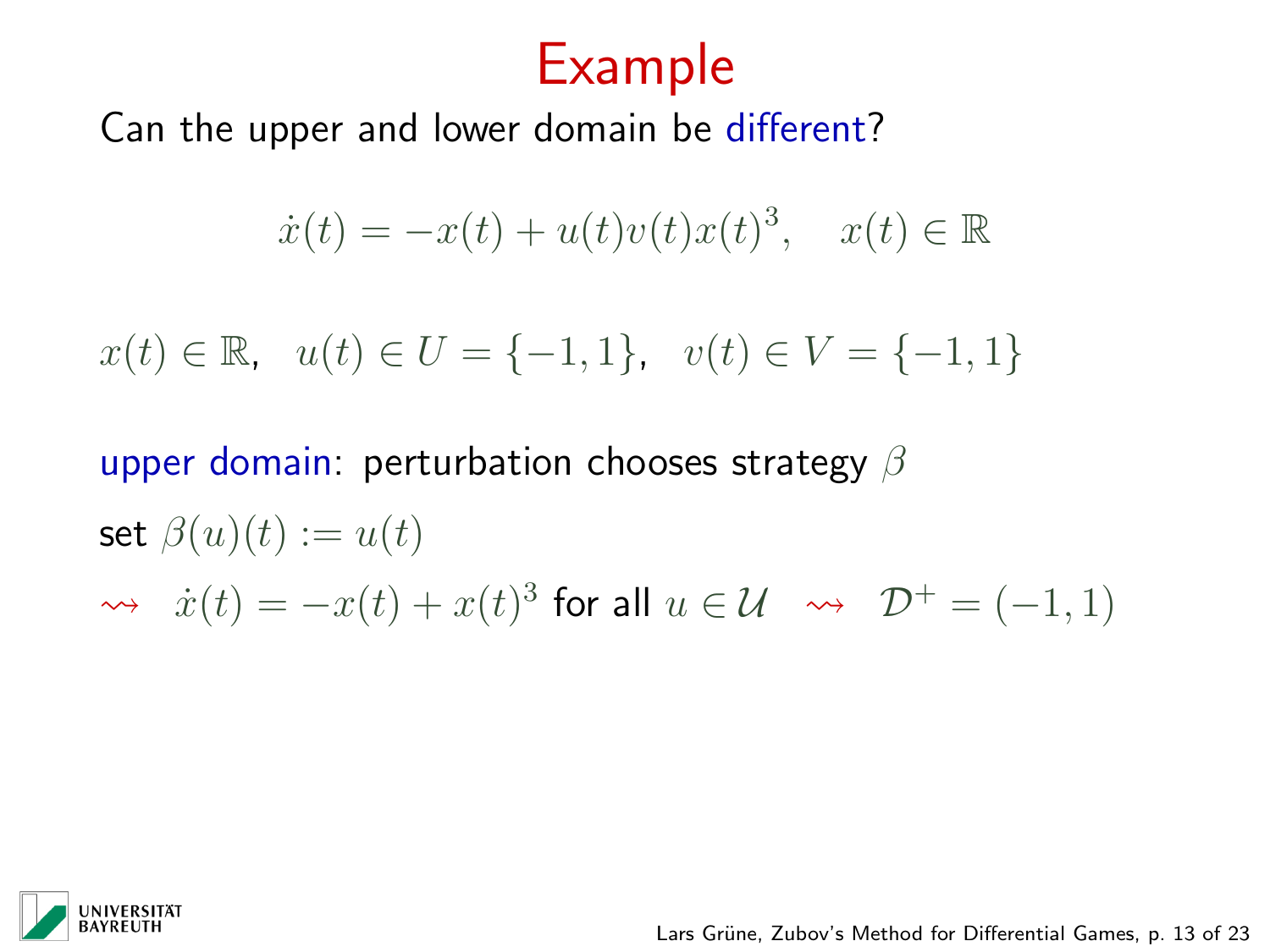# Example

Can the upper and lower domain be different?

$$\dot{x}(t) = -x(t) + u(t)v(t)x(t)^3, \quad x(t) \in \mathbb{R}$$

$x(t) \in \mathbb{R}$, $u(t) \in U = \{-1, 1\}$, $v(t) \in V = \{-1, 1\}$

upper domain: perturbation chooses strategy $\beta$

set $\beta(u)(t) := u(t)$

$\rightsquigarrow \quad \dot{x}(t) = -x(t) + x(t)^3$ for all $u \in \mathcal{U} \quad \rightsquigarrow \quad \mathcal{D}^+ = (-1, 1)$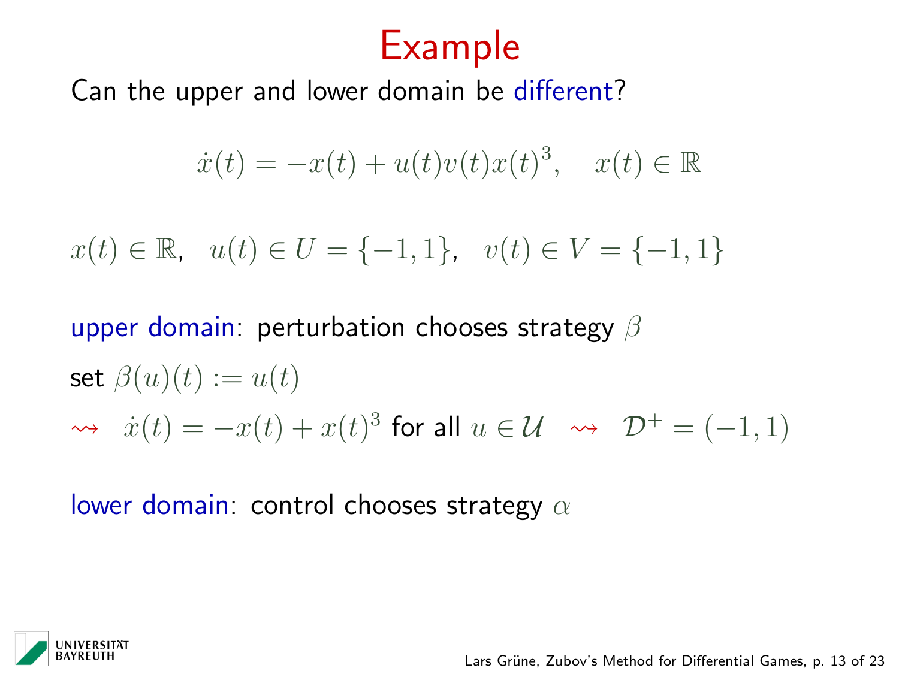# Example

Can the upper and lower domain be different?

$$\dot{x}(t) = -x(t) + u(t)v(t)x(t)^3, \quad x(t) \in \mathbb{R}$$

$x(t) \in \mathbb{R}$, $u(t) \in U = \{-1, 1\}$, $v(t) \in V = \{-1, 1\}$

upper domain: perturbation chooses strategy $\beta$

set $\beta(u)(t) := u(t)$

$\rightsquigarrow$ $\dot{x}(t) = -x(t) + x(t)^3$ for all $u \in \mathcal{U}$ $\rightsquigarrow$ $\mathcal{D}^+ = (-1, 1)$

lower domain: control chooses strategy $\alpha$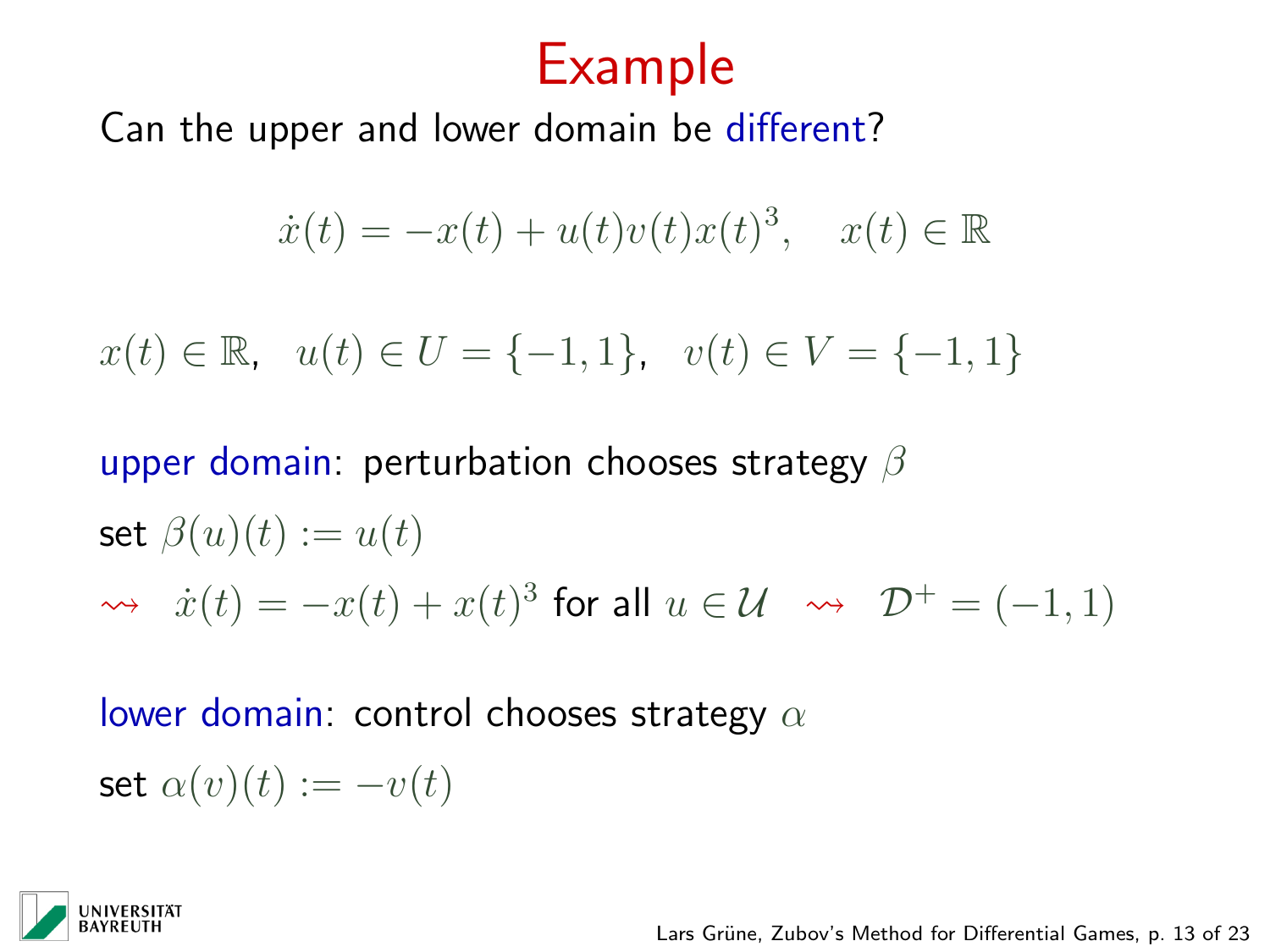# Example

Can the upper and lower domain be different?

$$\dot{x}(t) = -x(t) + u(t)v(t)x(t)^3, \quad x(t) \in \mathbb{R}$$

$x(t) \in \mathbb{R}$, $u(t) \in U = \{-1, 1\}$, $v(t) \in V = \{-1, 1\}$

upper domain: perturbation chooses strategy $\beta$

set $\beta(u)(t) := u(t)$

$\rightsquigarrow$ $\dot{x}(t) = -x(t) + x(t)^3$ for all $u \in \mathcal{U}$ $\rightsquigarrow$ $\mathcal{D}^+ = (-1, 1)$

lower domain: control chooses strategy $\alpha$

set $\alpha(v)(t) := -v(t)$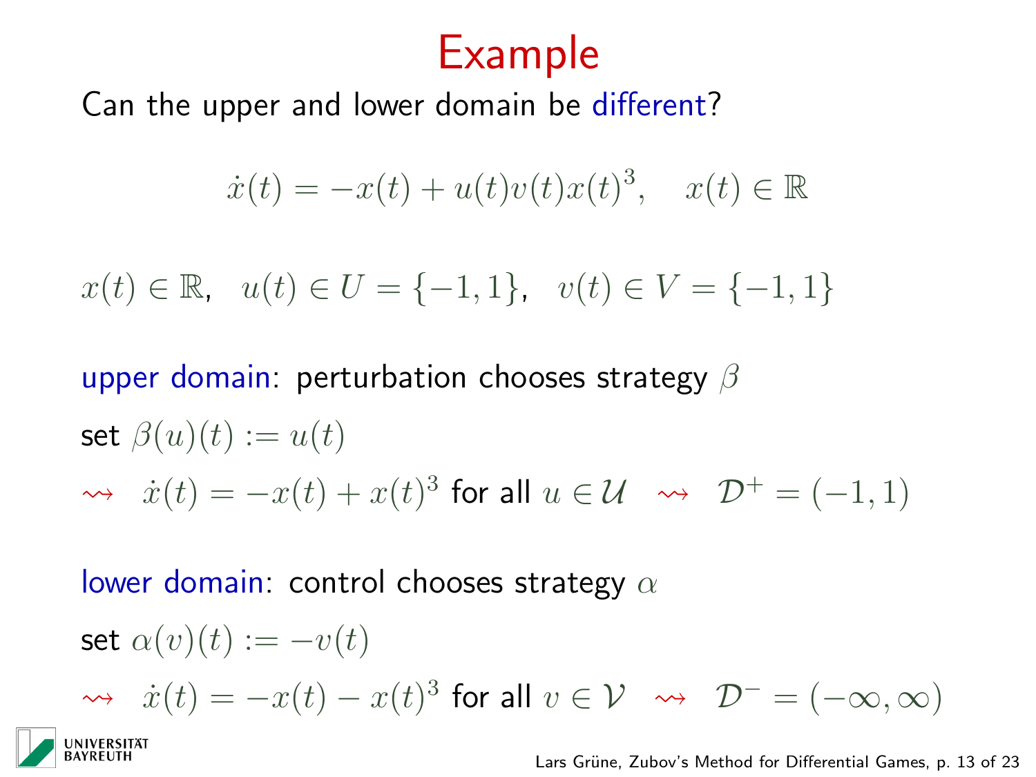# Example

Can the upper and lower domain be different?

$$\dot{x}(t) = -x(t) + u(t)v(t)x(t)^3, \quad x(t) \in \mathbb{R}$$

$x(t) \in \mathbb{R}$, $u(t) \in U = \{-1, 1\}$, $v(t) \in V = \{-1, 1\}$

upper domain: perturbation chooses strategy $\beta$

set $\beta(u)(t) := u(t)$

$\rightsquigarrow$ $\dot{x}(t) = -x(t) + x(t)^3$ for all $u \in \mathcal{U}$ $\rightsquigarrow$ $\mathcal{D}^+ = (-1, 1)$

lower domain: control chooses strategy $\alpha$

set $\alpha(v)(t) := -v(t)$

$\rightsquigarrow$ $\dot{x}(t) = -x(t) - x(t)^3$ for all $v \in \mathcal{V}$ $\rightsquigarrow$ $\mathcal{D}^- = (-\infty, \infty)$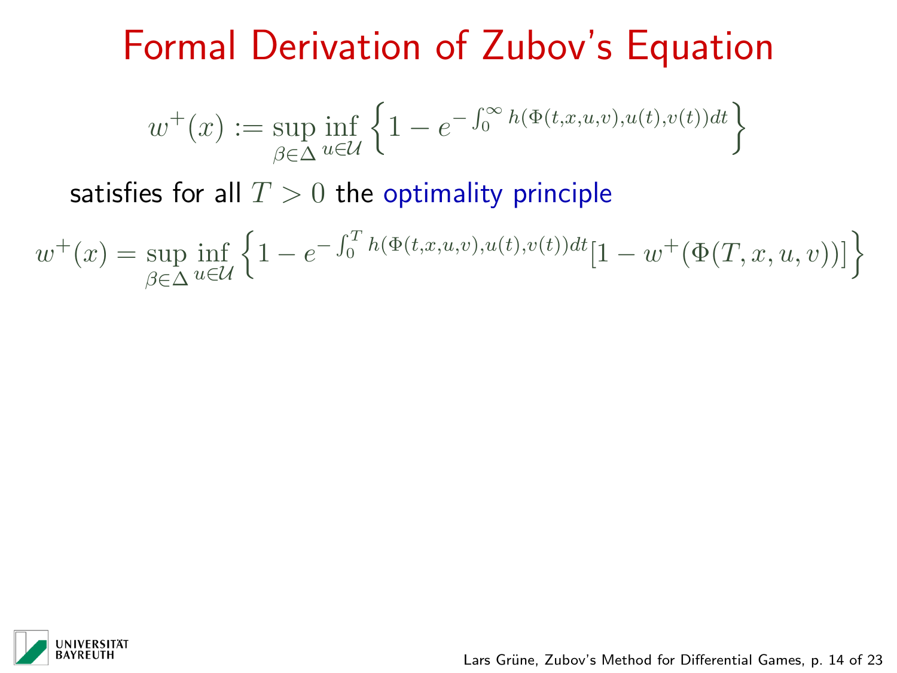# Formal Derivation of Zubov's Equation

$$w^+(x) := \sup_{\beta \in \Delta} \inf_{u \in \mathcal{U}} \left\{ 1 - e^{-\int_0^\infty h(\Phi(t,x,u,v),u(t),v(t))dt} \right\}$$

satisfies for all $T > 0$ the optimality principle

$$w^+(x) = \sup_{\beta \in \Delta} \inf_{u \in \mathcal{U}} \left\{ 1 - e^{-\int_0^T h(\Phi(t,x,u,v),u(t),v(t))dt} [1 - w^+(\Phi(T,x,u,v))] \right\}$$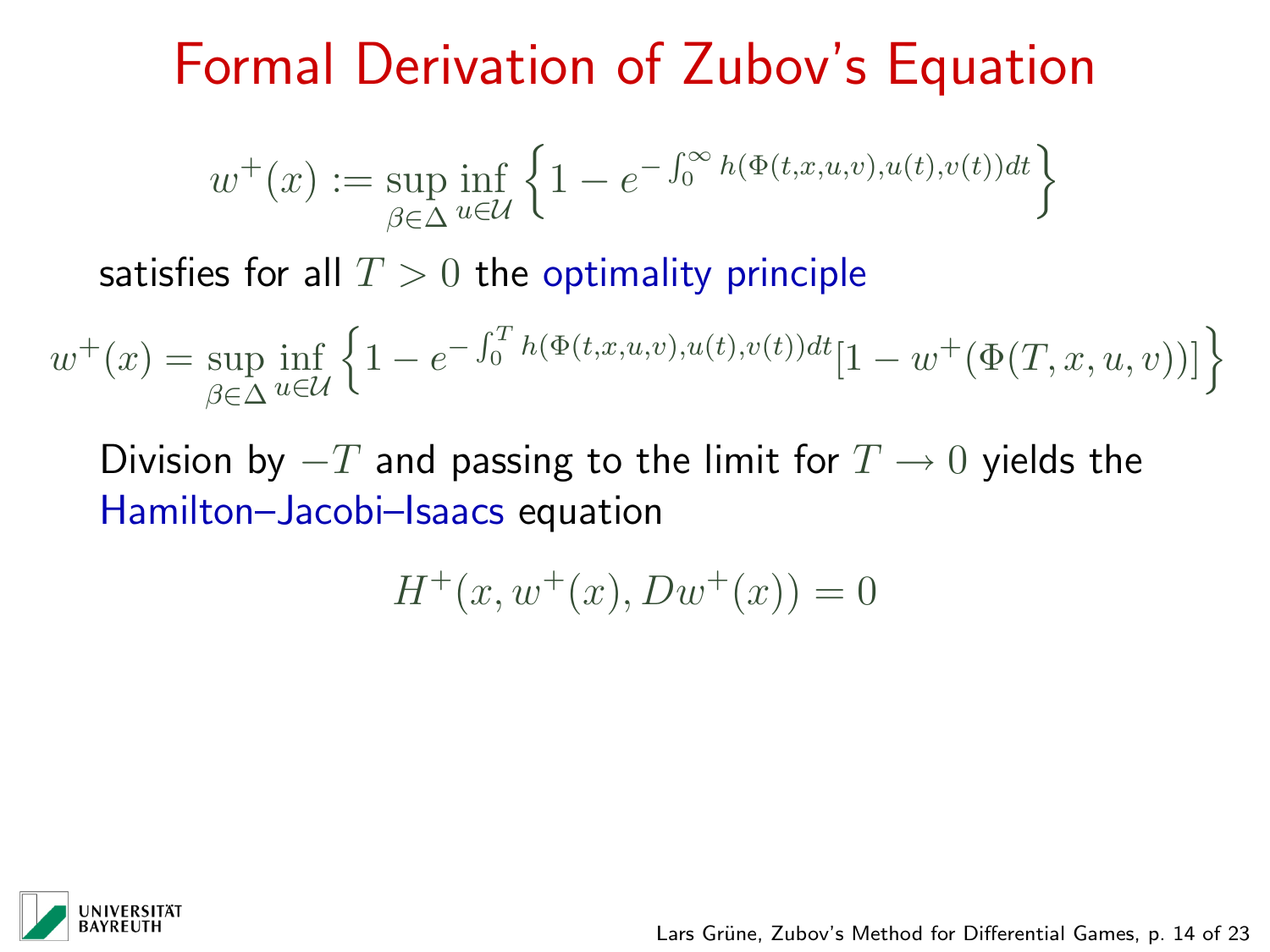# Formal Derivation of Zubov's Equation

$$w^+(x) := \sup_{\beta \in \Delta} \inf_{u \in \mathcal{U}} \left\{ 1 - e^{-\int_0^\infty h(\Phi(t,x,u,v),u(t),v(t))dt} \right\}$$

satisfies for all $T > 0$ the optimality principle

$$w^+(x) = \sup_{\beta \in \Delta} \inf_{u \in \mathcal{U}} \left\{ 1 - e^{-\int_0^T h(\Phi(t,x,u,v),u(t),v(t))dt} [1 - w^+(\Phi(T,x,u,v))] \right\}$$

Division by $-T$ and passing to the limit for $T \to 0$ yields the Hamilton–Jacobi–Isaacs equation

$$H^+(x, w^+(x), Dw^+(x)) = 0$$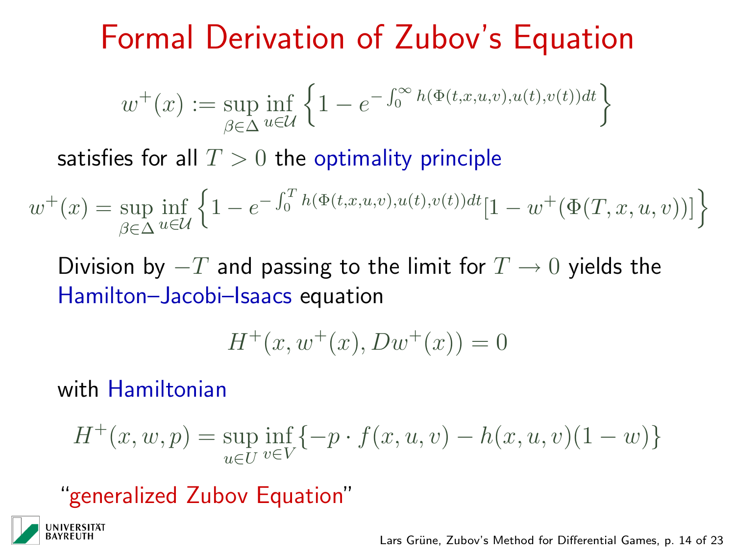# Formal Derivation of Zubov's Equation

$$w^+(x) := \sup_{\beta\in\Delta} \inf_{u\in\mathcal{U}} \left\{ 1 - e^{-\int_0^\infty h(\Phi(t,x,u,v),u(t),v(t))dt} \right\}$$

satisfies for all $T > 0$ the optimality principle

$$w^+(x) = \sup_{\beta\in\Delta} \inf_{u\in\mathcal{U}} \left\{ 1 - e^{-\int_0^T h(\Phi(t,x,u,v),u(t),v(t))dt} [1 - w^+(\Phi(T,x,u,v))] \right\}$$

Division by $-T$ and passing to the limit for $T \to 0$ yields the Hamilton–Jacobi–Isaacs equation

$$H^+(x, w^+(x), Dw^+(x)) = 0$$

with Hamiltonian

$$H^+(x,w,p) = \sup_{u\in U} \inf_{v\in V} \{ -p \cdot f(x,u,v) - h(x,u,v)(1-w) \}$$

"generalized Zubov Equation"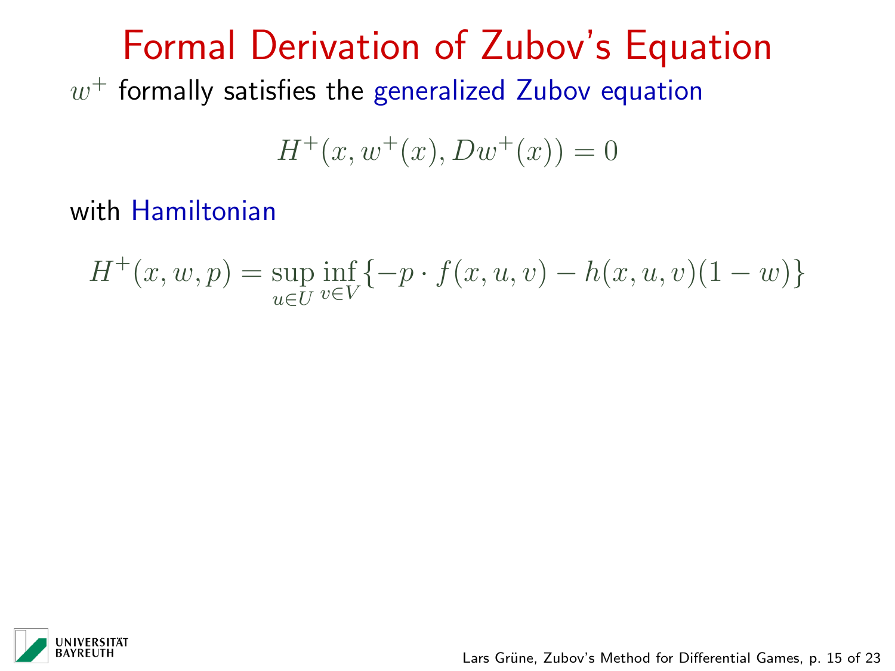# Formal Derivation of Zubov's Equation

$w^+$ formally satisfies the generalized Zubov equation

$$H^+(x, w^+(x), Dw^+(x)) = 0$$

with Hamiltonian

$$H^+(x, w, p) = \sup_{u \in U} \inf_{v \in V} \{-p \cdot f(x, u, v) - h(x, u, v)(1 - w)\}$$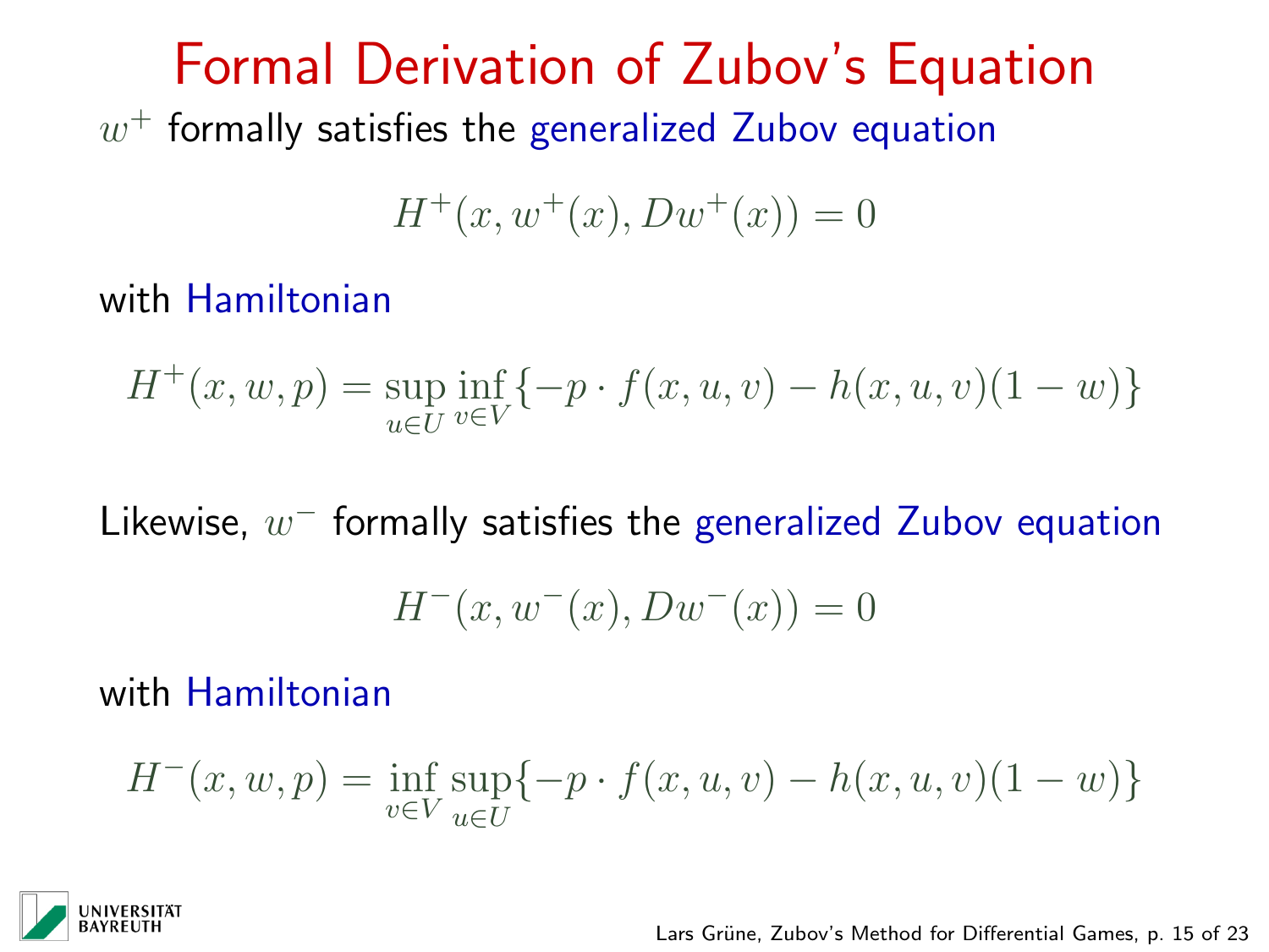# Formal Derivation of Zubov's Equation

$w^+$ formally satisfies the generalized Zubov equation

$$H^+(x, w^+(x), Dw^+(x)) = 0$$

with Hamiltonian

$$H^+(x, w, p) = \sup_{u \in U} \inf_{v \in V} \{-p \cdot f(x, u, v) - h(x, u, v)(1 - w)\}$$

Likewise, $w^-$ formally satisfies the generalized Zubov equation

$$H^-(x, w^-(x), Dw^-(x)) = 0$$

with Hamiltonian

$$H^-(x, w, p) = \inf_{v \in V} \sup_{u \in U} \{-p \cdot f(x, u, v) - h(x, u, v)(1 - w)\}$$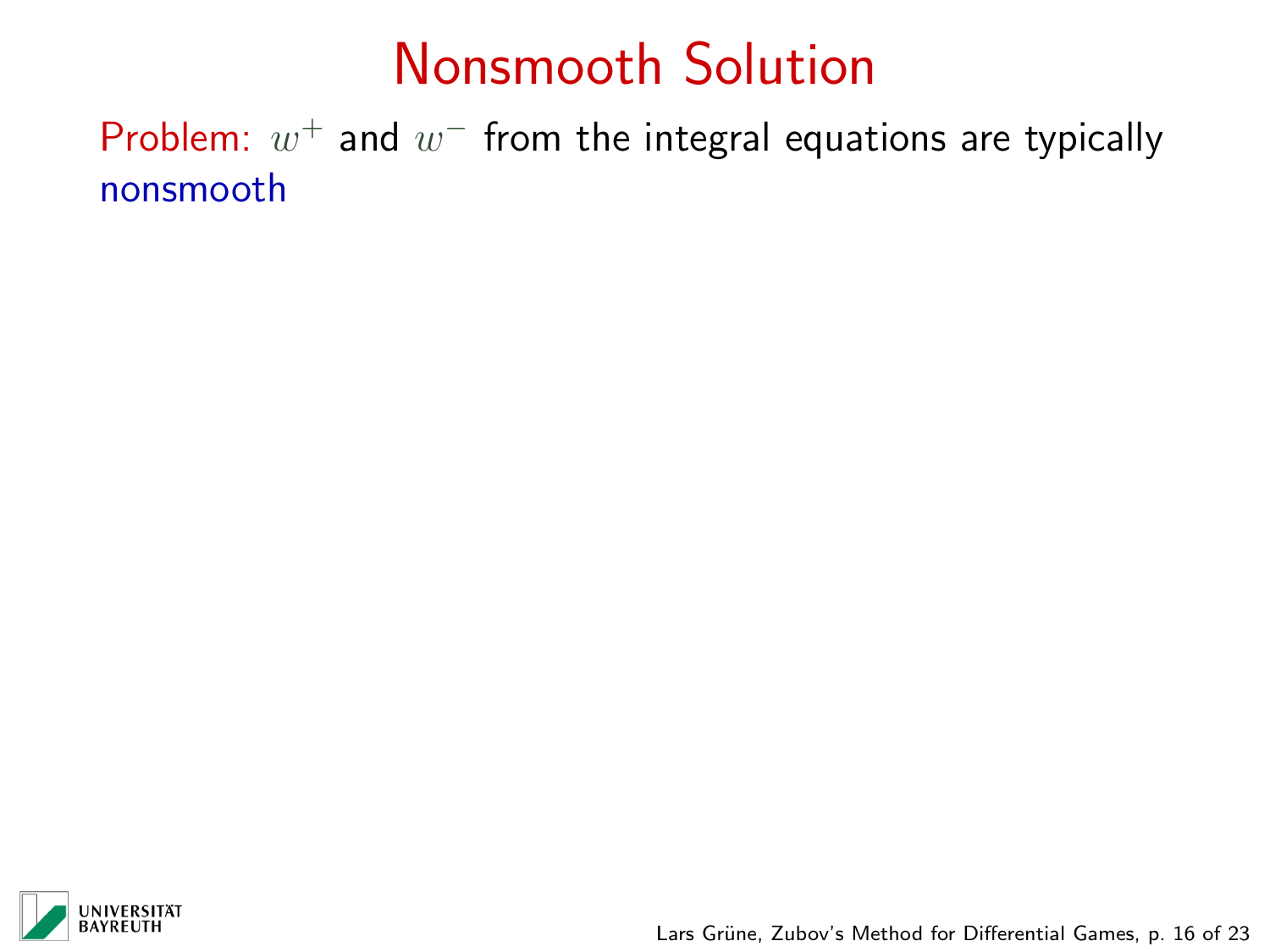# Nonsmooth Solution

Problem: $w^+$ and $w^-$ from the integral equations are typically nonsmooth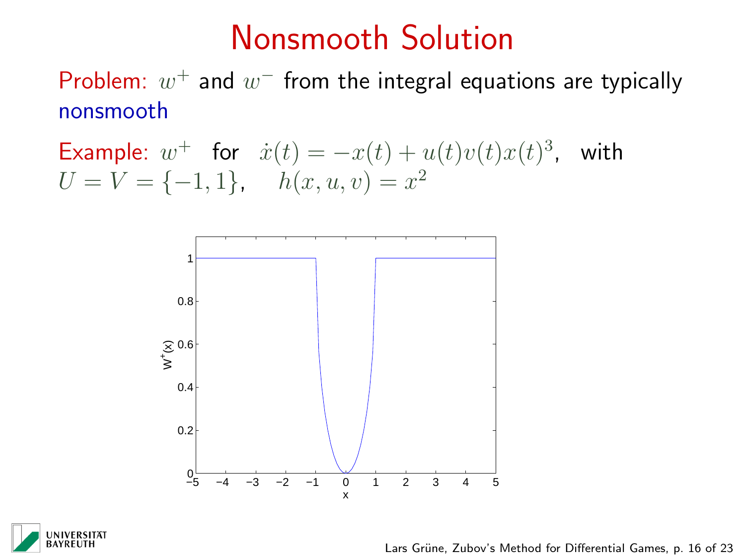# Nonsmooth Solution

Problem: $w^+$ and $w^-$ from the integral equations are typically nonsmooth

Example: $w^+$ for $\dot{x}(t) = -x(t) + u(t)v(t)x(t)^3$, with $U = V = \{-1, 1\}$, $h(x, u, v) = x^2$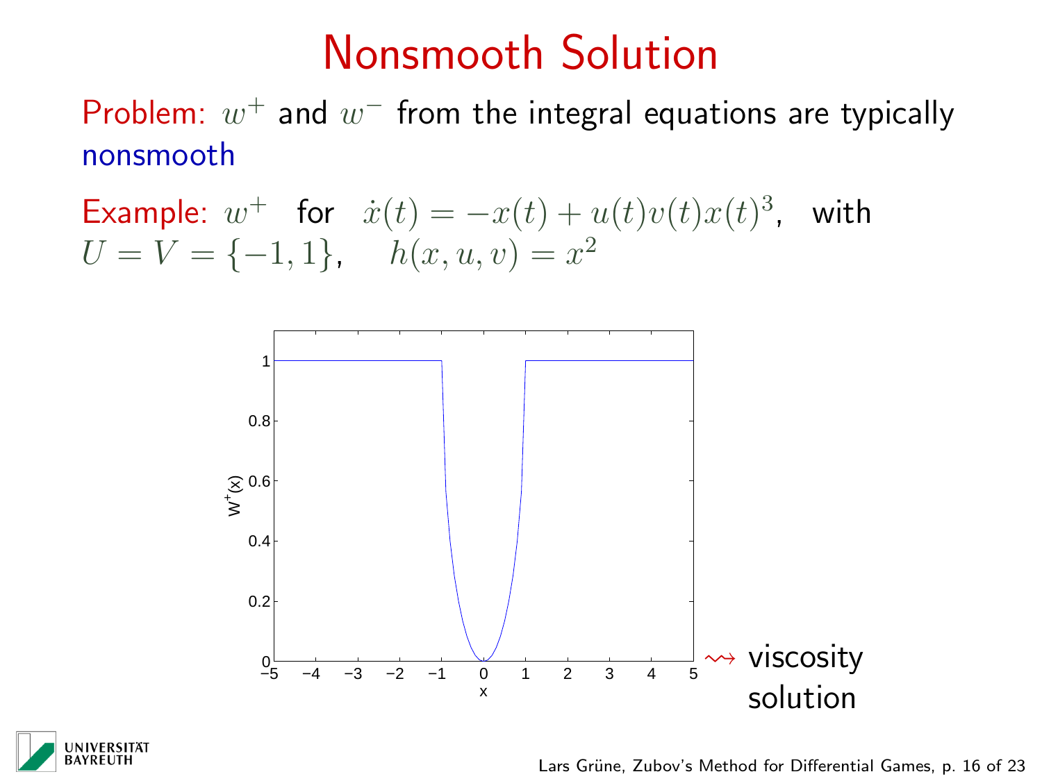# Nonsmooth Solution

Problem: $w^+$ and $w^-$ from the integral equations are typically nonsmooth

Example: $w^+$ for $\dot{x}(t) = -x(t) + u(t)v(t)x(t)^3$, with $U = V = \{-1, 1\}$, $h(x, u, v) = x^2$

$\rightsquigarrow$ viscosity solution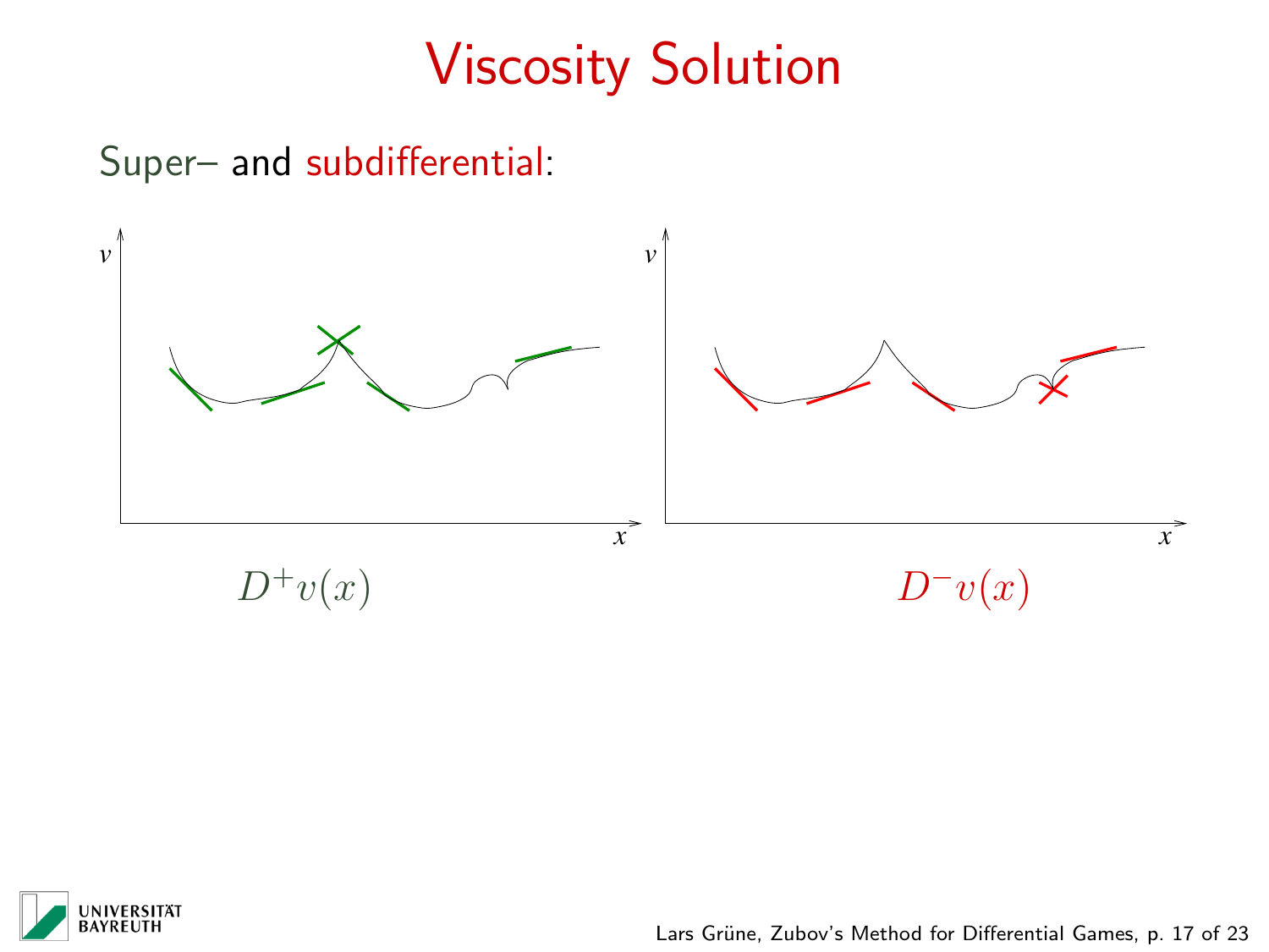# Viscosity Solution

Super– and subdifferential:

$D^+v(x)$

$D^-v(x)$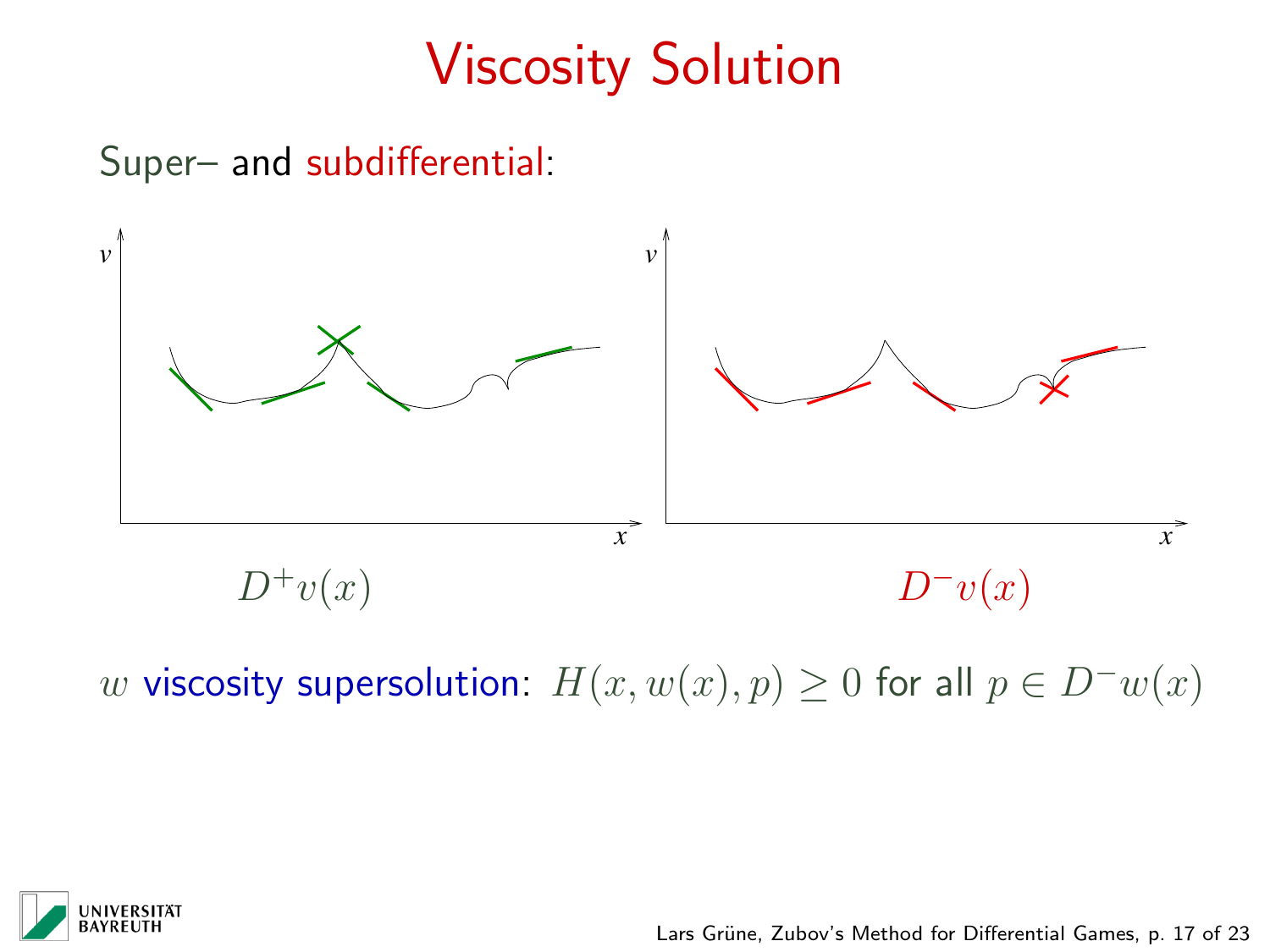# Viscosity Solution

Super– and subdifferential:

$D^+v(x)$

$D^-v(x)$

$w$ viscosity supersolution: $H(x, w(x), p) \geq 0$ for all $p \in D^-w(x)$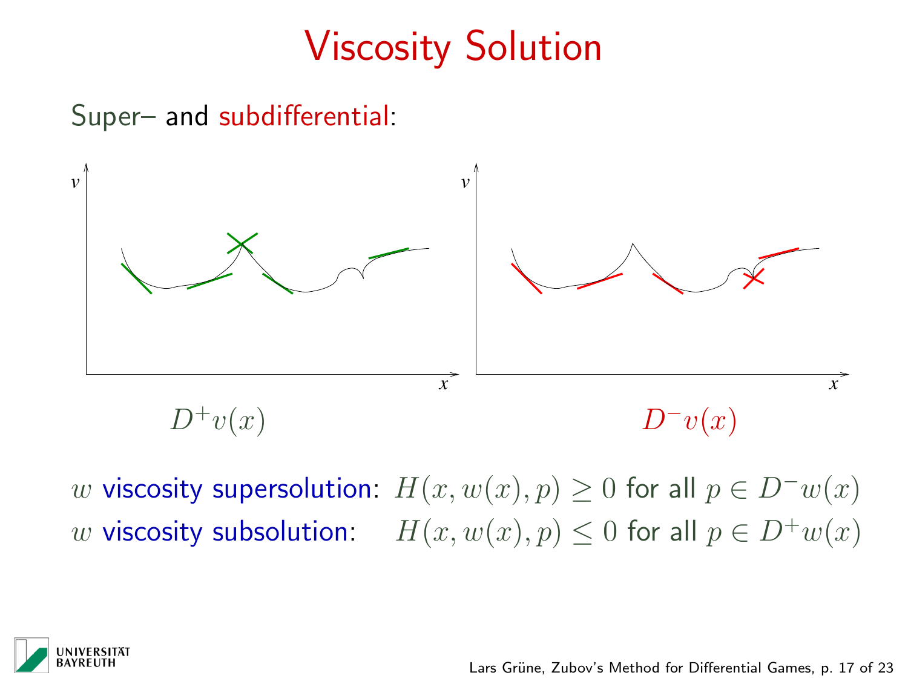# Viscosity Solution

Super– and subdifferential:

$D^+v(x)$ $\qquad\qquad$ $D^-v(x)$

$w$ viscosity supersolution: $H(x, w(x), p) \geq 0$ for all $p \in D^-w(x)$

$w$ viscosity subsolution: $H(x, w(x), p) \leq 0$ for all $p \in D^+w(x)$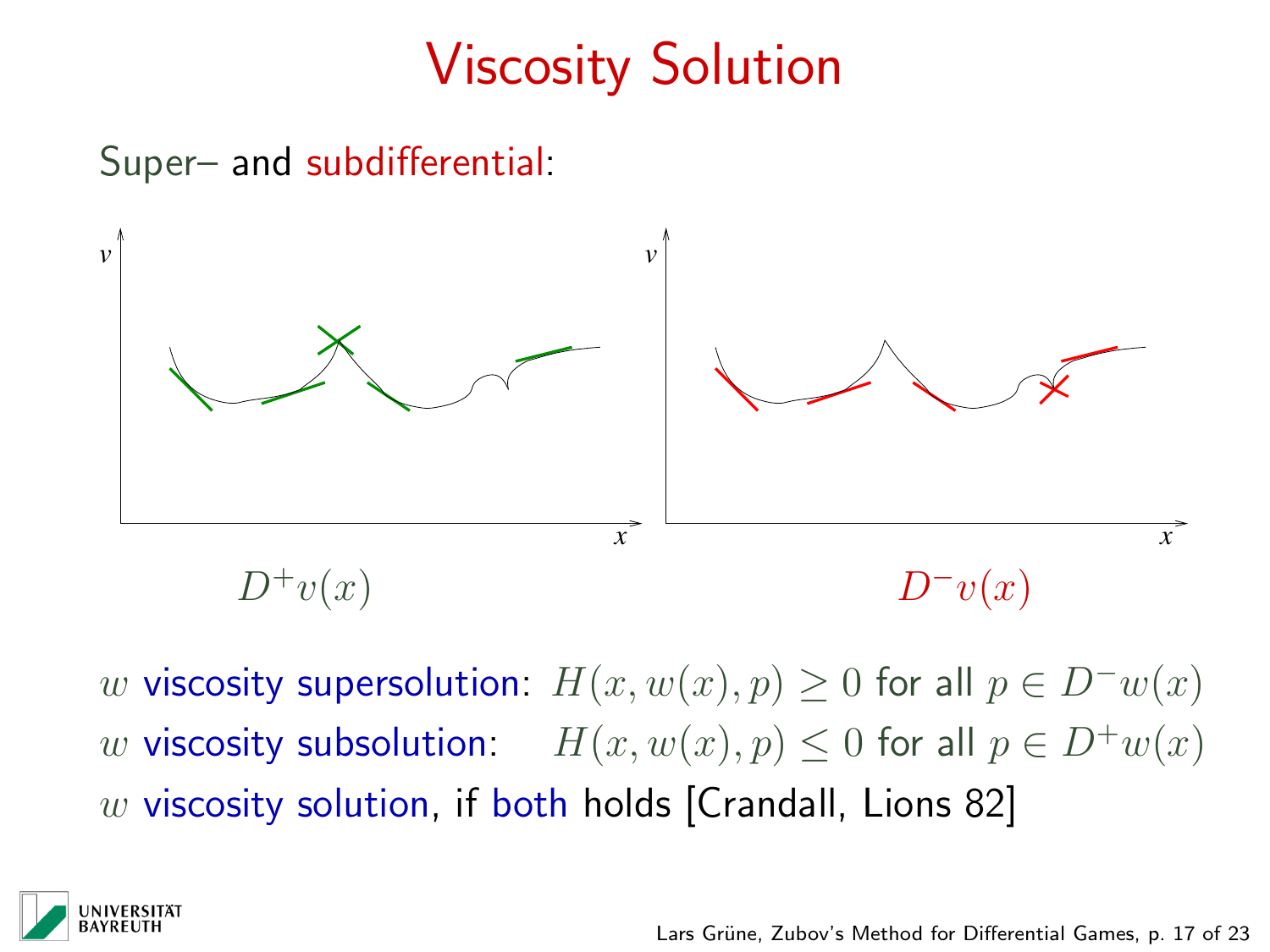# Viscosity Solution

Super– and subdifferential:

$D^+v(x)$ $\qquad\qquad\qquad\qquad$ $D^-v(x)$

$w$ viscosity supersolution: $H(x, w(x), p) \geq 0$ for all $p \in D^-w(x)$

$w$ viscosity subsolution: $H(x, w(x), p) \leq 0$ for all $p \in D^+w(x)$

$w$ viscosity solution, if both holds [Crandall, Lions 82]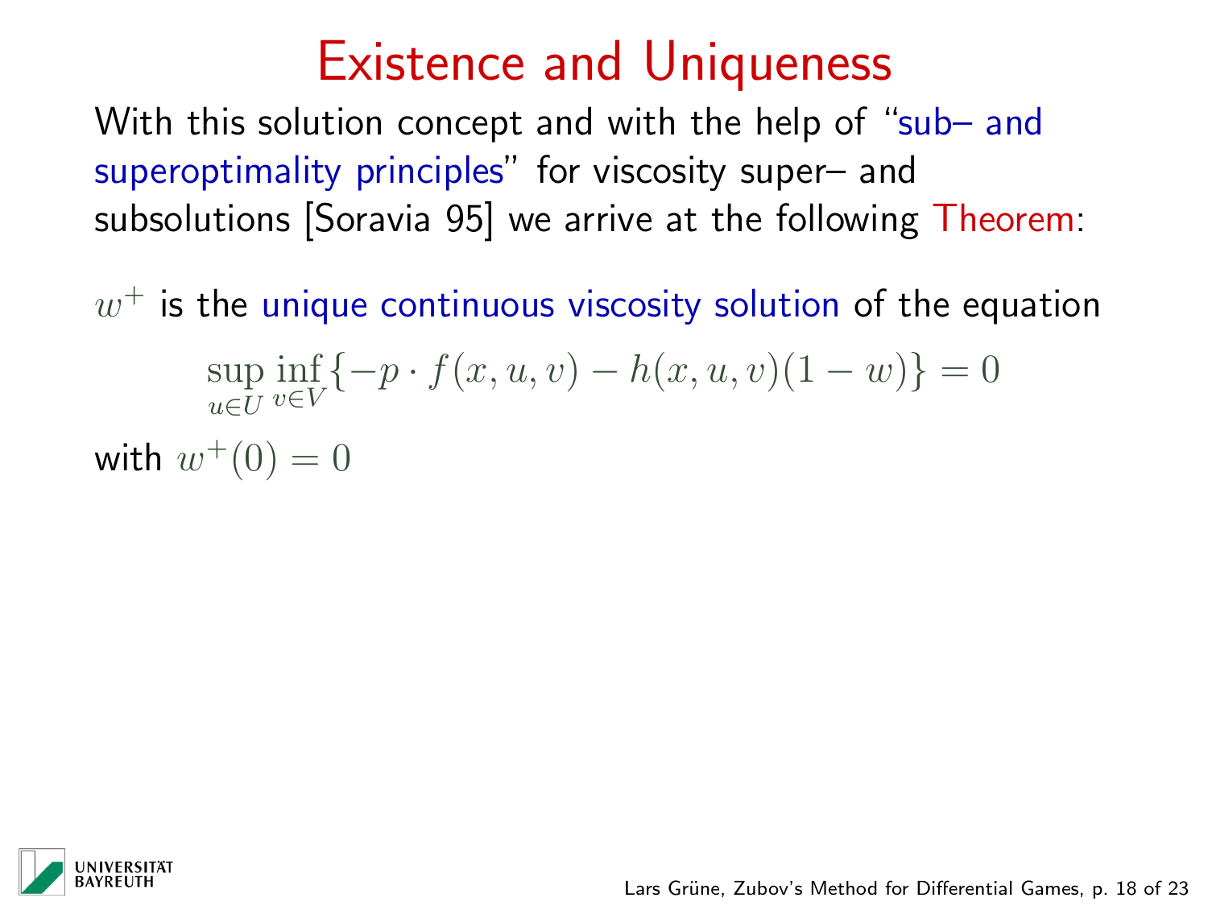# Existence and Uniqueness

With this solution concept and with the help of "sub– and superoptimality principles" for viscosity super– and subsolutions [Soravia 95] we arrive at the following Theorem:

$w^+$ is the unique continuous viscosity solution of the equation

$$\sup_{u\in U}\inf_{v\in V}\{-p\cdot f(x,u,v) - h(x,u,v)(1-w)\} = 0$$

with $w^+(0) = 0$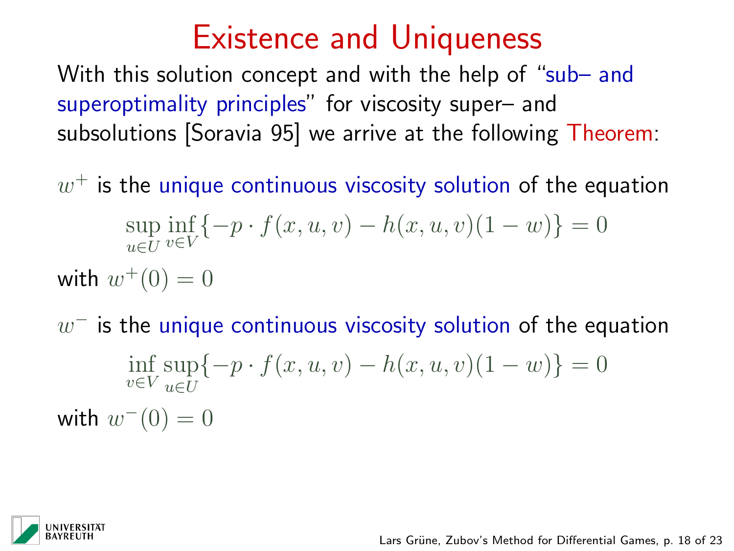# Existence and Uniqueness

With this solution concept and with the help of "sub– and superoptimality principles" for viscosity super– and subsolutions [Soravia 95] we arrive at the following Theorem:

$w^+$ is the unique continuous viscosity solution of the equation

$$\sup_{u \in U} \inf_{v \in V} \{-p \cdot f(x,u,v) - h(x,u,v)(1-w)\} = 0$$

with $w^+(0) = 0$

$w^-$ is the unique continuous viscosity solution of the equation

$$\inf_{v \in V} \sup_{u \in U} \{-p \cdot f(x,u,v) - h(x,u,v)(1-w)\} = 0$$

with $w^-(0) = 0$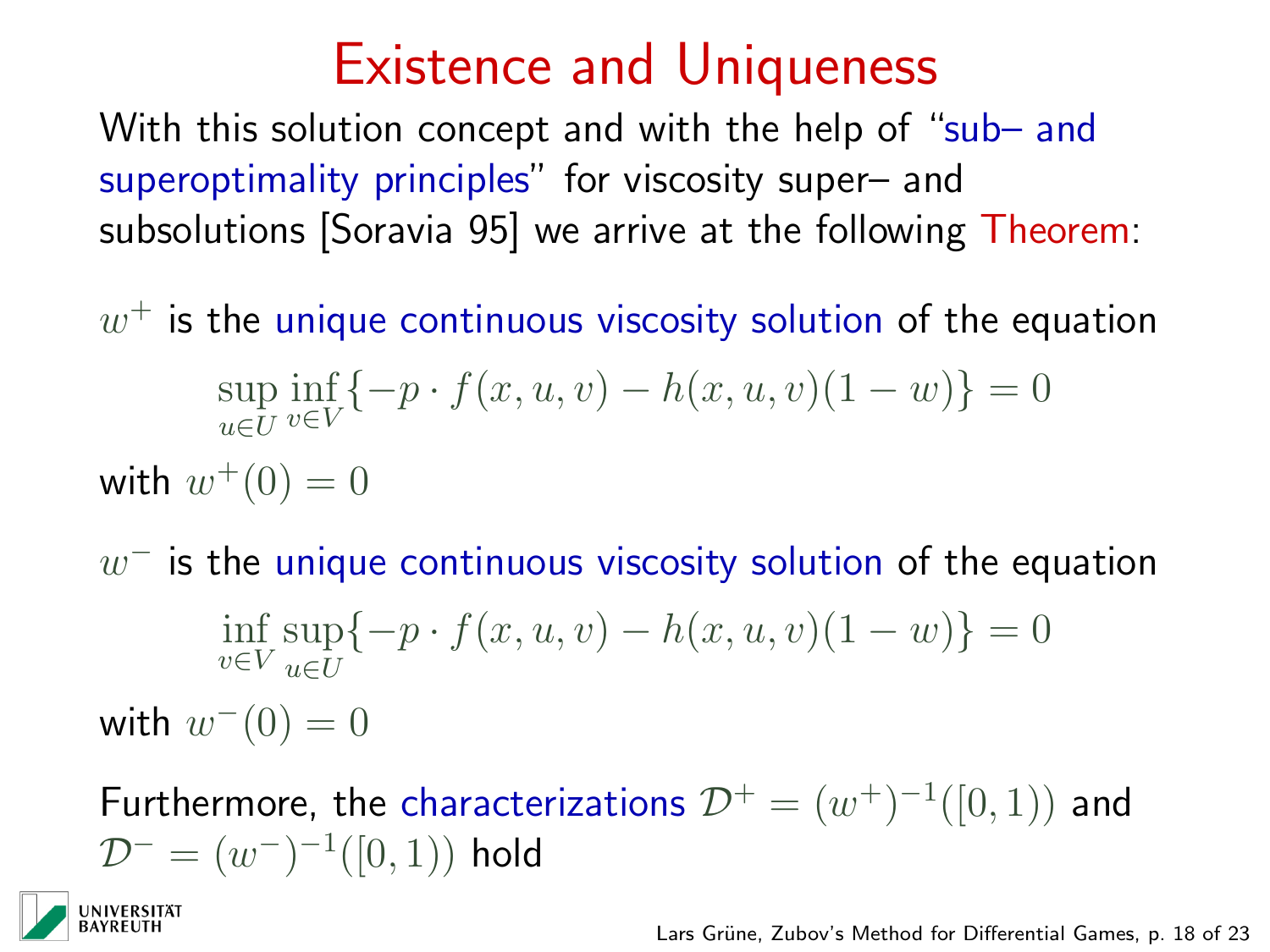# Existence and Uniqueness

With this solution concept and with the help of "sub– and superoptimality principles" for viscosity super– and subsolutions [Soravia 95] we arrive at the following Theorem:

$w^+$ is the unique continuous viscosity solution of the equation

$$\sup_{u\in U}\inf_{v\in V}\{-p\cdot f(x,u,v) - h(x,u,v)(1-w)\} = 0$$

with $w^+(0) = 0$

$w^-$ is the unique continuous viscosity solution of the equation

$$\inf_{v\in V}\sup_{u\in U}\{-p\cdot f(x,u,v) - h(x,u,v)(1-w)\} = 0$$

with $w^-(0) = 0$

Furthermore, the characterizations $\mathcal{D}^+ = (w^+)^{-1}([0,1))$ and $\mathcal{D}^- = (w^-)^{-1}([0,1))$ hold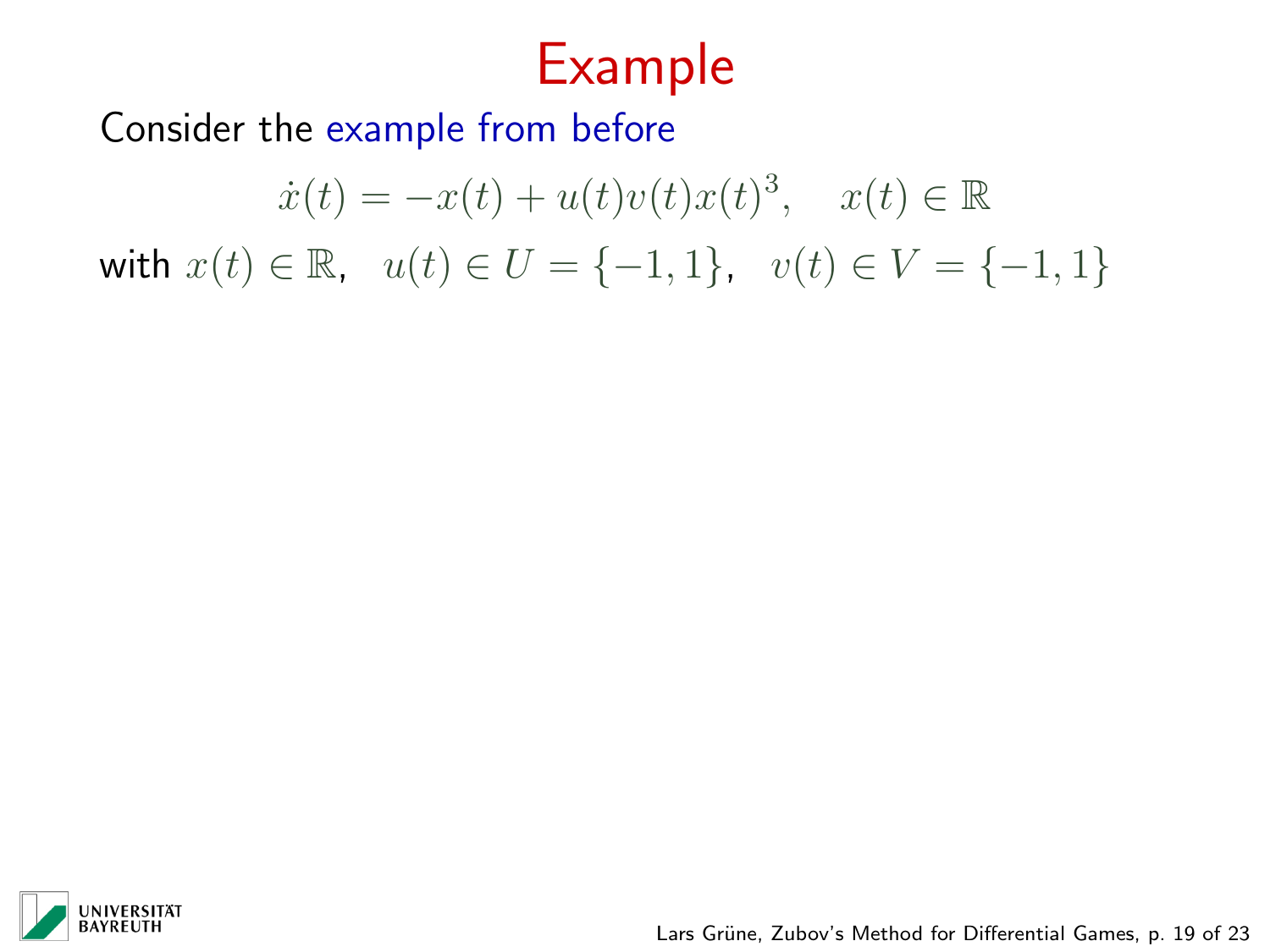# Example

Consider the example from before

$$\dot{x}(t) = -x(t) + u(t)v(t)x(t)^3, \quad x(t) \in \mathbb{R}$$

with $x(t) \in \mathbb{R}$, $u(t) \in U = \{-1, 1\}$, $v(t) \in V = \{-1, 1\}$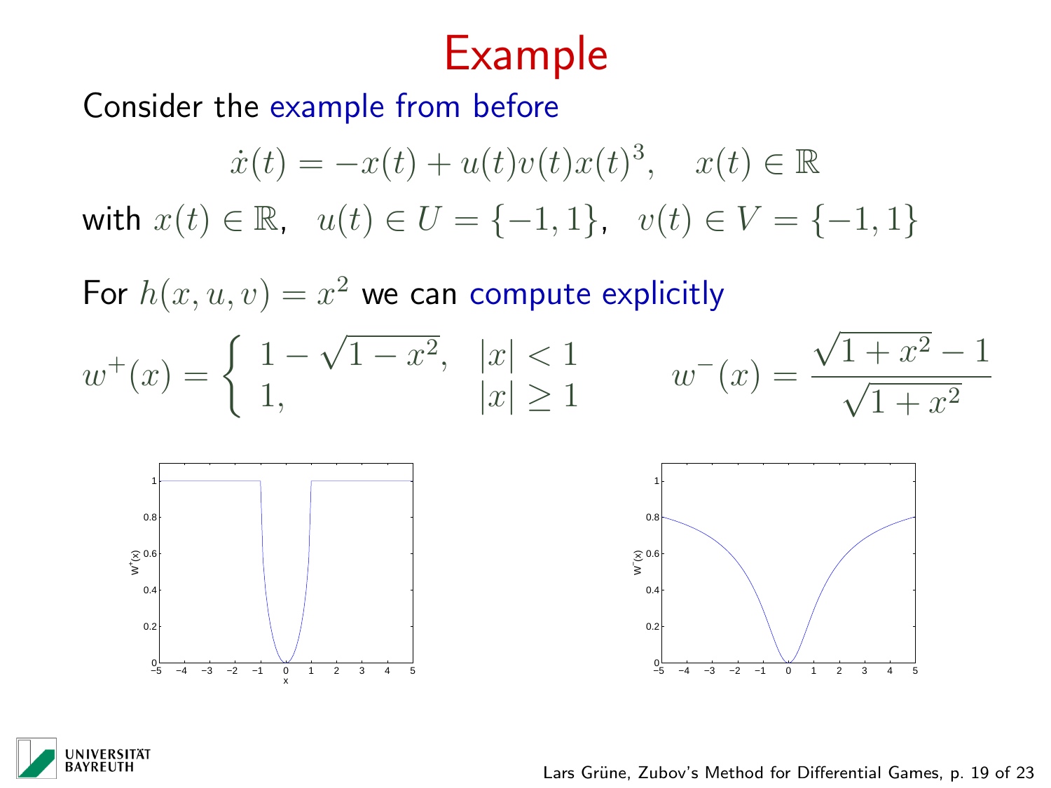# Example

Consider the example from before

$$\dot{x}(t) = -x(t) + u(t)v(t)x(t)^3, \quad x(t) \in \mathbb{R}$$

with $x(t) \in \mathbb{R}$, $u(t) \in U = \{-1, 1\}$, $v(t) \in V = \{-1, 1\}$

For $h(x, u, v) = x^2$ we can compute explicitly

$$w^+(x) = \begin{cases} 1 - \sqrt{1 - x^2}, & |x| < 1 \\ 1, & |x| \geq 1 \end{cases} \qquad w^-(x) = \frac{\sqrt{1 + x^2} - 1}{\sqrt{1 + x^2}}$$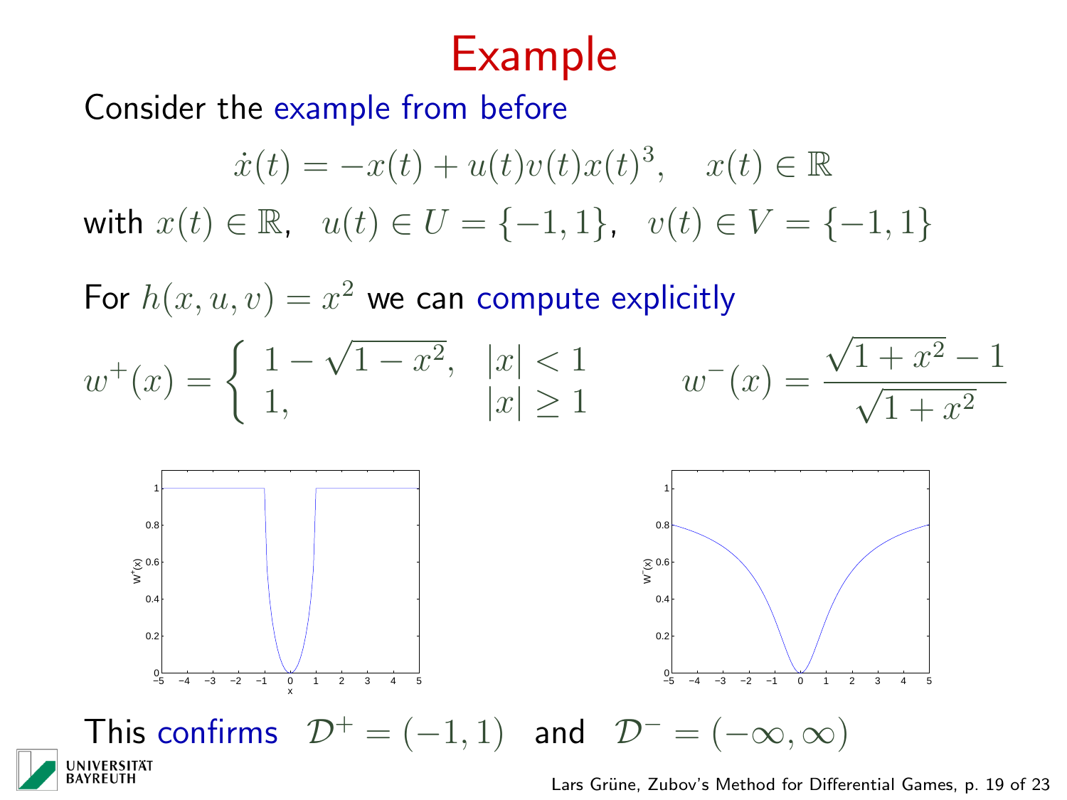# Example

Consider the example from before

$$\dot{x}(t) = -x(t) + u(t)v(t)x(t)^3, \quad x(t) \in \mathbb{R}$$

with $x(t) \in \mathbb{R}$, $u(t) \in U = \{-1, 1\}$, $v(t) \in V = \{-1, 1\}$

For $h(x, u, v) = x^2$ we can compute explicitly

$$w^+(x) = \begin{cases} 1 - \sqrt{1 - x^2}, & |x| < 1 \\ 1, & |x| \geq 1 \end{cases} \qquad w^-(x) = \frac{\sqrt{1 + x^2} - 1}{\sqrt{1 + x^2}}$$

This confirms $\mathcal{D}^+ = (-1, 1)$ and $\mathcal{D}^- = (-\infty, \infty)$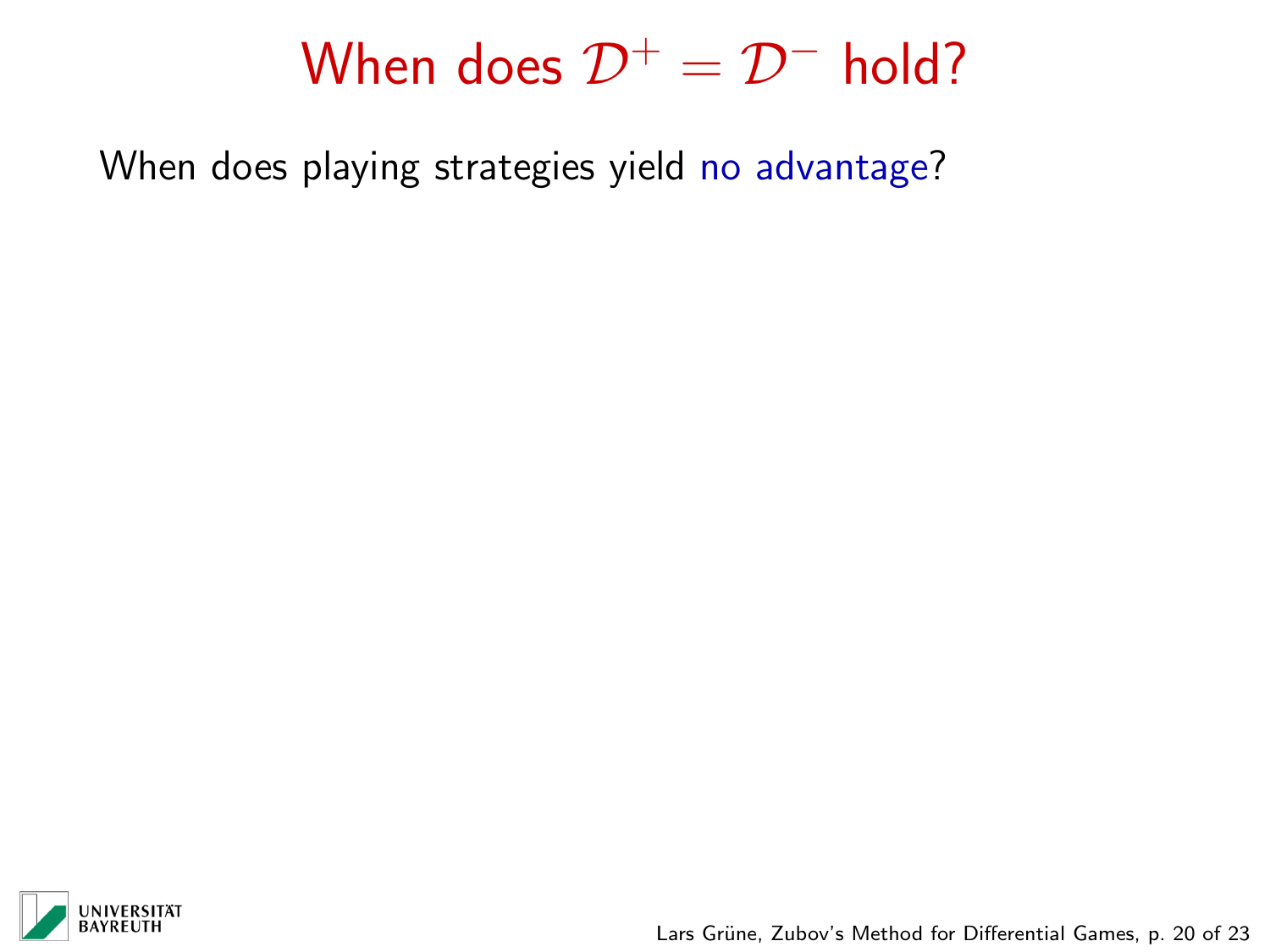# When does $\mathcal{D}^+ = \mathcal{D}^-$ hold?

When does playing strategies yield no advantage?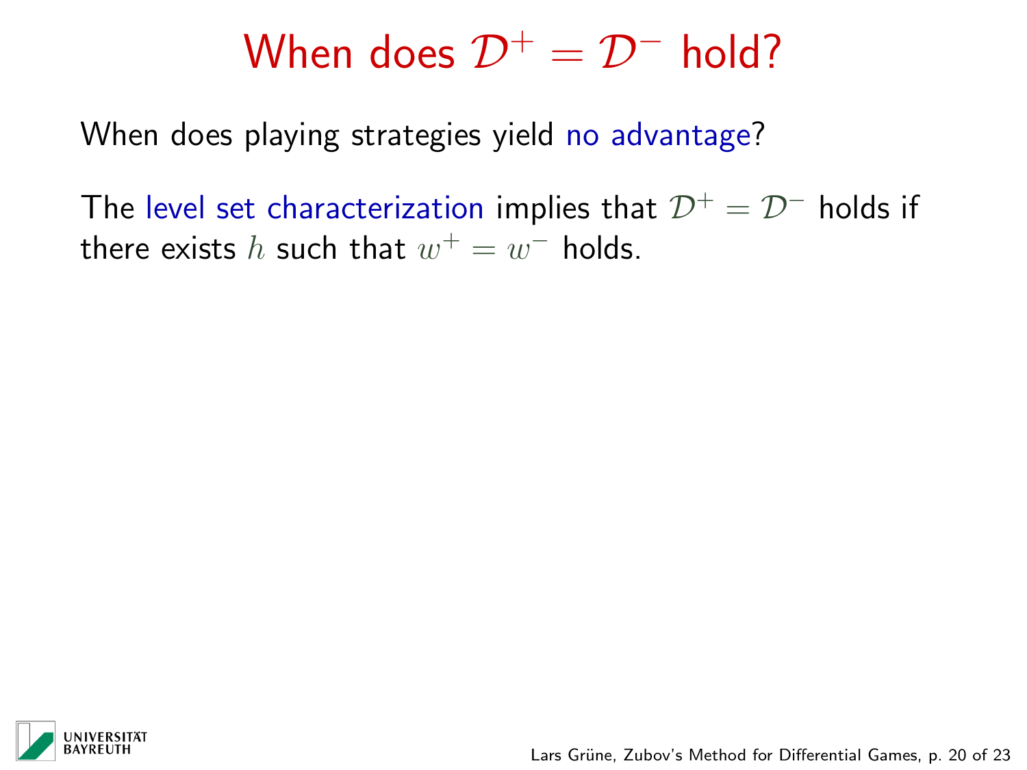# When does $\mathcal{D}^+ = \mathcal{D}^-$ hold?

When does playing strategies yield no advantage?

The level set characterization implies that $\mathcal{D}^+ = \mathcal{D}^-$ holds if there exists $h$ such that $w^+ = w^-$ holds.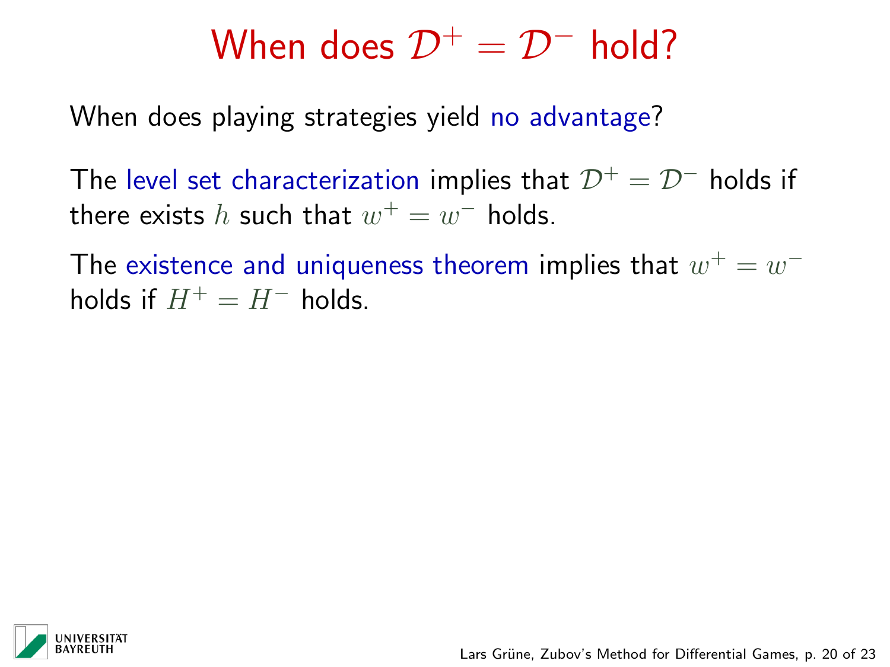# When does $\mathcal{D}^+ = \mathcal{D}^-$ hold?

When does playing strategies yield no advantage?

The level set characterization implies that $\mathcal{D}^+ = \mathcal{D}^-$ holds if there exists $h$ such that $w^+ = w^-$ holds.

The existence and uniqueness theorem implies that $w^+ = w^-$ holds if $H^+ = H^-$ holds.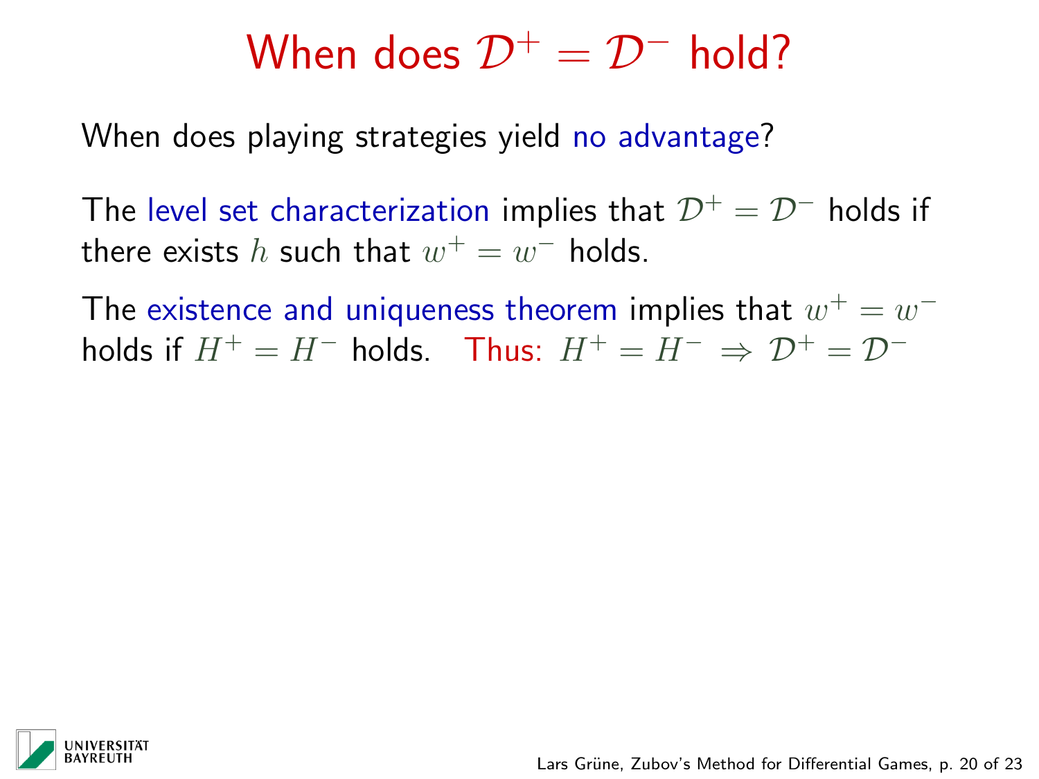# When does $\mathcal{D}^+ = \mathcal{D}^-$ hold?

When does playing strategies yield no advantage?

The level set characterization implies that $\mathcal{D}^+ = \mathcal{D}^-$ holds if there exists $h$ such that $w^+ = w^-$ holds.

The existence and uniqueness theorem implies that $w^+ = w^-$ holds if $H^+ = H^-$ holds. Thus: $H^+ = H^- \Rightarrow \mathcal{D}^+ = \mathcal{D}^-$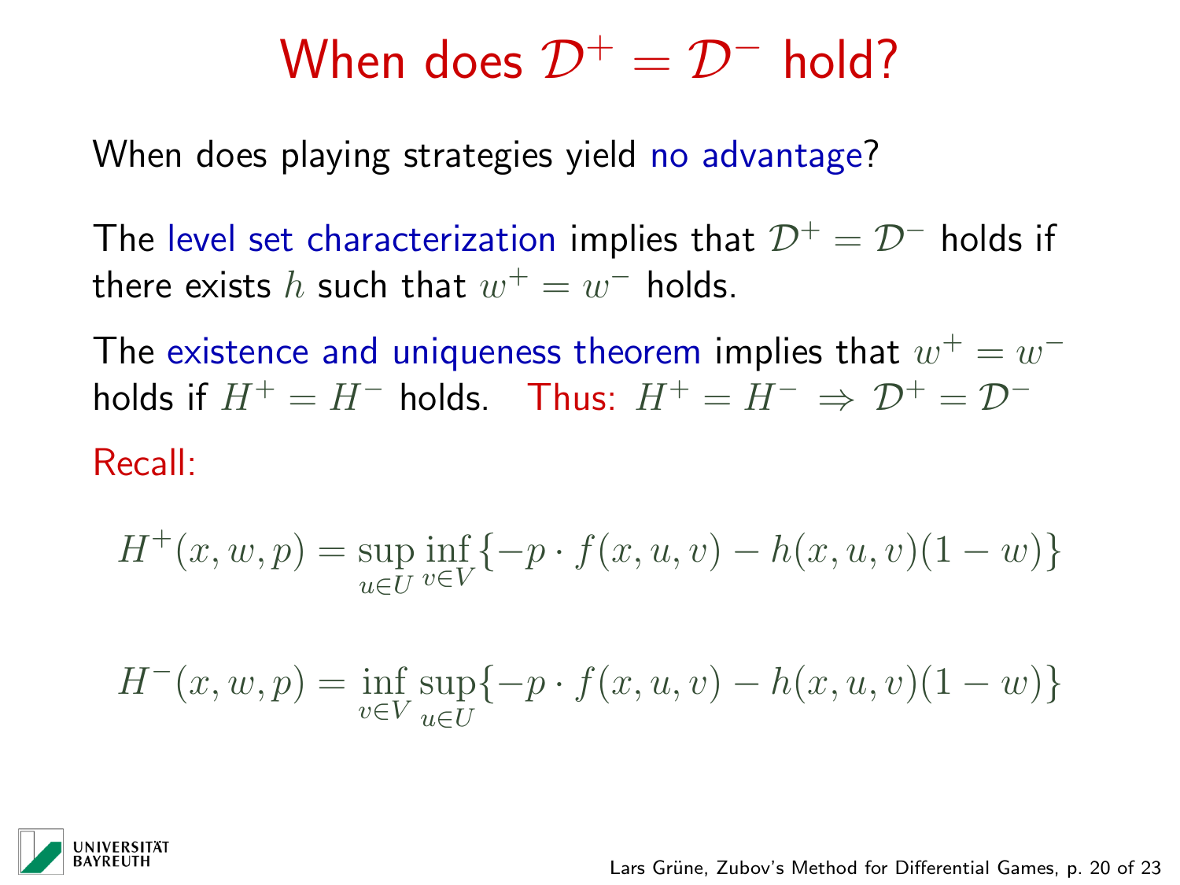# When does $\mathcal{D}^+ = \mathcal{D}^-$ hold?

When does playing strategies yield no advantage?

The level set characterization implies that $\mathcal{D}^+ = \mathcal{D}^-$ holds if there exists $h$ such that $w^+ = w^-$ holds.

The existence and uniqueness theorem implies that $w^+ = w^-$ holds if $H^+ = H^-$ holds. Thus: $H^+ = H^- \Rightarrow \mathcal{D}^+ = \mathcal{D}^-$

Recall:

$$H^+(x, w, p) = \sup_{u \in U} \inf_{v \in V} \{-p \cdot f(x, u, v) - h(x, u, v)(1 - w)\}$$

$$H^-(x, w, p) = \inf_{v \in V} \sup_{u \in U} \{-p \cdot f(x, u, v) - h(x, u, v)(1 - w)\}$$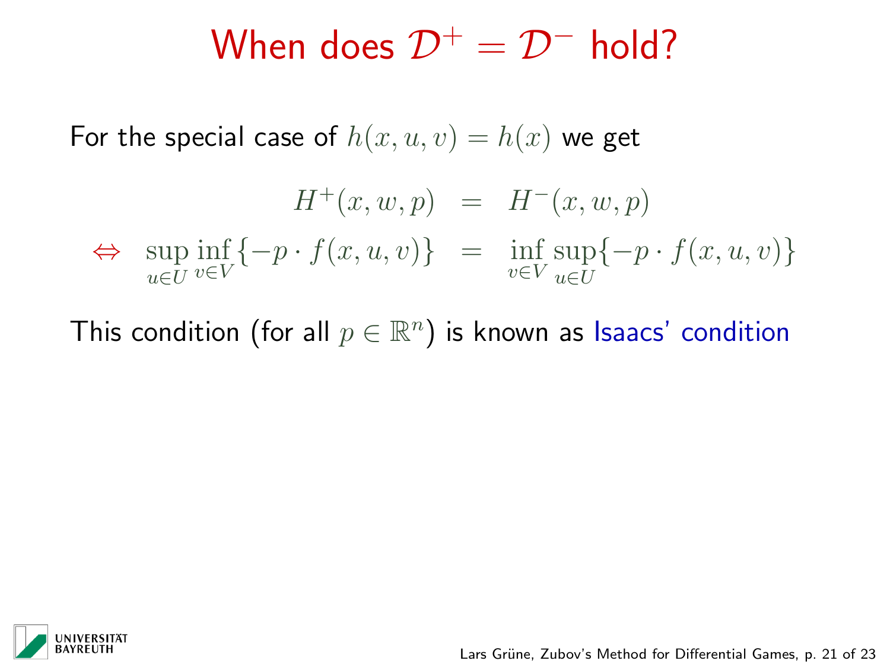# When does $\mathcal{D}^+ = \mathcal{D}^-$ hold?

For the special case of $h(x, u, v) = h(x)$ we get

$$
\begin{aligned}
& H^+(x, w, p) &=& \quad H^-(x, w, p) \\
\Leftrightarrow \quad & \sup_{u \in U} \inf_{v \in V} \{-p \cdot f(x, u, v)\} &=& \quad \inf_{v \in V} \sup_{u \in U} \{-p \cdot f(x, u, v)\}
\end{aligned}
$$

This condition (for all $p \in \mathbb{R}^n$) is known as Isaacs' condition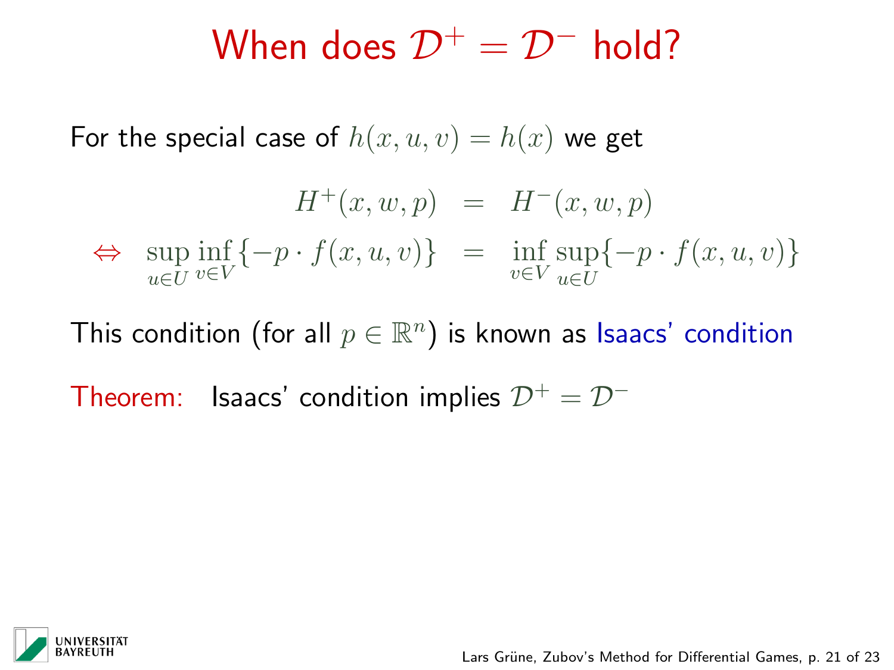# When does $\mathcal{D}^+ = \mathcal{D}^-$ hold?

For the special case of $h(x, u, v) = h(x)$ we get

$$
\begin{aligned}
& H^+(x, w, p) = H^-(x, w, p) \\
\Leftrightarrow \quad & \sup_{u \in U} \inf_{v \in V} \{-p \cdot f(x, u, v)\} = \inf_{v \in V} \sup_{u \in U} \{-p \cdot f(x, u, v)\}
\end{aligned}
$$

This condition (for all $p \in \mathbb{R}^n$) is known as Isaacs' condition

Theorem: Isaacs' condition implies $\mathcal{D}^+ = \mathcal{D}^-$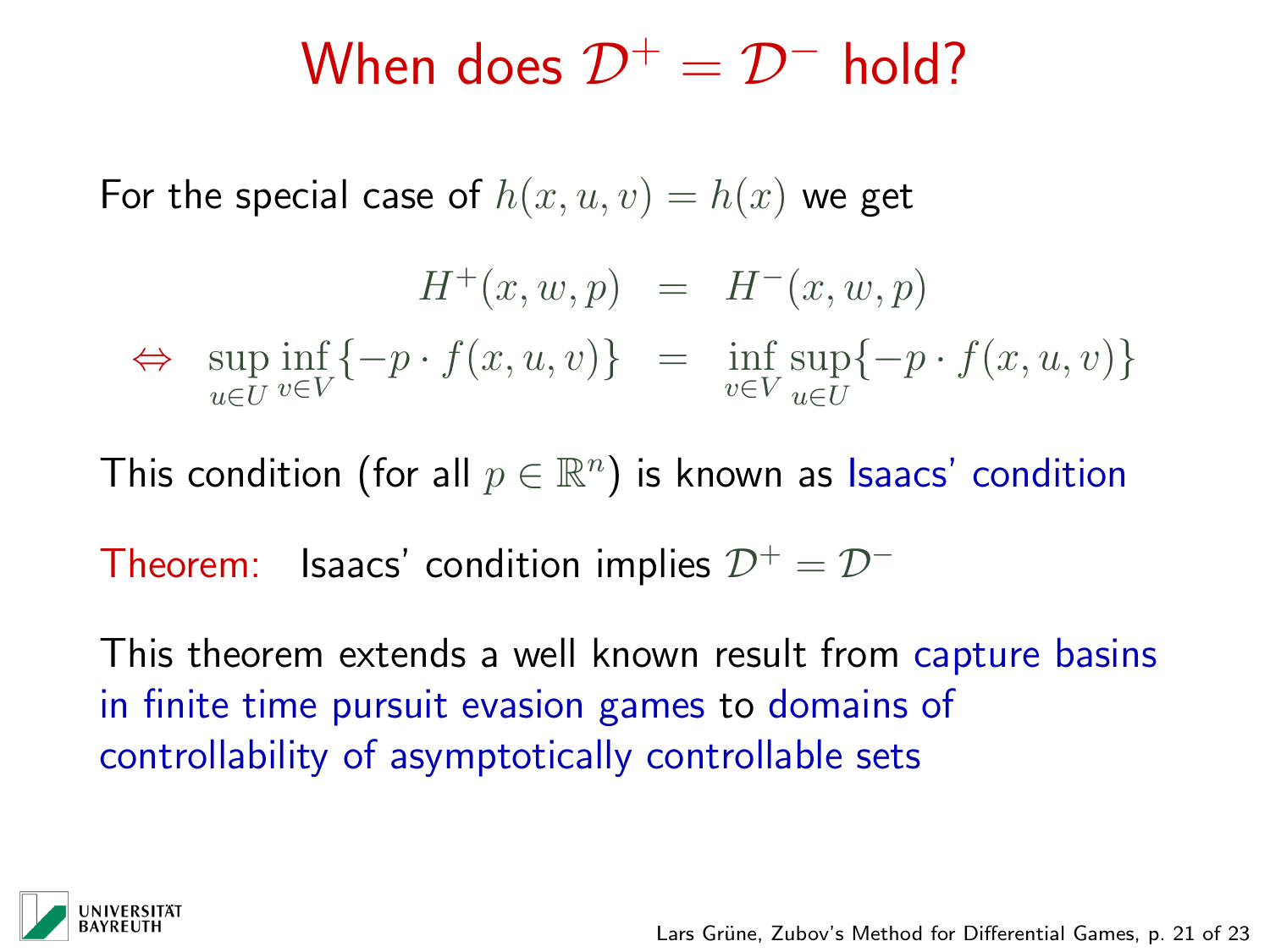# When does $\mathcal{D}^+ = \mathcal{D}^-$ hold?

For the special case of $h(x,u,v) = h(x)$ we get

$$
\begin{aligned}
& H^+(x,w,p) &=& \; H^-(x,w,p) \\
\Leftrightarrow \;\; & \sup_{u\in U}\inf_{v\in V}\{-p\cdot f(x,u,v)\} &=& \; \inf_{v\in V}\sup_{u\in U}\{-p\cdot f(x,u,v)\}
\end{aligned}
$$

This condition (for all $p \in \mathbb{R}^n$) is known as Isaacs' condition

Theorem: Isaacs' condition implies $\mathcal{D}^+ = \mathcal{D}^-$

This theorem extends a well known result from capture basins in finite time pursuit evasion games to domains of controllability of asymptotically controllable sets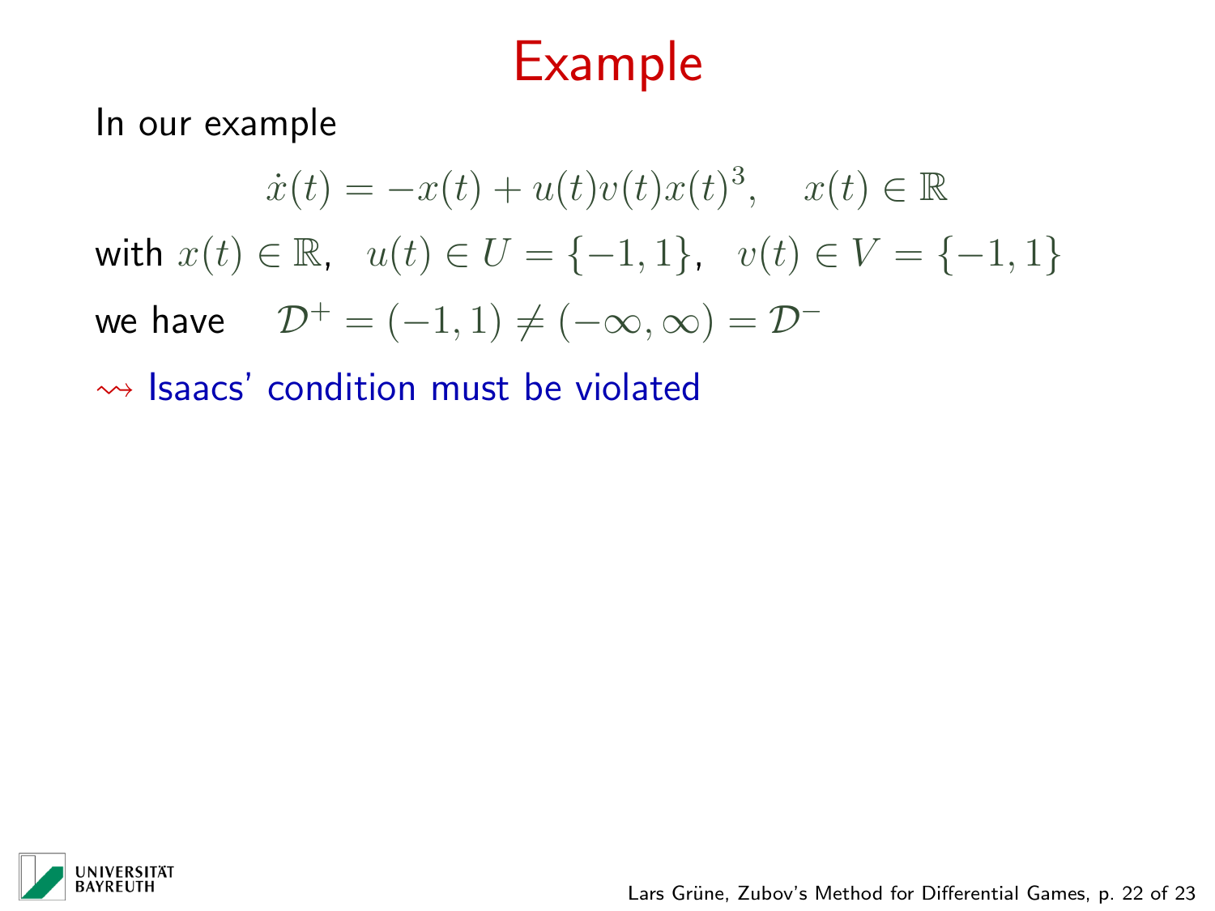# Example

In our example

$$\dot{x}(t) = -x(t) + u(t)v(t)x(t)^3, \quad x(t) \in \mathbb{R}$$

with $x(t) \in \mathbb{R}$, $\; u(t) \in U = \{-1, 1\}$, $\; v(t) \in V = \{-1, 1\}$

we have $\quad \mathcal{D}^+ = (-1, 1) \neq (-\infty, \infty) = \mathcal{D}^-$

$\rightsquigarrow$ Isaacs' condition must be violated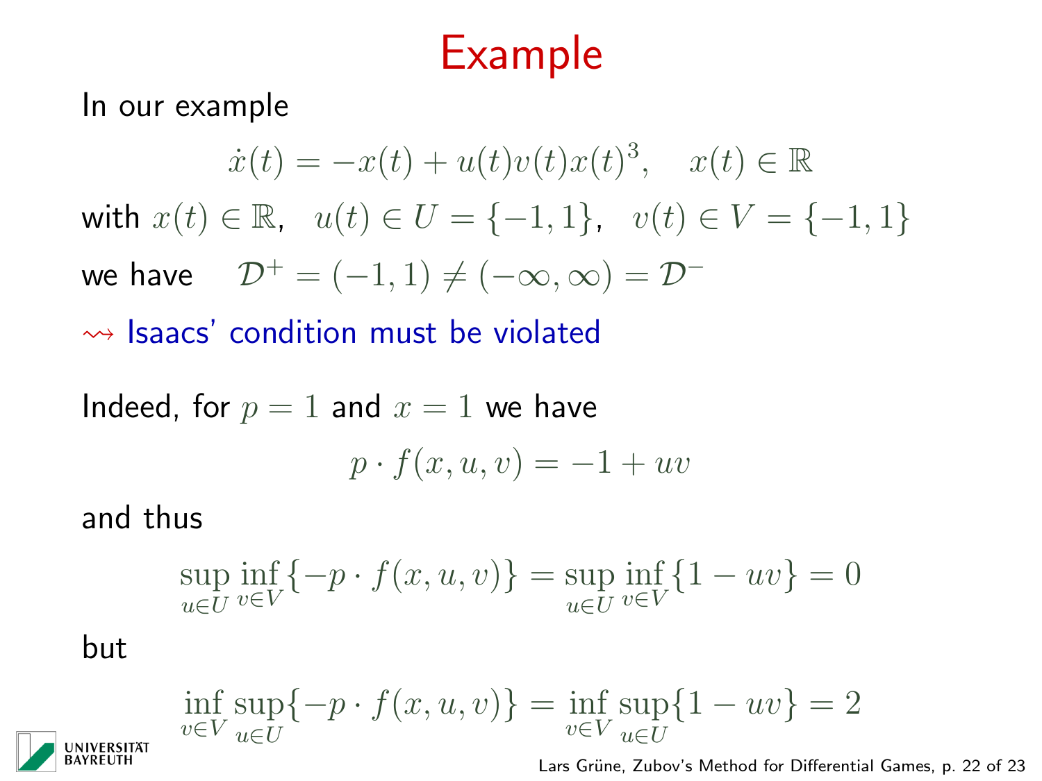# Example

In our example

$$\dot{x}(t) = -x(t) + u(t)v(t)x(t)^3, \quad x(t) \in \mathbb{R}$$

with $x(t) \in \mathbb{R}$, $u(t) \in U = \{-1, 1\}$, $v(t) \in V = \{-1, 1\}$

we have $\quad \mathcal{D}^+ = (-1, 1) \neq (-\infty, \infty) = \mathcal{D}^-$

$\rightsquigarrow$ Isaacs' condition must be violated

Indeed, for $p = 1$ and $x = 1$ we have

$$p \cdot f(x, u, v) = -1 + uv$$

and thus

$$\sup_{u \in U} \inf_{v \in V} \{-p \cdot f(x, u, v)\} = \sup_{u \in U} \inf_{v \in V} \{1 - uv\} = 0$$

but

$$\inf_{v \in V} \sup_{u \in U} \{-p \cdot f(x, u, v)\} = \inf_{v \in V} \sup_{u \in U} \{1 - uv\} = 2$$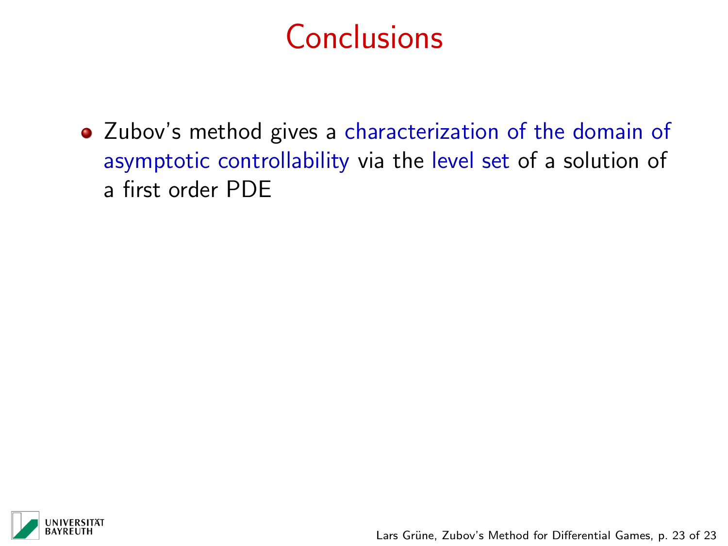# Conclusions

- Zubov's method gives a characterization of the domain of asymptotic controllability via the level set of a solution of a first order PDE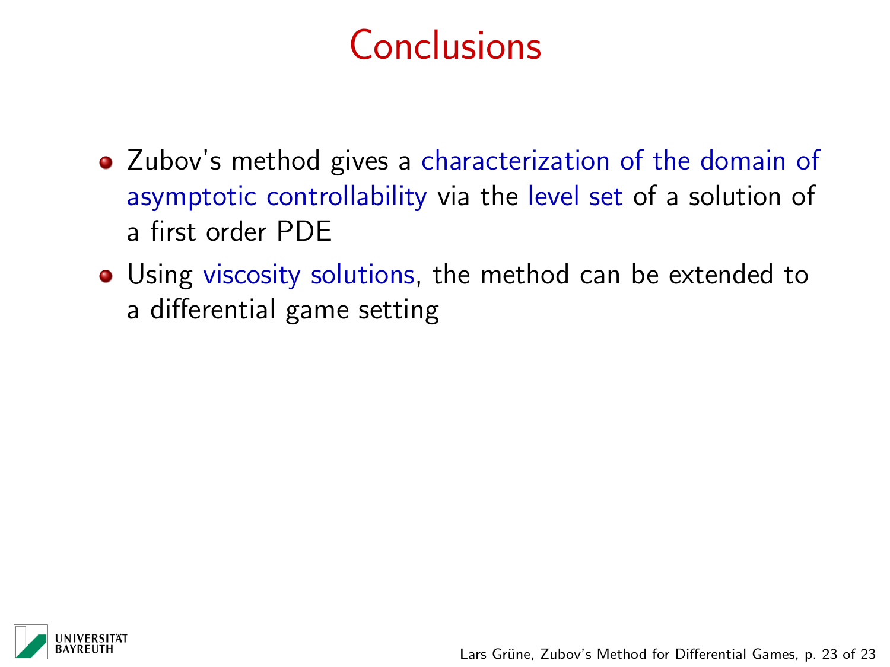# Conclusions

- Zubov's method gives a characterization of the domain of asymptotic controllability via the level set of a solution of a first order PDE
- Using viscosity solutions, the method can be extended to a differential game setting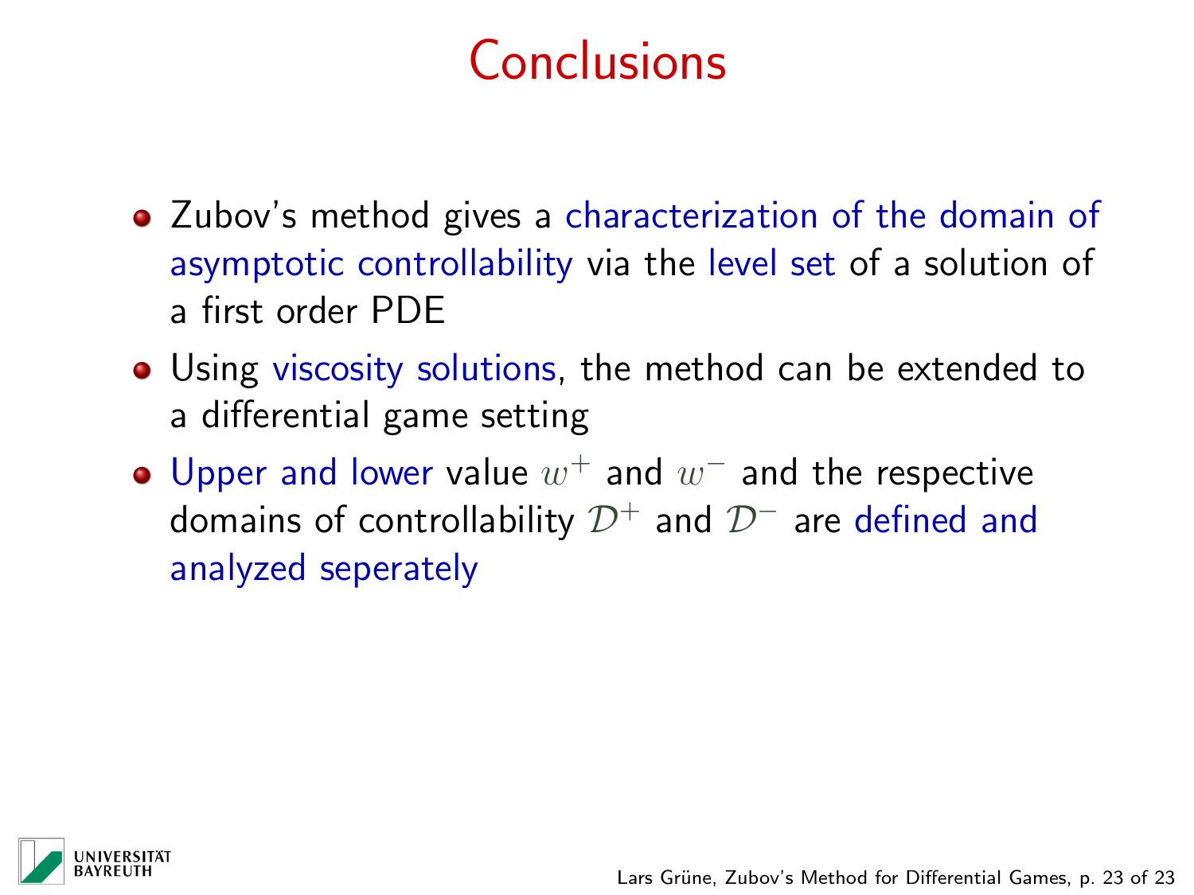# Conclusions

- Zubov's method gives a characterization of the domain of asymptotic controllability via the level set of a solution of a first order PDE
- Using viscosity solutions, the method can be extended to a differential game setting
- Upper and lower value $w^+$ and $w^-$ and the respective domains of controllability $\mathcal{D}^+$ and $\mathcal{D}^-$ are defined and analyzed seperately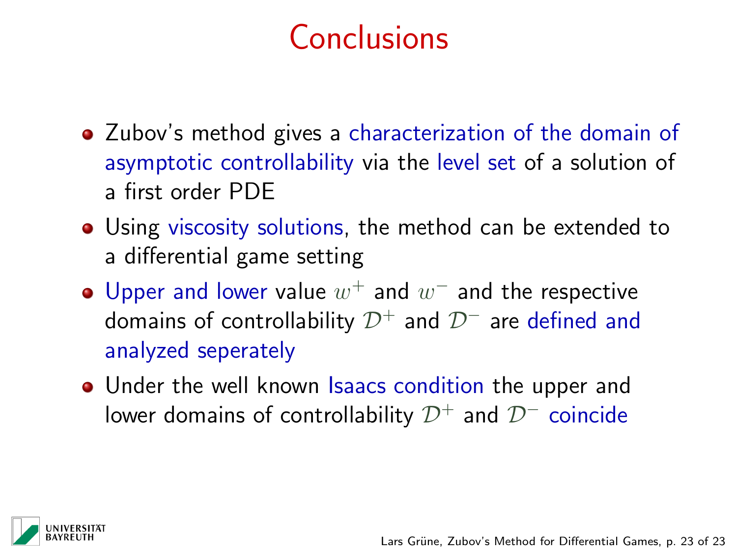# Conclusions

- Zubov's method gives a characterization of the domain of asymptotic controllability via the level set of a solution of a first order PDE
- Using viscosity solutions, the method can be extended to a differential game setting
- Upper and lower value $w^+$ and $w^-$ and the respective domains of controllability $\mathcal{D}^+$ and $\mathcal{D}^-$ are defined and analyzed seperately
- Under the well known Isaacs condition the upper and lower domains of controllability $\mathcal{D}^+$ and $\mathcal{D}^-$ coincide